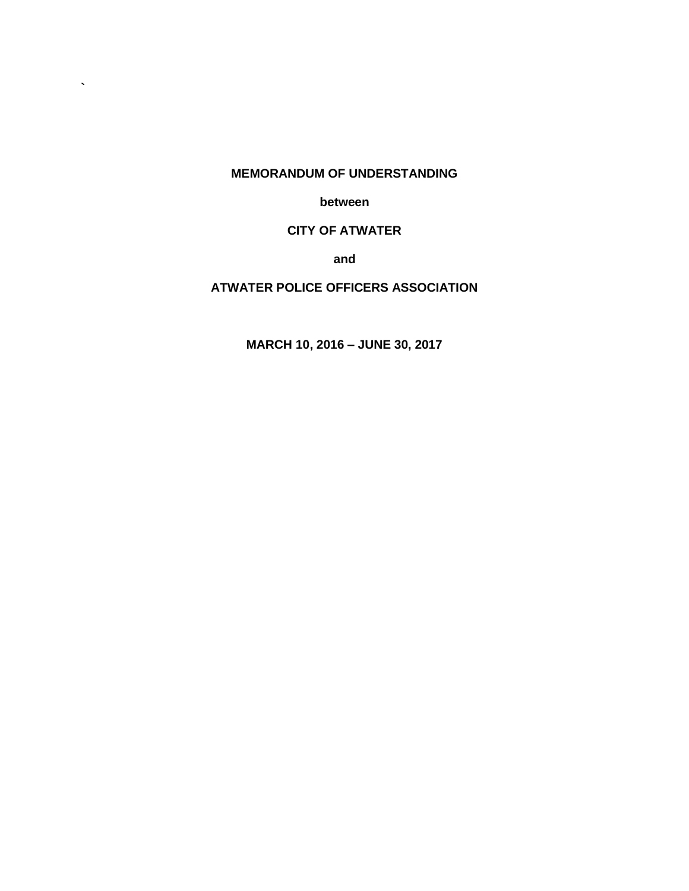**MEMORANDUM OF UNDERSTANDING**

**between**

**CITY OF ATWATER**

**and**

**ATWATER POLICE OFFICERS ASSOCIATION**

**MARCH 10, 2016 – JUNE 30, 2017**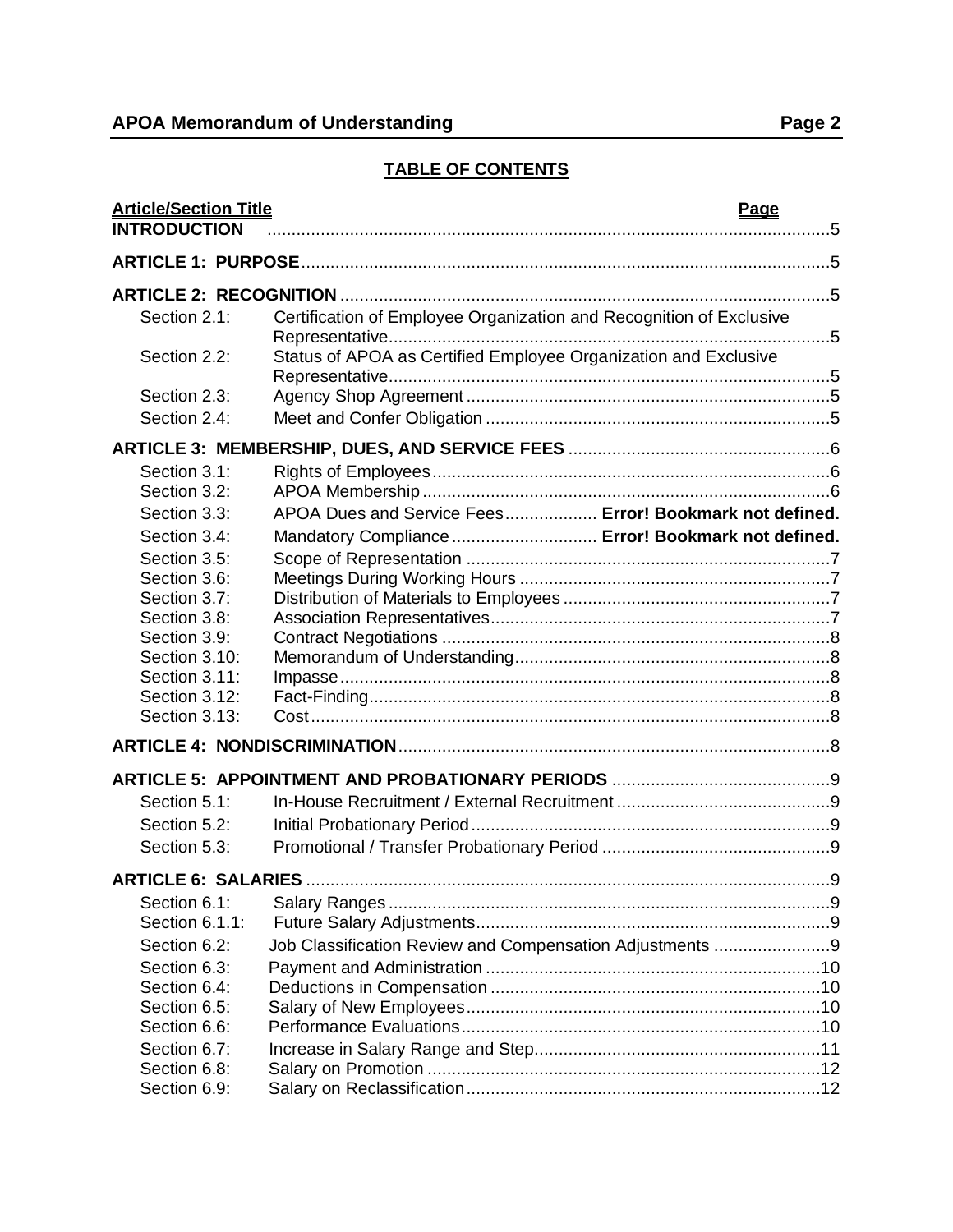## TABLE OF CONTENTS

| Article/Section Title | | Page |
|---|---|---|
| **INTRODUCTION** | | 5 |
| **ARTICLE 1: PURPOSE** | | 5 |
| **ARTICLE 2: RECOGNITION** | | 5 |
| Section 2.1: | Certification of Employee Organization and Recognition of Exclusive Representative | 5 |
| Section 2.2: | Status of APOA as Certified Employee Organization and Exclusive Representative | 5 |
| Section 2.3: | Agency Shop Agreement | 5 |
| Section 2.4: | Meet and Confer Obligation | 5 |
| **ARTICLE 3: MEMBERSHIP, DUES, AND SERVICE FEES** | | 6 |
| Section 3.1: | Rights of Employees | 6 |
| Section 3.2: | APOA Membership | 6 |
| Section 3.3: | APOA Dues and Service Fees | **Error! Bookmark not defined.** |
| Section 3.4: | Mandatory Compliance | **Error! Bookmark not defined.** |
| Section 3.5: | Scope of Representation | 7 |
| Section 3.6: | Meetings During Working Hours | 7 |
| Section 3.7: | Distribution of Materials to Employees | 7 |
| Section 3.8: | Association Representatives | 7 |
| Section 3.9: | Contract Negotiations | 8 |
| Section 3.10: | Memorandum of Understanding | 8 |
| Section 3.11: | Impasse | 8 |
| Section 3.12: | Fact-Finding | 8 |
| Section 3.13: | Cost | 8 |
| **ARTICLE 4: NONDISCRIMINATION** | | 8 |
| **ARTICLE 5: APPOINTMENT AND PROBATIONARY PERIODS** | | 9 |
| Section 5.1: | In-House Recruitment / External Recruitment | 9 |
| Section 5.2: | Initial Probationary Period | 9 |
| Section 5.3: | Promotional / Transfer Probationary Period | 9 |
| **ARTICLE 6: SALARIES** | | 9 |
| Section 6.1: | Salary Ranges | 9 |
| Section 6.1.1: | Future Salary Adjustments | 9 |
| Section 6.2: | Job Classification Review and Compensation Adjustments | 9 |
| Section 6.3: | Payment and Administration | 10 |
| Section 6.4: | Deductions in Compensation | 10 |
| Section 6.5: | Salary of New Employees | 10 |
| Section 6.6: | Performance Evaluations | 10 |
| Section 6.7: | Increase in Salary Range and Step | 11 |
| Section 6.8: | Salary on Promotion | 12 |
| Section 6.9: | Salary on Reclassification | 12 |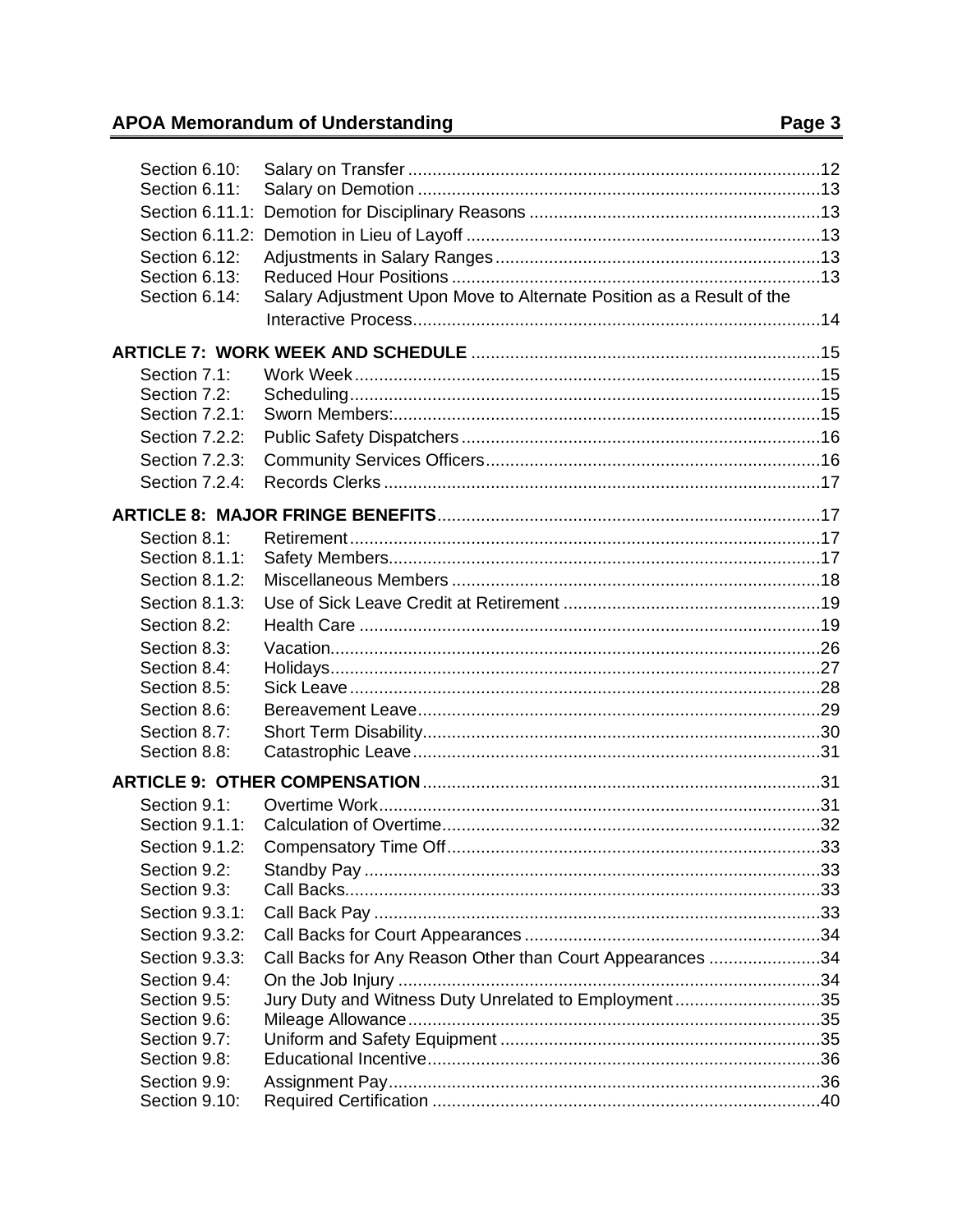| | | |
|---|---|---|
| Section 6.10: | Salary on Transfer | 12 |
| Section 6.11: | Salary on Demotion | 13 |
| Section 6.11.1: | Demotion for Disciplinary Reasons | 13 |
| Section 6.11.2: | Demotion in Lieu of Layoff | 13 |
| Section 6.12: | Adjustments in Salary Ranges | 13 |
| Section 6.13: | Reduced Hour Positions | 13 |
| Section 6.14: | Salary Adjustment Upon Move to Alternate Position as a Result of the Interactive Process | 14 |
| **ARTICLE 7: WORK WEEK AND SCHEDULE** | | 15 |
| Section 7.1: | Work Week | 15 |
| Section 7.2: | Scheduling | 15 |
| Section 7.2.1: | Sworn Members: | 15 |
| Section 7.2.2: | Public Safety Dispatchers | 16 |
| Section 7.2.3: | Community Services Officers | 16 |
| Section 7.2.4: | Records Clerks | 17 |
| **ARTICLE 8: MAJOR FRINGE BENEFITS** | | 17 |
| Section 8.1: | Retirement | 17 |
| Section 8.1.1: | Safety Members | 17 |
| Section 8.1.2: | Miscellaneous Members | 18 |
| Section 8.1.3: | Use of Sick Leave Credit at Retirement | 19 |
| Section 8.2: | Health Care | 19 |
| Section 8.3: | Vacation | 26 |
| Section 8.4: | Holidays | 27 |
| Section 8.5: | Sick Leave | 28 |
| Section 8.6: | Bereavement Leave | 29 |
| Section 8.7: | Short Term Disability | 30 |
| Section 8.8: | Catastrophic Leave | 31 |
| **ARTICLE 9: OTHER COMPENSATION** | | 31 |
| Section 9.1: | Overtime Work | 31 |
| Section 9.1.1: | Calculation of Overtime | 32 |
| Section 9.1.2: | Compensatory Time Off | 33 |
| Section 9.2: | Standby Pay | 33 |
| Section 9.3: | Call Backs | 33 |
| Section 9.3.1: | Call Back Pay | 33 |
| Section 9.3.2: | Call Backs for Court Appearances | 34 |
| Section 9.3.3: | Call Backs for Any Reason Other than Court Appearances | 34 |
| Section 9.4: | On the Job Injury | 34 |
| Section 9.5: | Jury Duty and Witness Duty Unrelated to Employment | 35 |
| Section 9.6: | Mileage Allowance | 35 |
| Section 9.7: | Uniform and Safety Equipment | 35 |
| Section 9.8: | Educational Incentive | 36 |
| Section 9.9: | Assignment Pay | 36 |
| Section 9.10: | Required Certification | 40 |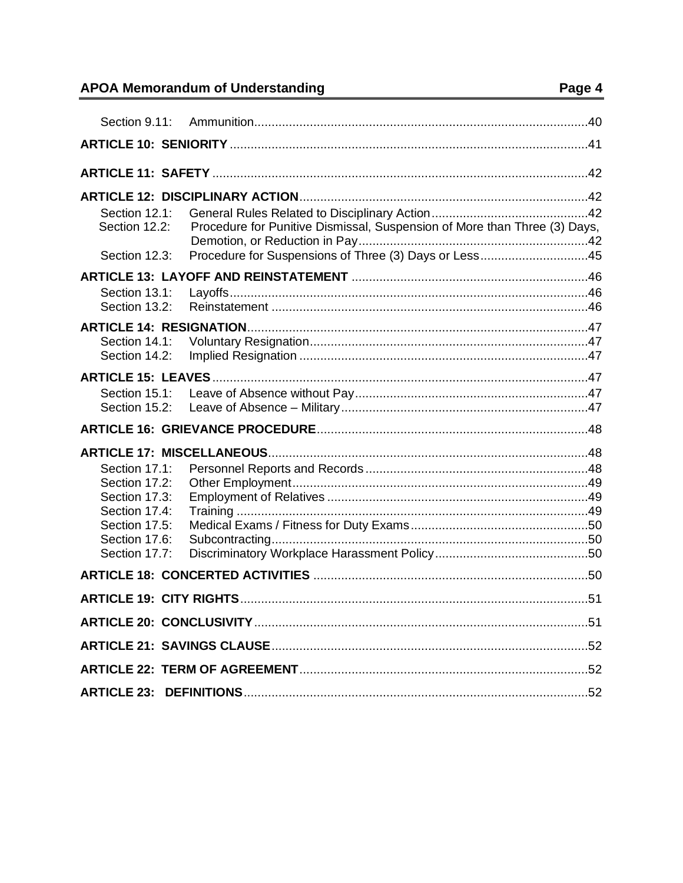Section 9.11: Ammunition ..... 40

**ARTICLE 10: SENIORITY** ..... 41

**ARTICLE 11: SAFETY** ..... 42

**ARTICLE 12: DISCIPLINARY ACTION** ..... 42

Section 12.1: General Rules Related to Disciplinary Action ..... 42
Section 12.2: Procedure for Punitive Dismissal, Suspension of More than Three (3) Days, Demotion, or Reduction in Pay ..... 42
Section 12.3: Procedure for Suspensions of Three (3) Days or Less ..... 45

**ARTICLE 13: LAYOFF AND REINSTATEMENT** ..... 46

Section 13.1: Layoffs ..... 46
Section 13.2: Reinstatement ..... 46

**ARTICLE 14: RESIGNATION** ..... 47

Section 14.1: Voluntary Resignation ..... 47
Section 14.2: Implied Resignation ..... 47

**ARTICLE 15: LEAVES** ..... 47

Section 15.1: Leave of Absence without Pay ..... 47
Section 15.2: Leave of Absence – Military ..... 47

**ARTICLE 16: GRIEVANCE PROCEDURE** ..... 48

**ARTICLE 17: MISCELLANEOUS** ..... 48

Section 17.1: Personnel Reports and Records ..... 48
Section 17.2: Other Employment ..... 49
Section 17.3: Employment of Relatives ..... 49
Section 17.4: Training ..... 49
Section 17.5: Medical Exams / Fitness for Duty Exams ..... 50
Section 17.6: Subcontracting ..... 50
Section 17.7: Discriminatory Workplace Harassment Policy ..... 50

**ARTICLE 18: CONCERTED ACTIVITIES** ..... 50

**ARTICLE 19: CITY RIGHTS** ..... 51

**ARTICLE 20: CONCLUSIVITY** ..... 51

**ARTICLE 21: SAVINGS CLAUSE** ..... 52

**ARTICLE 22: TERM OF AGREEMENT** ..... 52

**ARTICLE 23: DEFINITIONS** ..... 52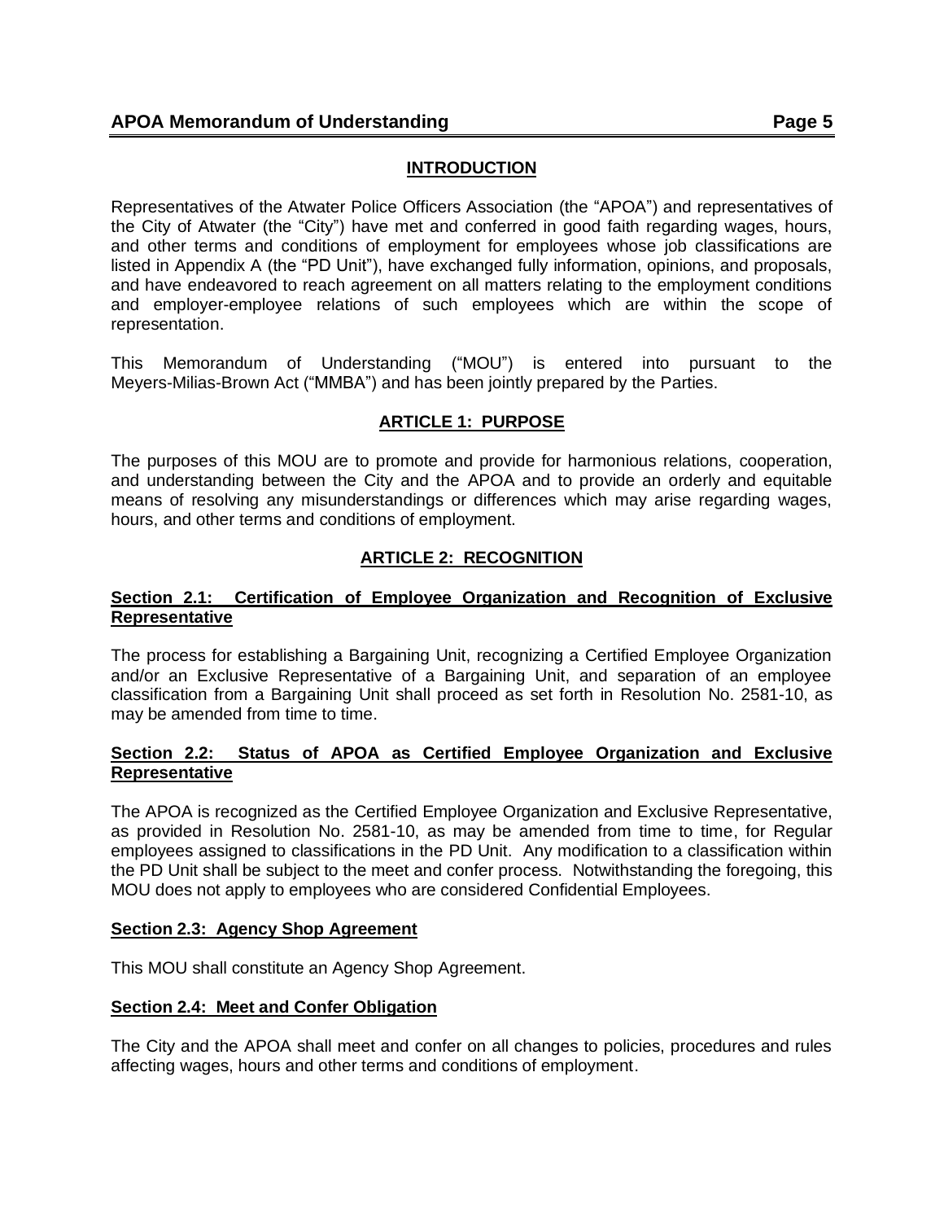## INTRODUCTION

Representatives of the Atwater Police Officers Association (the "APOA") and representatives of the City of Atwater (the "City") have met and conferred in good faith regarding wages, hours, and other terms and conditions of employment for employees whose job classifications are listed in Appendix A (the "PD Unit"), have exchanged fully information, opinions, and proposals, and have endeavored to reach agreement on all matters relating to the employment conditions and employer-employee relations of such employees which are within the scope of representation.

This Memorandum of Understanding ("MOU") is entered into pursuant to the Meyers-Milias-Brown Act ("MMBA") and has been jointly prepared by the Parties.

## ARTICLE 1: PURPOSE

The purposes of this MOU are to promote and provide for harmonious relations, cooperation, and understanding between the City and the APOA and to provide an orderly and equitable means of resolving any misunderstandings or differences which may arise regarding wages, hours, and other terms and conditions of employment.

## ARTICLE 2: RECOGNITION

### Section 2.1: Certification of Employee Organization and Recognition of Exclusive Representative

The process for establishing a Bargaining Unit, recognizing a Certified Employee Organization and/or an Exclusive Representative of a Bargaining Unit, and separation of an employee classification from a Bargaining Unit shall proceed as set forth in Resolution No. 2581-10, as may be amended from time to time.

### Section 2.2: Status of APOA as Certified Employee Organization and Exclusive Representative

The APOA is recognized as the Certified Employee Organization and Exclusive Representative, as provided in Resolution No. 2581-10, as may be amended from time to time, for Regular employees assigned to classifications in the PD Unit. Any modification to a classification within the PD Unit shall be subject to the meet and confer process. Notwithstanding the foregoing, this MOU does not apply to employees who are considered Confidential Employees.

### Section 2.3: Agency Shop Agreement

This MOU shall constitute an Agency Shop Agreement.

### Section 2.4: Meet and Confer Obligation

The City and the APOA shall meet and confer on all changes to policies, procedures and rules affecting wages, hours and other terms and conditions of employment.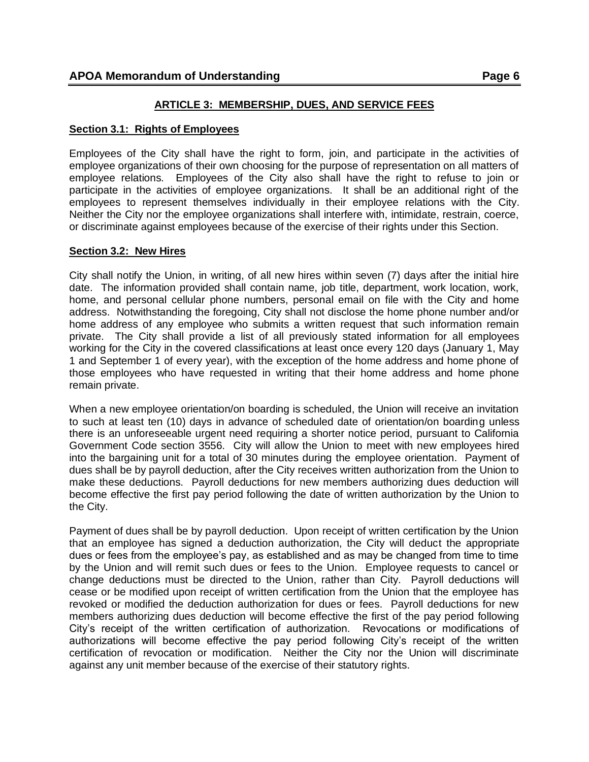## ARTICLE 3: MEMBERSHIP, DUES, AND SERVICE FEES

### Section 3.1: Rights of Employees

Employees of the City shall have the right to form, join, and participate in the activities of employee organizations of their own choosing for the purpose of representation on all matters of employee relations. Employees of the City also shall have the right to refuse to join or participate in the activities of employee organizations. It shall be an additional right of the employees to represent themselves individually in their employee relations with the City. Neither the City nor the employee organizations shall interfere with, intimidate, restrain, coerce, or discriminate against employees because of the exercise of their rights under this Section.

### Section 3.2: New Hires

City shall notify the Union, in writing, of all new hires within seven (7) days after the initial hire date. The information provided shall contain name, job title, department, work location, work, home, and personal cellular phone numbers, personal email on file with the City and home address. Notwithstanding the foregoing, City shall not disclose the home phone number and/or home address of any employee who submits a written request that such information remain private. The City shall provide a list of all previously stated information for all employees working for the City in the covered classifications at least once every 120 days (January 1, May 1 and September 1 of every year), with the exception of the home address and home phone of those employees who have requested in writing that their home address and home phone remain private.

When a new employee orientation/on boarding is scheduled, the Union will receive an invitation to such at least ten (10) days in advance of scheduled date of orientation/on boarding unless there is an unforeseeable urgent need requiring a shorter notice period, pursuant to California Government Code section 3556. City will allow the Union to meet with new employees hired into the bargaining unit for a total of 30 minutes during the employee orientation. Payment of dues shall be by payroll deduction, after the City receives written authorization from the Union to make these deductions. Payroll deductions for new members authorizing dues deduction will become effective the first pay period following the date of written authorization by the Union to the City.

Payment of dues shall be by payroll deduction. Upon receipt of written certification by the Union that an employee has signed a deduction authorization, the City will deduct the appropriate dues or fees from the employee's pay, as established and as may be changed from time to time by the Union and will remit such dues or fees to the Union. Employee requests to cancel or change deductions must be directed to the Union, rather than City. Payroll deductions will cease or be modified upon receipt of written certification from the Union that the employee has revoked or modified the deduction authorization for dues or fees. Payroll deductions for new members authorizing dues deduction will become effective the first of the pay period following City's receipt of the written certification of authorization. Revocations or modifications of authorizations will become effective the pay period following City's receipt of the written certification of revocation or modification. Neither the City nor the Union will discriminate against any unit member because of the exercise of their statutory rights.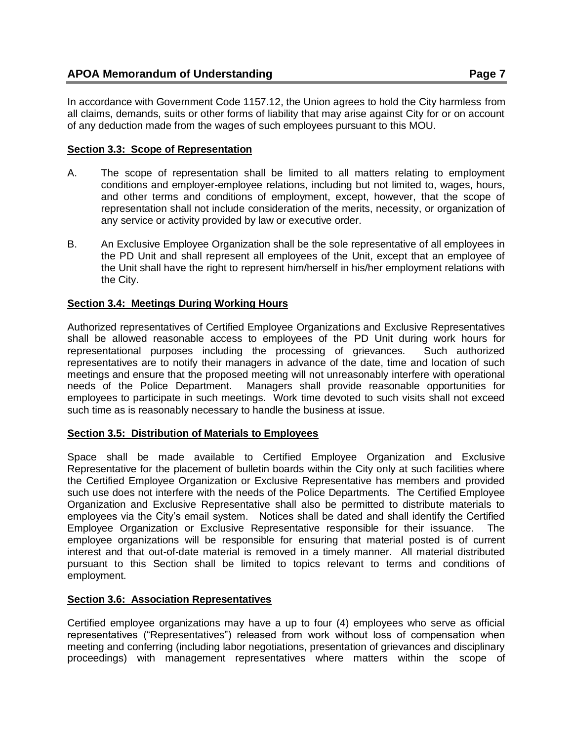In accordance with Government Code 1157.12, the Union agrees to hold the City harmless from all claims, demands, suits or other forms of liability that may arise against City for or on account of any deduction made from the wages of such employees pursuant to this MOU.

**Section 3.3: Scope of Representation**

A. The scope of representation shall be limited to all matters relating to employment conditions and employer-employee relations, including but not limited to, wages, hours, and other terms and conditions of employment, except, however, that the scope of representation shall not include consideration of the merits, necessity, or organization of any service or activity provided by law or executive order.

B. An Exclusive Employee Organization shall be the sole representative of all employees in the PD Unit and shall represent all employees of the Unit, except that an employee of the Unit shall have the right to represent him/herself in his/her employment relations with the City.

**Section 3.4: Meetings During Working Hours**

Authorized representatives of Certified Employee Organizations and Exclusive Representatives shall be allowed reasonable access to employees of the PD Unit during work hours for representational purposes including the processing of grievances. Such authorized representatives are to notify their managers in advance of the date, time and location of such meetings and ensure that the proposed meeting will not unreasonably interfere with operational needs of the Police Department. Managers shall provide reasonable opportunities for employees to participate in such meetings. Work time devoted to such visits shall not exceed such time as is reasonably necessary to handle the business at issue.

**Section 3.5: Distribution of Materials to Employees**

Space shall be made available to Certified Employee Organization and Exclusive Representative for the placement of bulletin boards within the City only at such facilities where the Certified Employee Organization or Exclusive Representative has members and provided such use does not interfere with the needs of the Police Departments. The Certified Employee Organization and Exclusive Representative shall also be permitted to distribute materials to employees via the City's email system. Notices shall be dated and shall identify the Certified Employee Organization or Exclusive Representative responsible for their issuance. The employee organizations will be responsible for ensuring that material posted is of current interest and that out-of-date material is removed in a timely manner. All material distributed pursuant to this Section shall be limited to topics relevant to terms and conditions of employment.

**Section 3.6: Association Representatives**

Certified employee organizations may have a up to four (4) employees who serve as official representatives ("Representatives") released from work without loss of compensation when meeting and conferring (including labor negotiations, presentation of grievances and disciplinary proceedings) with management representatives where matters within the scope of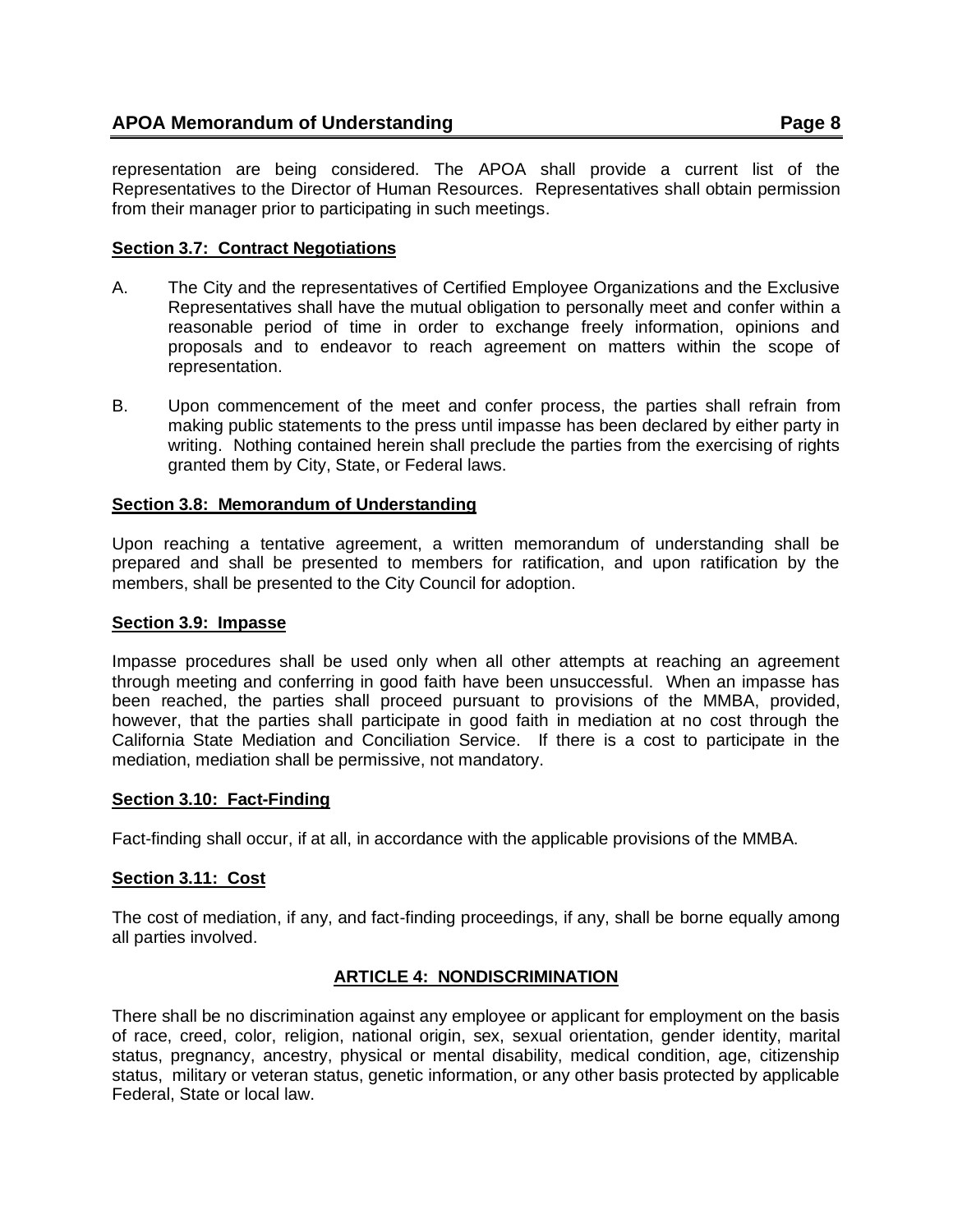representation are being considered. The APOA shall provide a current list of the Representatives to the Director of Human Resources. Representatives shall obtain permission from their manager prior to participating in such meetings.

### Section 3.7: Contract Negotiations

A. The City and the representatives of Certified Employee Organizations and the Exclusive Representatives shall have the mutual obligation to personally meet and confer within a reasonable period of time in order to exchange freely information, opinions and proposals and to endeavor to reach agreement on matters within the scope of representation.

B. Upon commencement of the meet and confer process, the parties shall refrain from making public statements to the press until impasse has been declared by either party in writing. Nothing contained herein shall preclude the parties from the exercising of rights granted them by City, State, or Federal laws.

### Section 3.8: Memorandum of Understanding

Upon reaching a tentative agreement, a written memorandum of understanding shall be prepared and shall be presented to members for ratification, and upon ratification by the members, shall be presented to the City Council for adoption.

### Section 3.9: Impasse

Impasse procedures shall be used only when all other attempts at reaching an agreement through meeting and conferring in good faith have been unsuccessful. When an impasse has been reached, the parties shall proceed pursuant to provisions of the MMBA, provided, however, that the parties shall participate in good faith in mediation at no cost through the California State Mediation and Conciliation Service. If there is a cost to participate in the mediation, mediation shall be permissive, not mandatory.

### Section 3.10: Fact-Finding

Fact-finding shall occur, if at all, in accordance with the applicable provisions of the MMBA.

### Section 3.11: Cost

The cost of mediation, if any, and fact-finding proceedings, if any, shall be borne equally among all parties involved.

## ARTICLE 4: NONDISCRIMINATION

There shall be no discrimination against any employee or applicant for employment on the basis of race, creed, color, religion, national origin, sex, sexual orientation, gender identity, marital status, pregnancy, ancestry, physical or mental disability, medical condition, age, citizenship status, military or veteran status, genetic information, or any other basis protected by applicable Federal, State or local law.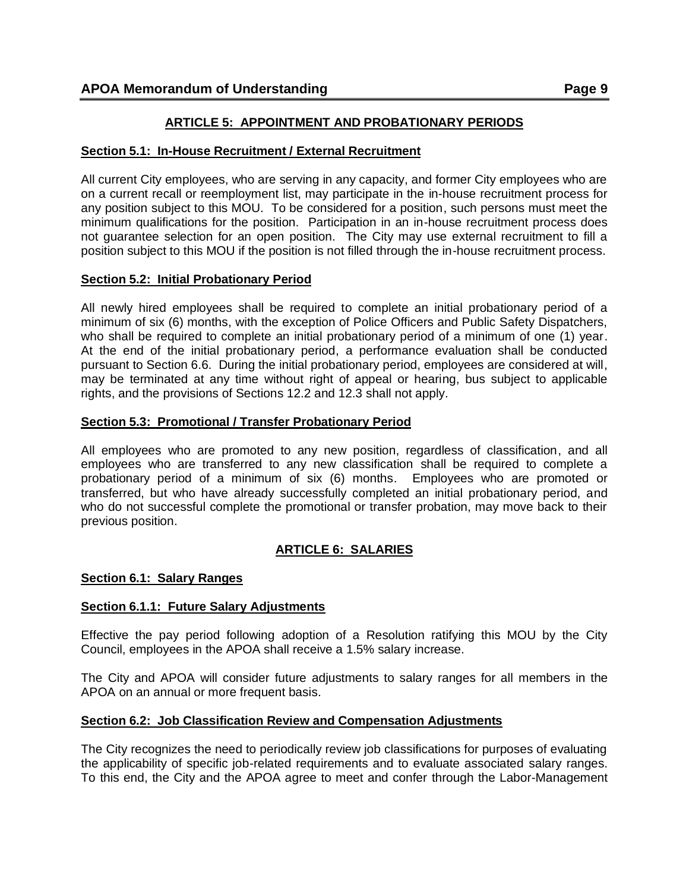## ARTICLE 5: APPOINTMENT AND PROBATIONARY PERIODS

### Section 5.1: In-House Recruitment / External Recruitment

All current City employees, who are serving in any capacity, and former City employees who are on a current recall or reemployment list, may participate in the in-house recruitment process for any position subject to this MOU. To be considered for a position, such persons must meet the minimum qualifications for the position. Participation in an in-house recruitment process does not guarantee selection for an open position. The City may use external recruitment to fill a position subject to this MOU if the position is not filled through the in-house recruitment process.

### Section 5.2: Initial Probationary Period

All newly hired employees shall be required to complete an initial probationary period of a minimum of six (6) months, with the exception of Police Officers and Public Safety Dispatchers, who shall be required to complete an initial probationary period of a minimum of one (1) year. At the end of the initial probationary period, a performance evaluation shall be conducted pursuant to Section 6.6. During the initial probationary period, employees are considered at will, may be terminated at any time without right of appeal or hearing, bus subject to applicable rights, and the provisions of Sections 12.2 and 12.3 shall not apply.

### Section 5.3: Promotional / Transfer Probationary Period

All employees who are promoted to any new position, regardless of classification, and all employees who are transferred to any new classification shall be required to complete a probationary period of a minimum of six (6) months. Employees who are promoted or transferred, but who have already successfully completed an initial probationary period, and who do not successful complete the promotional or transfer probation, may move back to their previous position.

## ARTICLE 6: SALARIES

### Section 6.1: Salary Ranges

### Section 6.1.1: Future Salary Adjustments

Effective the pay period following adoption of a Resolution ratifying this MOU by the City Council, employees in the APOA shall receive a 1.5% salary increase.

The City and APOA will consider future adjustments to salary ranges for all members in the APOA on an annual or more frequent basis.

### Section 6.2: Job Classification Review and Compensation Adjustments

The City recognizes the need to periodically review job classifications for purposes of evaluating the applicability of specific job-related requirements and to evaluate associated salary ranges. To this end, the City and the APOA agree to meet and confer through the Labor-Management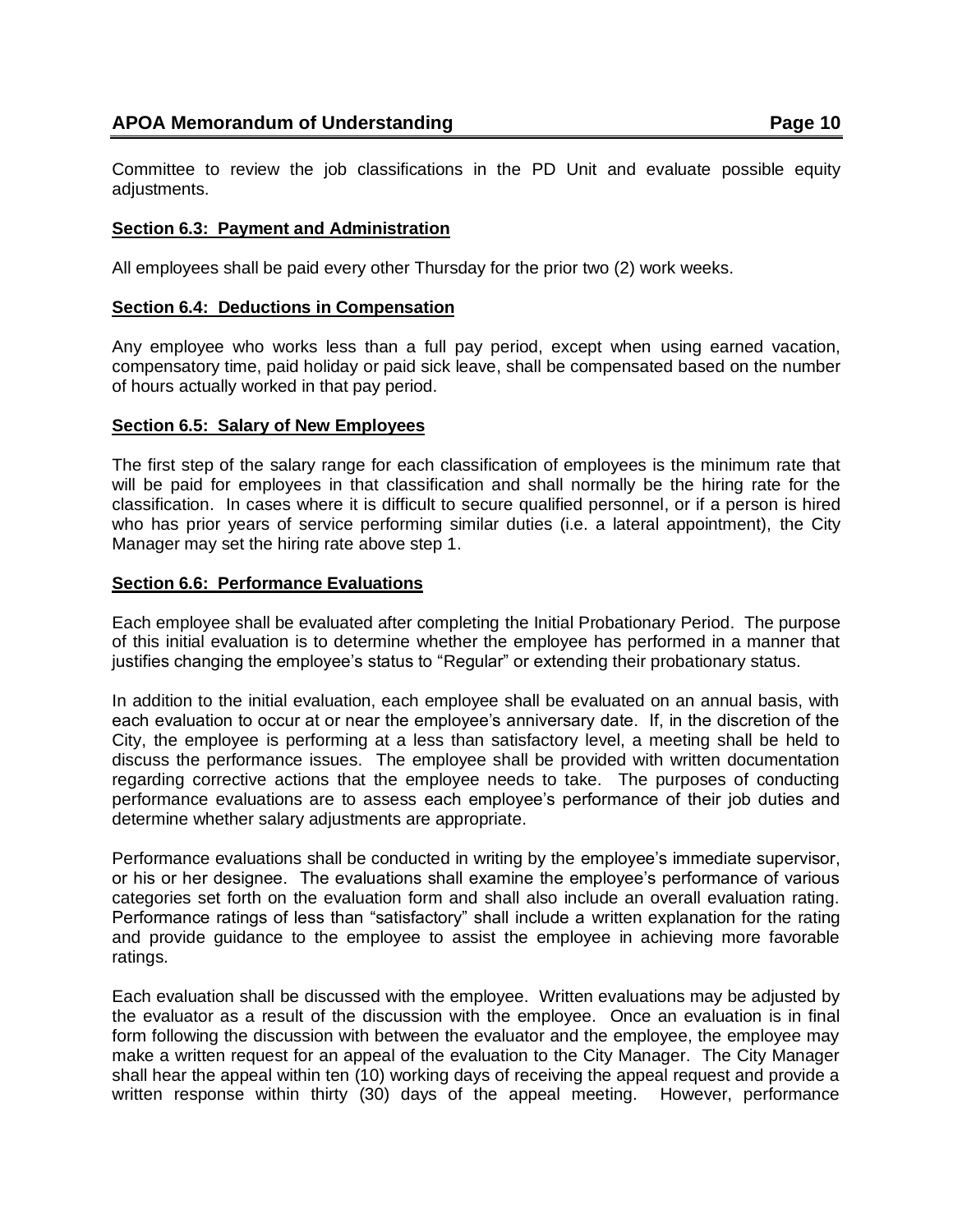Committee to review the job classifications in the PD Unit and evaluate possible equity adjustments.

**Section 6.3: Payment and Administration**

All employees shall be paid every other Thursday for the prior two (2) work weeks.

**Section 6.4: Deductions in Compensation**

Any employee who works less than a full pay period, except when using earned vacation, compensatory time, paid holiday or paid sick leave, shall be compensated based on the number of hours actually worked in that pay period.

**Section 6.5: Salary of New Employees**

The first step of the salary range for each classification of employees is the minimum rate that will be paid for employees in that classification and shall normally be the hiring rate for the classification. In cases where it is difficult to secure qualified personnel, or if a person is hired who has prior years of service performing similar duties (i.e. a lateral appointment), the City Manager may set the hiring rate above step 1.

**Section 6.6: Performance Evaluations**

Each employee shall be evaluated after completing the Initial Probationary Period. The purpose of this initial evaluation is to determine whether the employee has performed in a manner that justifies changing the employee's status to "Regular" or extending their probationary status.

In addition to the initial evaluation, each employee shall be evaluated on an annual basis, with each evaluation to occur at or near the employee's anniversary date. If, in the discretion of the City, the employee is performing at a less than satisfactory level, a meeting shall be held to discuss the performance issues. The employee shall be provided with written documentation regarding corrective actions that the employee needs to take. The purposes of conducting performance evaluations are to assess each employee's performance of their job duties and determine whether salary adjustments are appropriate.

Performance evaluations shall be conducted in writing by the employee's immediate supervisor, or his or her designee. The evaluations shall examine the employee's performance of various categories set forth on the evaluation form and shall also include an overall evaluation rating. Performance ratings of less than "satisfactory" shall include a written explanation for the rating and provide guidance to the employee to assist the employee in achieving more favorable ratings.

Each evaluation shall be discussed with the employee. Written evaluations may be adjusted by the evaluator as a result of the discussion with the employee. Once an evaluation is in final form following the discussion with between the evaluator and the employee, the employee may make a written request for an appeal of the evaluation to the City Manager. The City Manager shall hear the appeal within ten (10) working days of receiving the appeal request and provide a written response within thirty (30) days of the appeal meeting. However, performance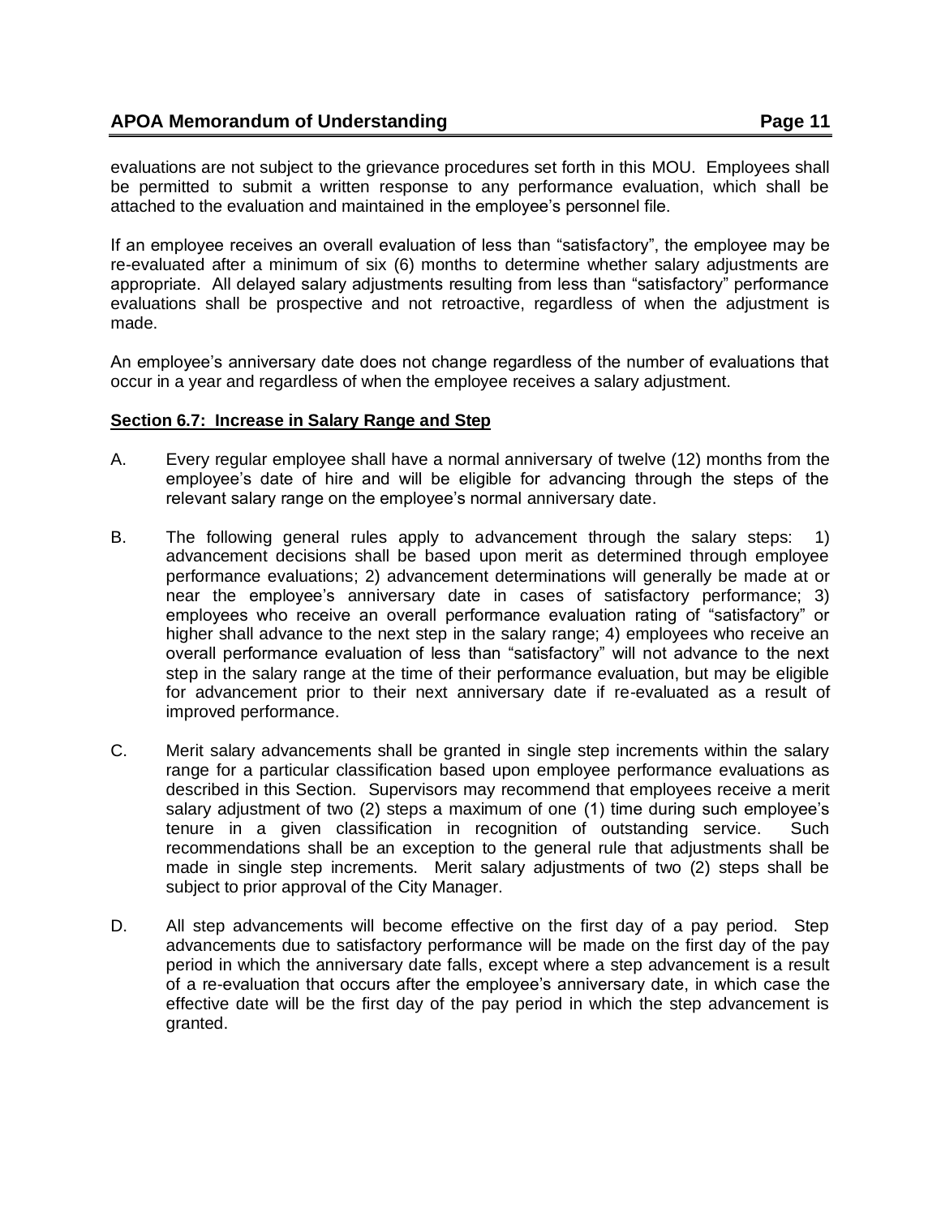evaluations are not subject to the grievance procedures set forth in this MOU. Employees shall be permitted to submit a written response to any performance evaluation, which shall be attached to the evaluation and maintained in the employee's personnel file.

If an employee receives an overall evaluation of less than "satisfactory", the employee may be re-evaluated after a minimum of six (6) months to determine whether salary adjustments are appropriate. All delayed salary adjustments resulting from less than "satisfactory" performance evaluations shall be prospective and not retroactive, regardless of when the adjustment is made.

An employee's anniversary date does not change regardless of the number of evaluations that occur in a year and regardless of when the employee receives a salary adjustment.

**Section 6.7: Increase in Salary Range and Step**

A. Every regular employee shall have a normal anniversary of twelve (12) months from the employee's date of hire and will be eligible for advancing through the steps of the relevant salary range on the employee's normal anniversary date.

B. The following general rules apply to advancement through the salary steps: 1) advancement decisions shall be based upon merit as determined through employee performance evaluations; 2) advancement determinations will generally be made at or near the employee's anniversary date in cases of satisfactory performance; 3) employees who receive an overall performance evaluation rating of "satisfactory" or higher shall advance to the next step in the salary range; 4) employees who receive an overall performance evaluation of less than "satisfactory" will not advance to the next step in the salary range at the time of their performance evaluation, but may be eligible for advancement prior to their next anniversary date if re-evaluated as a result of improved performance.

C. Merit salary advancements shall be granted in single step increments within the salary range for a particular classification based upon employee performance evaluations as described in this Section. Supervisors may recommend that employees receive a merit salary adjustment of two (2) steps a maximum of one (1) time during such employee's tenure in a given classification in recognition of outstanding service. Such recommendations shall be an exception to the general rule that adjustments shall be made in single step increments. Merit salary adjustments of two (2) steps shall be subject to prior approval of the City Manager.

D. All step advancements will become effective on the first day of a pay period. Step advancements due to satisfactory performance will be made on the first day of the pay period in which the anniversary date falls, except where a step advancement is a result of a re-evaluation that occurs after the employee's anniversary date, in which case the effective date will be the first day of the pay period in which the step advancement is granted.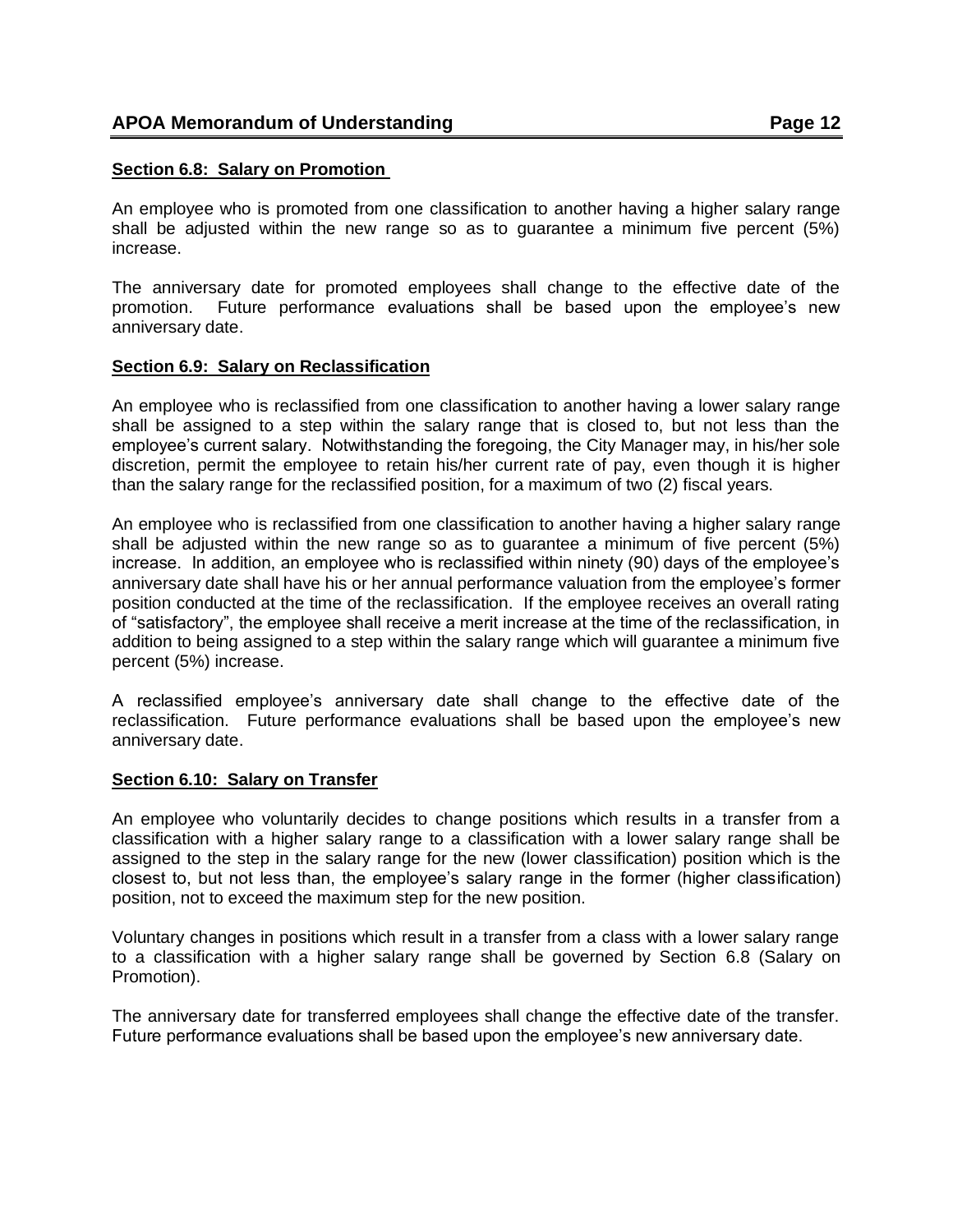### Section 6.8: Salary on Promotion

An employee who is promoted from one classification to another having a higher salary range shall be adjusted within the new range so as to guarantee a minimum five percent (5%) increase.

The anniversary date for promoted employees shall change to the effective date of the promotion. Future performance evaluations shall be based upon the employee's new anniversary date.

### Section 6.9: Salary on Reclassification

An employee who is reclassified from one classification to another having a lower salary range shall be assigned to a step within the salary range that is closed to, but not less than the employee's current salary. Notwithstanding the foregoing, the City Manager may, in his/her sole discretion, permit the employee to retain his/her current rate of pay, even though it is higher than the salary range for the reclassified position, for a maximum of two (2) fiscal years.

An employee who is reclassified from one classification to another having a higher salary range shall be adjusted within the new range so as to guarantee a minimum of five percent (5%) increase. In addition, an employee who is reclassified within ninety (90) days of the employee's anniversary date shall have his or her annual performance valuation from the employee's former position conducted at the time of the reclassification. If the employee receives an overall rating of "satisfactory", the employee shall receive a merit increase at the time of the reclassification, in addition to being assigned to a step within the salary range which will guarantee a minimum five percent (5%) increase.

A reclassified employee's anniversary date shall change to the effective date of the reclassification. Future performance evaluations shall be based upon the employee's new anniversary date.

### Section 6.10: Salary on Transfer

An employee who voluntarily decides to change positions which results in a transfer from a classification with a higher salary range to a classification with a lower salary range shall be assigned to the step in the salary range for the new (lower classification) position which is the closest to, but not less than, the employee's salary range in the former (higher classification) position, not to exceed the maximum step for the new position.

Voluntary changes in positions which result in a transfer from a class with a lower salary range to a classification with a higher salary range shall be governed by Section 6.8 (Salary on Promotion).

The anniversary date for transferred employees shall change the effective date of the transfer. Future performance evaluations shall be based upon the employee's new anniversary date.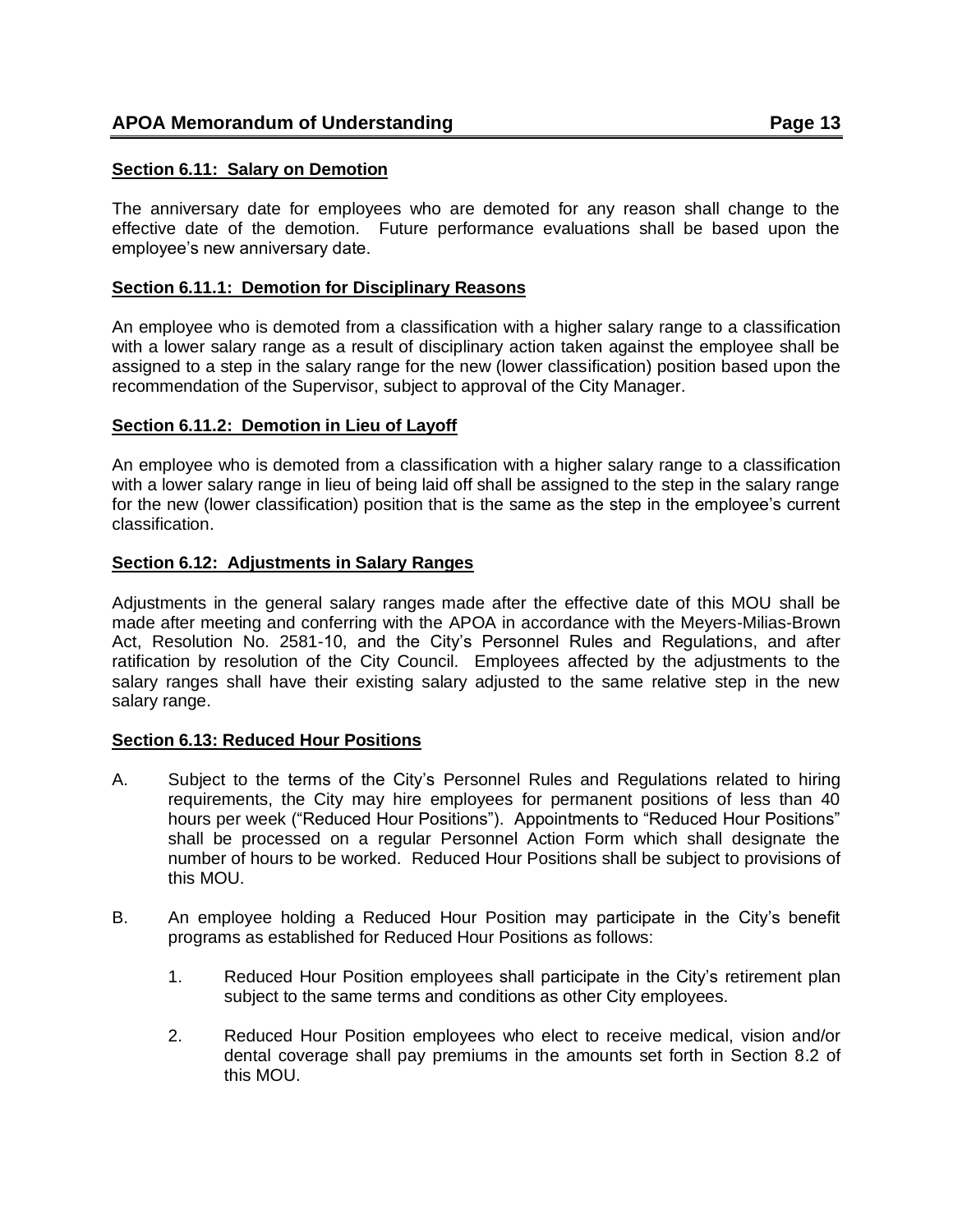### Section 6.11: Salary on Demotion

The anniversary date for employees who are demoted for any reason shall change to the effective date of the demotion. Future performance evaluations shall be based upon the employee's new anniversary date.

### Section 6.11.1: Demotion for Disciplinary Reasons

An employee who is demoted from a classification with a higher salary range to a classification with a lower salary range as a result of disciplinary action taken against the employee shall be assigned to a step in the salary range for the new (lower classification) position based upon the recommendation of the Supervisor, subject to approval of the City Manager.

### Section 6.11.2: Demotion in Lieu of Layoff

An employee who is demoted from a classification with a higher salary range to a classification with a lower salary range in lieu of being laid off shall be assigned to the step in the salary range for the new (lower classification) position that is the same as the step in the employee's current classification.

### Section 6.12: Adjustments in Salary Ranges

Adjustments in the general salary ranges made after the effective date of this MOU shall be made after meeting and conferring with the APOA in accordance with the Meyers-Milias-Brown Act, Resolution No. 2581-10, and the City's Personnel Rules and Regulations, and after ratification by resolution of the City Council. Employees affected by the adjustments to the salary ranges shall have their existing salary adjusted to the same relative step in the new salary range.

### Section 6.13: Reduced Hour Positions

A. Subject to the terms of the City's Personnel Rules and Regulations related to hiring requirements, the City may hire employees for permanent positions of less than 40 hours per week ("Reduced Hour Positions"). Appointments to "Reduced Hour Positions" shall be processed on a regular Personnel Action Form which shall designate the number of hours to be worked. Reduced Hour Positions shall be subject to provisions of this MOU.

B. An employee holding a Reduced Hour Position may participate in the City's benefit programs as established for Reduced Hour Positions as follows:

   1. Reduced Hour Position employees shall participate in the City's retirement plan subject to the same terms and conditions as other City employees.

   2. Reduced Hour Position employees who elect to receive medical, vision and/or dental coverage shall pay premiums in the amounts set forth in Section 8.2 of this MOU.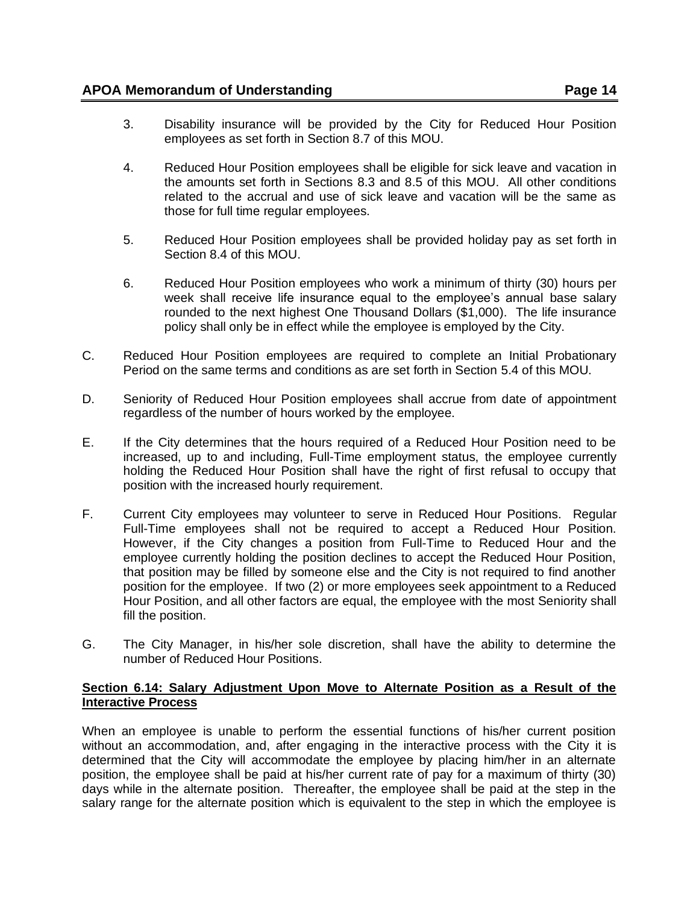3. Disability insurance will be provided by the City for Reduced Hour Position employees as set forth in Section 8.7 of this MOU.

4. Reduced Hour Position employees shall be eligible for sick leave and vacation in the amounts set forth in Sections 8.3 and 8.5 of this MOU. All other conditions related to the accrual and use of sick leave and vacation will be the same as those for full time regular employees.

5. Reduced Hour Position employees shall be provided holiday pay as set forth in Section 8.4 of this MOU.

6. Reduced Hour Position employees who work a minimum of thirty (30) hours per week shall receive life insurance equal to the employee's annual base salary rounded to the next highest One Thousand Dollars ($1,000). The life insurance policy shall only be in effect while the employee is employed by the City.

C. Reduced Hour Position employees are required to complete an Initial Probationary Period on the same terms and conditions as are set forth in Section 5.4 of this MOU.

D. Seniority of Reduced Hour Position employees shall accrue from date of appointment regardless of the number of hours worked by the employee.

E. If the City determines that the hours required of a Reduced Hour Position need to be increased, up to and including, Full-Time employment status, the employee currently holding the Reduced Hour Position shall have the right of first refusal to occupy that position with the increased hourly requirement.

F. Current City employees may volunteer to serve in Reduced Hour Positions. Regular Full-Time employees shall not be required to accept a Reduced Hour Position. However, if the City changes a position from Full-Time to Reduced Hour and the employee currently holding the position declines to accept the Reduced Hour Position, that position may be filled by someone else and the City is not required to find another position for the employee. If two (2) or more employees seek appointment to a Reduced Hour Position, and all other factors are equal, the employee with the most Seniority shall fill the position.

G. The City Manager, in his/her sole discretion, shall have the ability to determine the number of Reduced Hour Positions.

**Section 6.14: Salary Adjustment Upon Move to Alternate Position as a Result of the Interactive Process**

When an employee is unable to perform the essential functions of his/her current position without an accommodation, and, after engaging in the interactive process with the City it is determined that the City will accommodate the employee by placing him/her in an alternate position, the employee shall be paid at his/her current rate of pay for a maximum of thirty (30) days while in the alternate position. Thereafter, the employee shall be paid at the step in the salary range for the alternate position which is equivalent to the step in which the employee is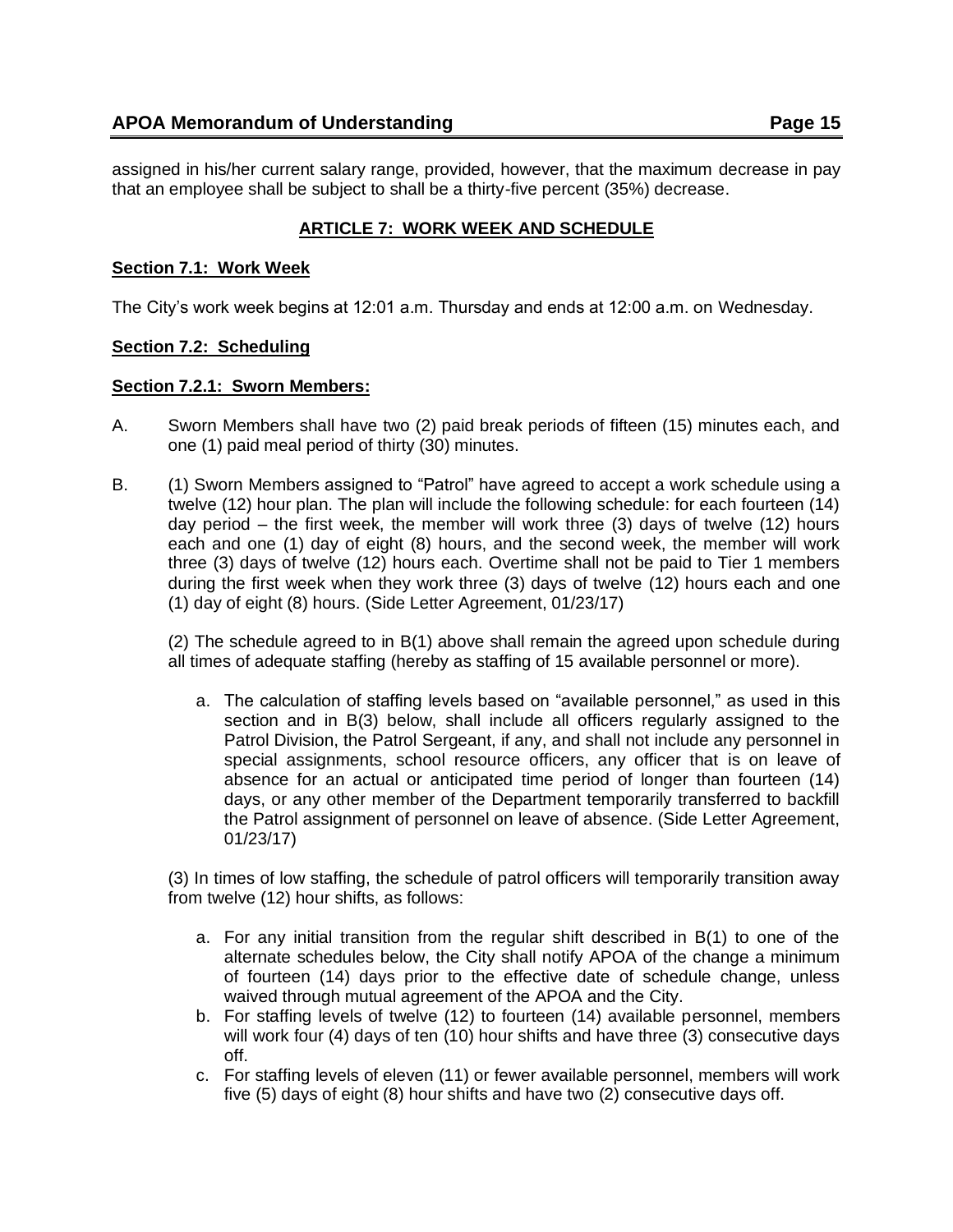assigned in his/her current salary range, provided, however, that the maximum decrease in pay that an employee shall be subject to shall be a thirty-five percent (35%) decrease.

## ARTICLE 7: WORK WEEK AND SCHEDULE

### Section 7.1: Work Week

The City's work week begins at 12:01 a.m. Thursday and ends at 12:00 a.m. on Wednesday.

### Section 7.2: Scheduling

### Section 7.2.1: Sworn Members:

A. Sworn Members shall have two (2) paid break periods of fifteen (15) minutes each, and one (1) paid meal period of thirty (30) minutes.

B. (1) Sworn Members assigned to "Patrol" have agreed to accept a work schedule using a twelve (12) hour plan. The plan will include the following schedule: for each fourteen (14) day period – the first week, the member will work three (3) days of twelve (12) hours each and one (1) day of eight (8) hours, and the second week, the member will work three (3) days of twelve (12) hours each. Overtime shall not be paid to Tier 1 members during the first week when they work three (3) days of twelve (12) hours each and one (1) day of eight (8) hours. (Side Letter Agreement, 01/23/17)

(2) The schedule agreed to in B(1) above shall remain the agreed upon schedule during all times of adequate staffing (hereby as staffing of 15 available personnel or more).

a. The calculation of staffing levels based on "available personnel," as used in this section and in B(3) below, shall include all officers regularly assigned to the Patrol Division, the Patrol Sergeant, if any, and shall not include any personnel in special assignments, school resource officers, any officer that is on leave of absence for an actual or anticipated time period of longer than fourteen (14) days, or any other member of the Department temporarily transferred to backfill the Patrol assignment of personnel on leave of absence. (Side Letter Agreement, 01/23/17)

(3) In times of low staffing, the schedule of patrol officers will temporarily transition away from twelve (12) hour shifts, as follows:

a. For any initial transition from the regular shift described in B(1) to one of the alternate schedules below, the City shall notify APOA of the change a minimum of fourteen (14) days prior to the effective date of schedule change, unless waived through mutual agreement of the APOA and the City.
b. For staffing levels of twelve (12) to fourteen (14) available personnel, members will work four (4) days of ten (10) hour shifts and have three (3) consecutive days off.
c. For staffing levels of eleven (11) or fewer available personnel, members will work five (5) days of eight (8) hour shifts and have two (2) consecutive days off.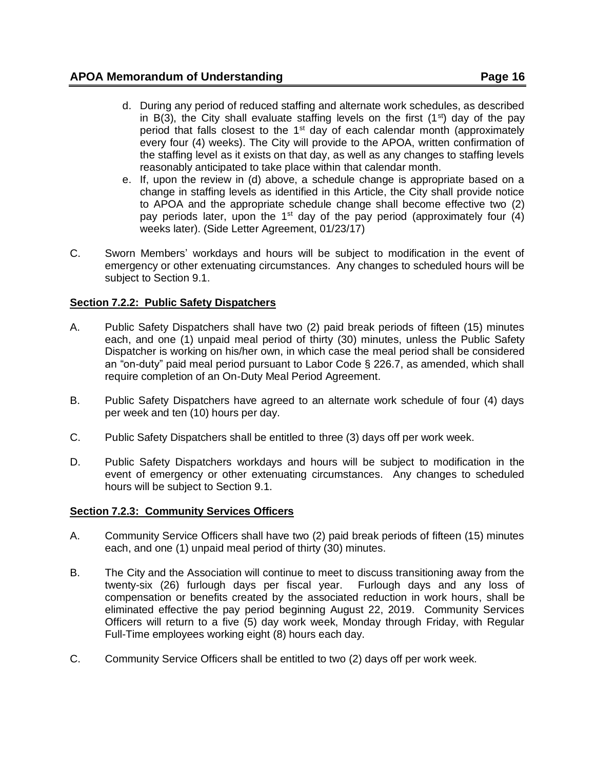d. During any period of reduced staffing and alternate work schedules, as described in B(3), the City shall evaluate staffing levels on the first (1st) day of the pay period that falls closest to the 1st day of each calendar month (approximately every four (4) weeks). The City will provide to the APOA, written confirmation of the staffing level as it exists on that day, as well as any changes to staffing levels reasonably anticipated to take place within that calendar month.

e. If, upon the review in (d) above, a schedule change is appropriate based on a change in staffing levels as identified in this Article, the City shall provide notice to APOA and the appropriate schedule change shall become effective two (2) pay periods later, upon the 1st day of the pay period (approximately four (4) weeks later). (Side Letter Agreement, 01/23/17)

C. Sworn Members' workdays and hours will be subject to modification in the event of emergency or other extenuating circumstances. Any changes to scheduled hours will be subject to Section 9.1.

**Section 7.2.2: Public Safety Dispatchers**

A. Public Safety Dispatchers shall have two (2) paid break periods of fifteen (15) minutes each, and one (1) unpaid meal period of thirty (30) minutes, unless the Public Safety Dispatcher is working on his/her own, in which case the meal period shall be considered an "on-duty" paid meal period pursuant to Labor Code § 226.7, as amended, which shall require completion of an On-Duty Meal Period Agreement.

B. Public Safety Dispatchers have agreed to an alternate work schedule of four (4) days per week and ten (10) hours per day.

C. Public Safety Dispatchers shall be entitled to three (3) days off per work week.

D. Public Safety Dispatchers workdays and hours will be subject to modification in the event of emergency or other extenuating circumstances. Any changes to scheduled hours will be subject to Section 9.1.

**Section 7.2.3: Community Services Officers**

A. Community Service Officers shall have two (2) paid break periods of fifteen (15) minutes each, and one (1) unpaid meal period of thirty (30) minutes.

B. The City and the Association will continue to meet to discuss transitioning away from the twenty-six (26) furlough days per fiscal year. Furlough days and any loss of compensation or benefits created by the associated reduction in work hours, shall be eliminated effective the pay period beginning August 22, 2019. Community Services Officers will return to a five (5) day work week, Monday through Friday, with Regular Full-Time employees working eight (8) hours each day.

C. Community Service Officers shall be entitled to two (2) days off per work week.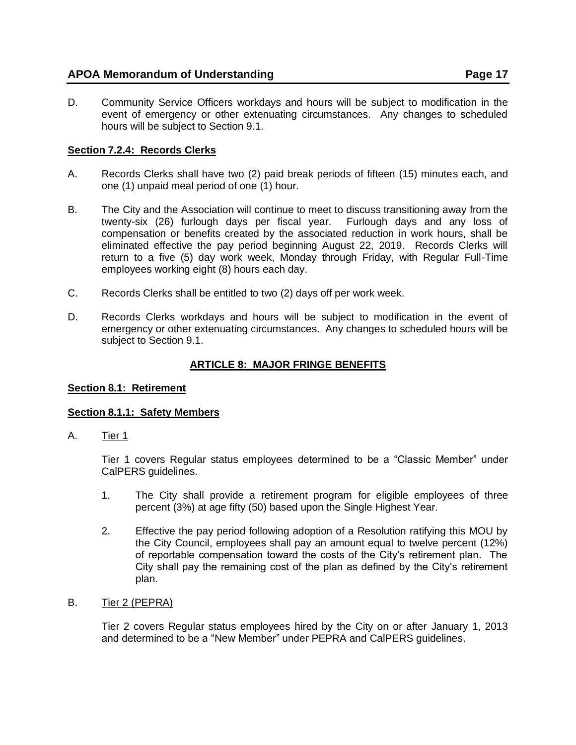D. Community Service Officers workdays and hours will be subject to modification in the event of emergency or other extenuating circumstances. Any changes to scheduled hours will be subject to Section 9.1.

**Section 7.2.4: Records Clerks**

A. Records Clerks shall have two (2) paid break periods of fifteen (15) minutes each, and one (1) unpaid meal period of one (1) hour.

B. The City and the Association will continue to meet to discuss transitioning away from the twenty-six (26) furlough days per fiscal year. Furlough days and any loss of compensation or benefits created by the associated reduction in work hours, shall be eliminated effective the pay period beginning August 22, 2019. Records Clerks will return to a five (5) day work week, Monday through Friday, with Regular Full-Time employees working eight (8) hours each day.

C. Records Clerks shall be entitled to two (2) days off per work week.

D. Records Clerks workdays and hours will be subject to modification in the event of emergency or other extenuating circumstances. Any changes to scheduled hours will be subject to Section 9.1.

## ARTICLE 8: MAJOR FRINGE BENEFITS

**Section 8.1: Retirement**

**Section 8.1.1: Safety Members**

A. Tier 1

Tier 1 covers Regular status employees determined to be a "Classic Member" under CalPERS guidelines.

1. The City shall provide a retirement program for eligible employees of three percent (3%) at age fifty (50) based upon the Single Highest Year.

2. Effective the pay period following adoption of a Resolution ratifying this MOU by the City Council, employees shall pay an amount equal to twelve percent (12%) of reportable compensation toward the costs of the City's retirement plan. The City shall pay the remaining cost of the plan as defined by the City's retirement plan.

B. Tier 2 (PEPRA)

Tier 2 covers Regular status employees hired by the City on or after January 1, 2013 and determined to be a "New Member" under PEPRA and CalPERS guidelines.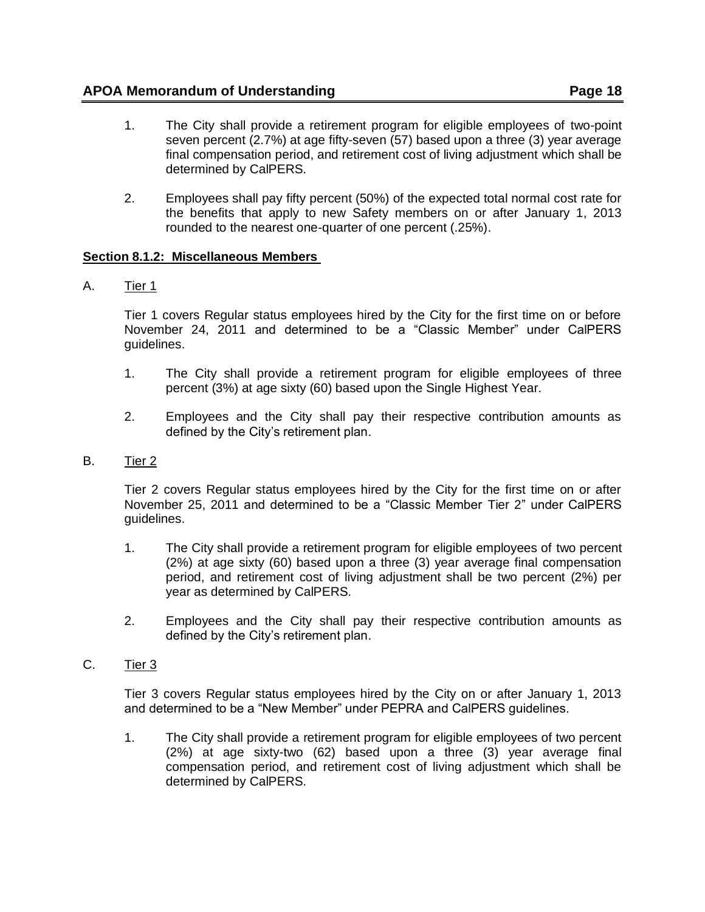1. The City shall provide a retirement program for eligible employees of two-point seven percent (2.7%) at age fifty-seven (57) based upon a three (3) year average final compensation period, and retirement cost of living adjustment which shall be determined by CalPERS.

2. Employees shall pay fifty percent (50%) of the expected total normal cost rate for the benefits that apply to new Safety members on or after January 1, 2013 rounded to the nearest one-quarter of one percent (.25%).

**Section 8.1.2: Miscellaneous Members**

A. Tier 1

Tier 1 covers Regular status employees hired by the City for the first time on or before November 24, 2011 and determined to be a "Classic Member" under CalPERS guidelines.

1. The City shall provide a retirement program for eligible employees of three percent (3%) at age sixty (60) based upon the Single Highest Year.

2. Employees and the City shall pay their respective contribution amounts as defined by the City's retirement plan.

B. Tier 2

Tier 2 covers Regular status employees hired by the City for the first time on or after November 25, 2011 and determined to be a "Classic Member Tier 2" under CalPERS guidelines.

1. The City shall provide a retirement program for eligible employees of two percent (2%) at age sixty (60) based upon a three (3) year average final compensation period, and retirement cost of living adjustment shall be two percent (2%) per year as determined by CalPERS.

2. Employees and the City shall pay their respective contribution amounts as defined by the City's retirement plan.

C. Tier 3

Tier 3 covers Regular status employees hired by the City on or after January 1, 2013 and determined to be a "New Member" under PEPRA and CalPERS guidelines.

1. The City shall provide a retirement program for eligible employees of two percent (2%) at age sixty-two (62) based upon a three (3) year average final compensation period, and retirement cost of living adjustment which shall be determined by CalPERS.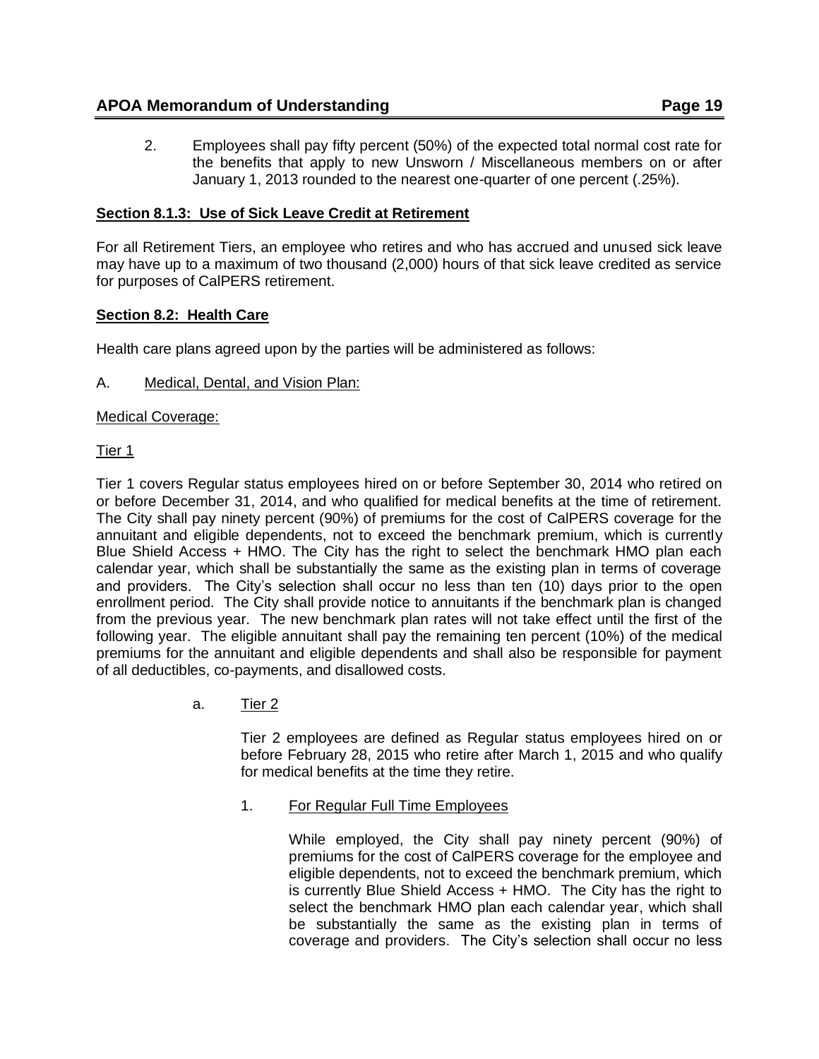2. Employees shall pay fifty percent (50%) of the expected total normal cost rate for the benefits that apply to new Unsworn / Miscellaneous members on or after January 1, 2013 rounded to the nearest one-quarter of one percent (.25%).

**Section 8.1.3: Use of Sick Leave Credit at Retirement**

For all Retirement Tiers, an employee who retires and who has accrued and unused sick leave may have up to a maximum of two thousand (2,000) hours of that sick leave credited as service for purposes of CalPERS retirement.

**Section 8.2: Health Care**

Health care plans agreed upon by the parties will be administered as follows:

A. Medical, Dental, and Vision Plan:

Medical Coverage:

Tier 1

Tier 1 covers Regular status employees hired on or before September 30, 2014 who retired on or before December 31, 2014, and who qualified for medical benefits at the time of retirement. The City shall pay ninety percent (90%) of premiums for the cost of CalPERS coverage for the annuitant and eligible dependents, not to exceed the benchmark premium, which is currently Blue Shield Access + HMO. The City has the right to select the benchmark HMO plan each calendar year, which shall be substantially the same as the existing plan in terms of coverage and providers. The City's selection shall occur no less than ten (10) days prior to the open enrollment period. The City shall provide notice to annuitants if the benchmark plan is changed from the previous year. The new benchmark plan rates will not take effect until the first of the following year. The eligible annuitant shall pay the remaining ten percent (10%) of the medical premiums for the annuitant and eligible dependents and shall also be responsible for payment of all deductibles, co-payments, and disallowed costs.

a. Tier 2

Tier 2 employees are defined as Regular status employees hired on or before February 28, 2015 who retire after March 1, 2015 and who qualify for medical benefits at the time they retire.

1. For Regular Full Time Employees

While employed, the City shall pay ninety percent (90%) of premiums for the cost of CalPERS coverage for the employee and eligible dependents, not to exceed the benchmark premium, which is currently Blue Shield Access + HMO. The City has the right to select the benchmark HMO plan each calendar year, which shall be substantially the same as the existing plan in terms of coverage and providers. The City's selection shall occur no less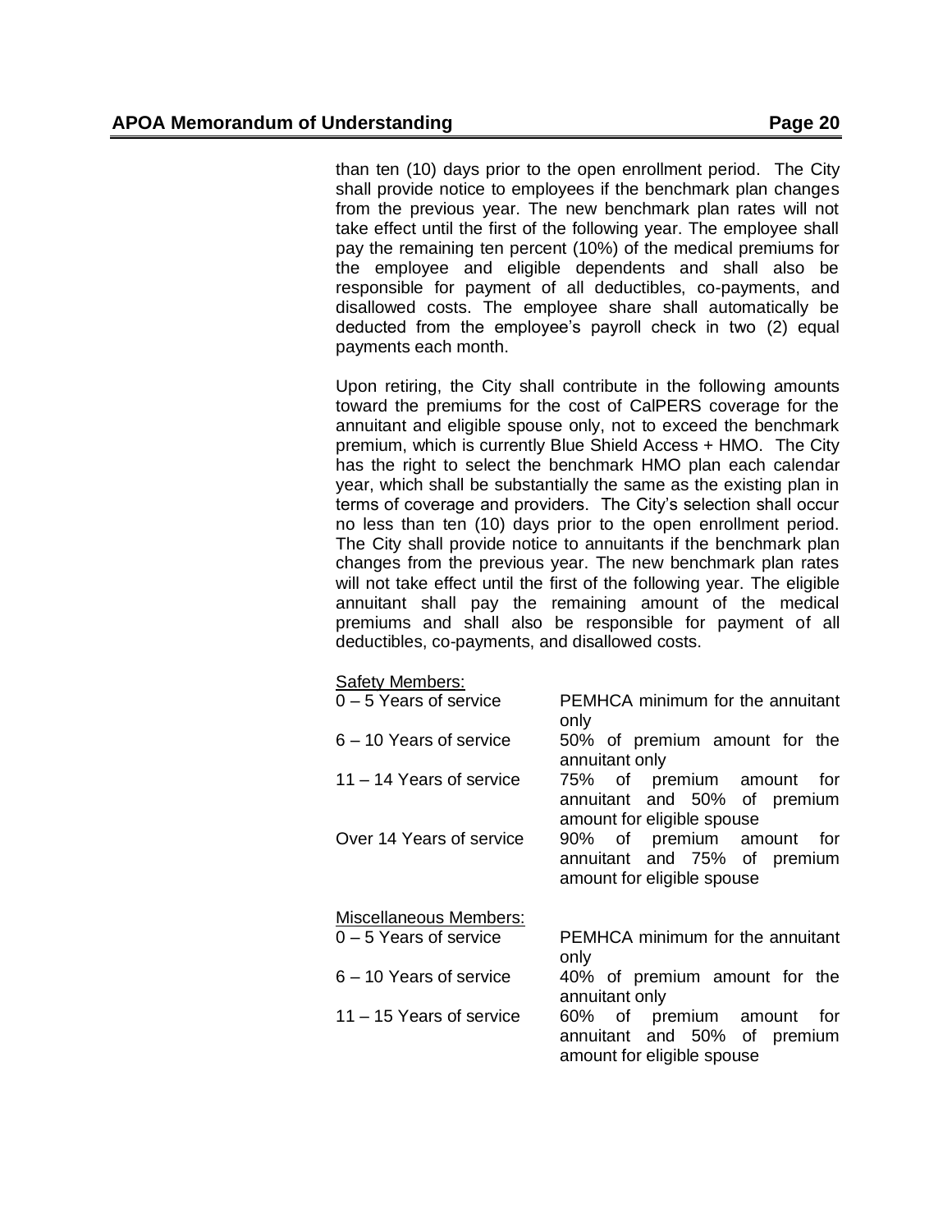than ten (10) days prior to the open enrollment period. The City shall provide notice to employees if the benchmark plan changes from the previous year. The new benchmark plan rates will not take effect until the first of the following year. The employee shall pay the remaining ten percent (10%) of the medical premiums for the employee and eligible dependents and shall also be responsible for payment of all deductibles, co-payments, and disallowed costs. The employee share shall automatically be deducted from the employee's payroll check in two (2) equal payments each month.

Upon retiring, the City shall contribute in the following amounts toward the premiums for the cost of CalPERS coverage for the annuitant and eligible spouse only, not to exceed the benchmark premium, which is currently Blue Shield Access + HMO. The City has the right to select the benchmark HMO plan each calendar year, which shall be substantially the same as the existing plan in terms of coverage and providers. The City's selection shall occur no less than ten (10) days prior to the open enrollment period. The City shall provide notice to annuitants if the benchmark plan changes from the previous year. The new benchmark plan rates will not take effect until the first of the following year. The eligible annuitant shall pay the remaining amount of the medical premiums and shall also be responsible for payment of all deductibles, co-payments, and disallowed costs.

Safety Members:

| | |
|---|---|
| 0 – 5 Years of service | PEMHCA minimum for the annuitant only |
| 6 – 10 Years of service | 50% of premium amount for the annuitant only |
| 11 – 14 Years of service | 75% of premium amount for annuitant and 50% of premium amount for eligible spouse |
| Over 14 Years of service | 90% of premium amount for annuitant and 75% of premium amount for eligible spouse |

Miscellaneous Members:

| | |
|---|---|
| 0 – 5 Years of service | PEMHCA minimum for the annuitant only |
| 6 – 10 Years of service | 40% of premium amount for the annuitant only |
| 11 – 15 Years of service | 60% of premium amount for annuitant and 50% of premium amount for eligible spouse |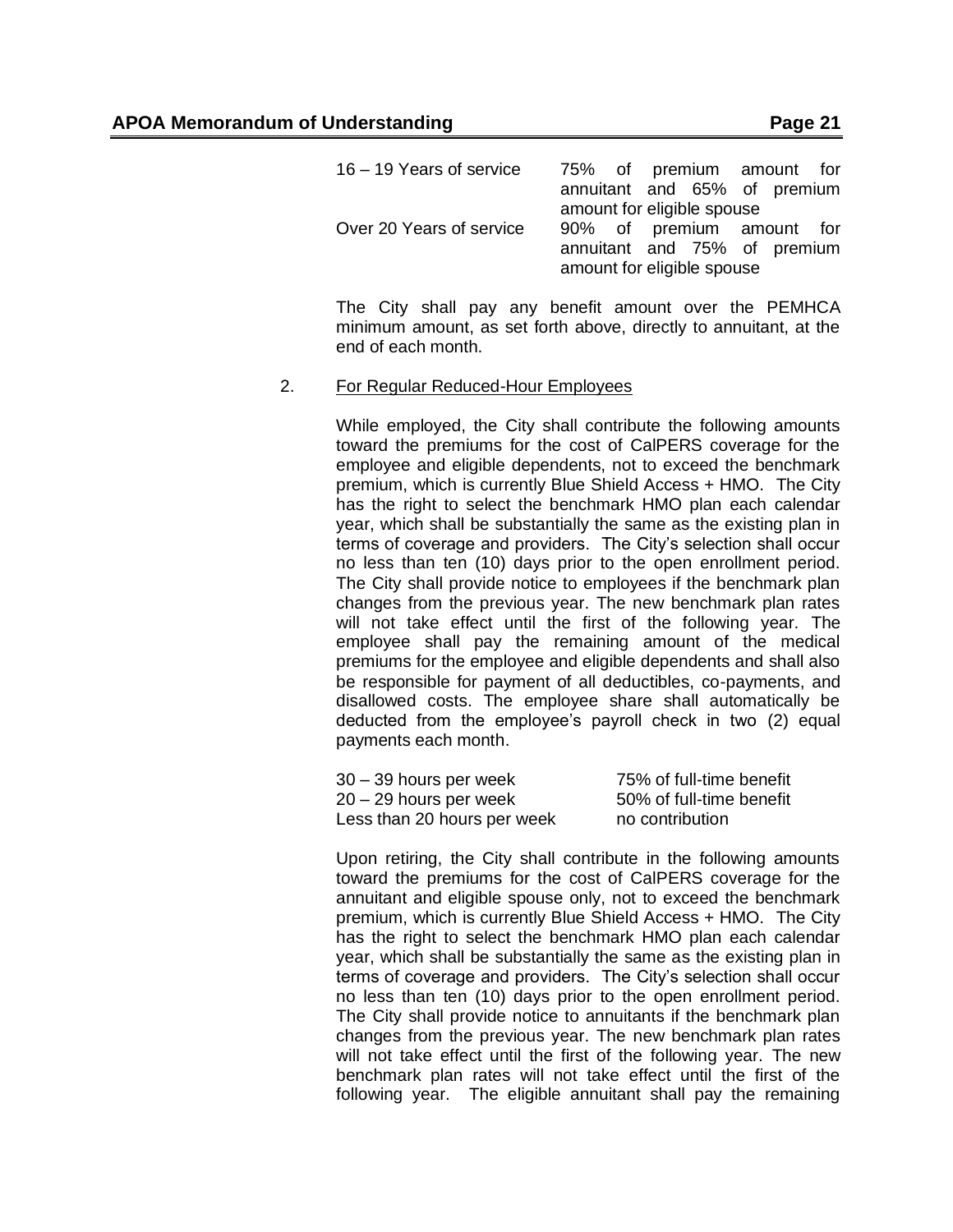| | |
|---|---|
| 16 – 19 Years of service | 75% of premium amount for annuitant and 65% of premium amount for eligible spouse |
| Over 20 Years of service | 90% of premium amount for annuitant and 75% of premium amount for eligible spouse |

The City shall pay any benefit amount over the PEMHCA minimum amount, as set forth above, directly to annuitant, at the end of each month.

2. <u>For Regular Reduced-Hour Employees</u>

While employed, the City shall contribute the following amounts toward the premiums for the cost of CalPERS coverage for the employee and eligible dependents, not to exceed the benchmark premium, which is currently Blue Shield Access + HMO. The City has the right to select the benchmark HMO plan each calendar year, which shall be substantially the same as the existing plan in terms of coverage and providers. The City's selection shall occur no less than ten (10) days prior to the open enrollment period. The City shall provide notice to employees if the benchmark plan changes from the previous year. The new benchmark plan rates will not take effect until the first of the following year. The employee shall pay the remaining amount of the medical premiums for the employee and eligible dependents and shall also be responsible for payment of all deductibles, co-payments, and disallowed costs. The employee share shall automatically be deducted from the employee's payroll check in two (2) equal payments each month.

| | |
|---|---|
| 30 – 39 hours per week | 75% of full-time benefit |
| 20 – 29 hours per week | 50% of full-time benefit |
| Less than 20 hours per week | no contribution |

Upon retiring, the City shall contribute in the following amounts toward the premiums for the cost of CalPERS coverage for the annuitant and eligible spouse only, not to exceed the benchmark premium, which is currently Blue Shield Access + HMO. The City has the right to select the benchmark HMO plan each calendar year, which shall be substantially the same as the existing plan in terms of coverage and providers. The City's selection shall occur no less than ten (10) days prior to the open enrollment period. The City shall provide notice to annuitants if the benchmark plan changes from the previous year. The new benchmark plan rates will not take effect until the first of the following year. The new benchmark plan rates will not take effect until the first of the following year. The eligible annuitant shall pay the remaining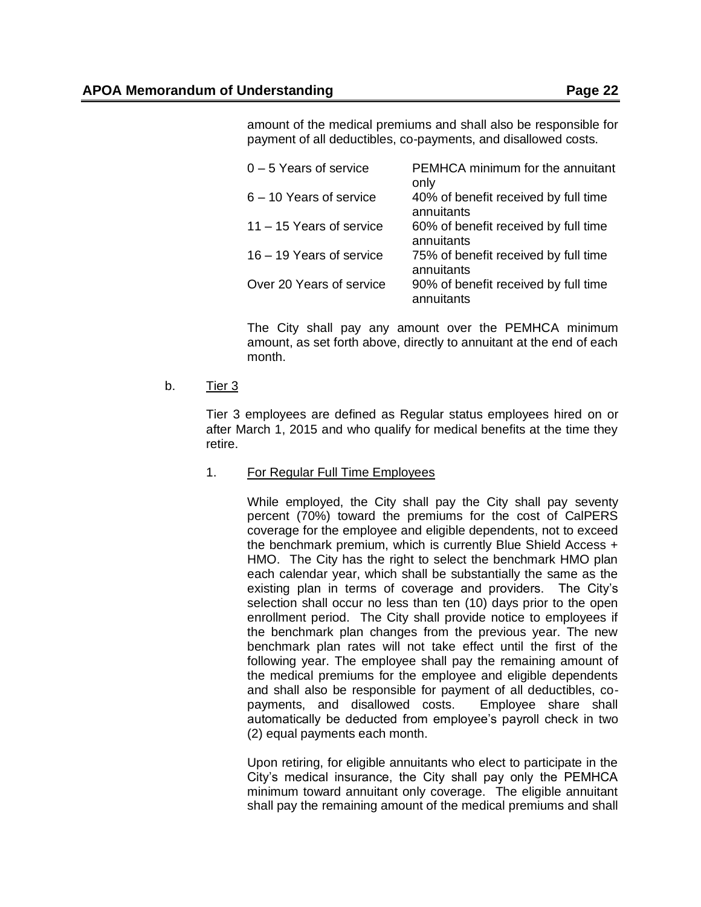amount of the medical premiums and shall also be responsible for payment of all deductibles, co-payments, and disallowed costs.

| | |
|---|---|
| 0 – 5 Years of service | PEMHCA minimum for the annuitant only |
| 6 – 10 Years of service | 40% of benefit received by full time annuitants |
| 11 – 15 Years of service | 60% of benefit received by full time annuitants |
| 16 – 19 Years of service | 75% of benefit received by full time annuitants |
| Over 20 Years of service | 90% of benefit received by full time annuitants |

The City shall pay any amount over the PEMHCA minimum amount, as set forth above, directly to annuitant at the end of each month.

b. <u>Tier 3</u>

Tier 3 employees are defined as Regular status employees hired on or after March 1, 2015 and who qualify for medical benefits at the time they retire.

1. <u>For Regular Full Time Employees</u>

While employed, the City shall pay the City shall pay seventy percent (70%) toward the premiums for the cost of CalPERS coverage for the employee and eligible dependents, not to exceed the benchmark premium, which is currently Blue Shield Access + HMO. The City has the right to select the benchmark HMO plan each calendar year, which shall be substantially the same as the existing plan in terms of coverage and providers. The City's selection shall occur no less than ten (10) days prior to the open enrollment period. The City shall provide notice to employees if the benchmark plan changes from the previous year. The new benchmark plan rates will not take effect until the first of the following year. The employee shall pay the remaining amount of the medical premiums for the employee and eligible dependents and shall also be responsible for payment of all deductibles, co-payments, and disallowed costs. Employee share shall automatically be deducted from employee's payroll check in two (2) equal payments each month.

Upon retiring, for eligible annuitants who elect to participate in the City's medical insurance, the City shall pay only the PEMHCA minimum toward annuitant only coverage. The eligible annuitant shall pay the remaining amount of the medical premiums and shall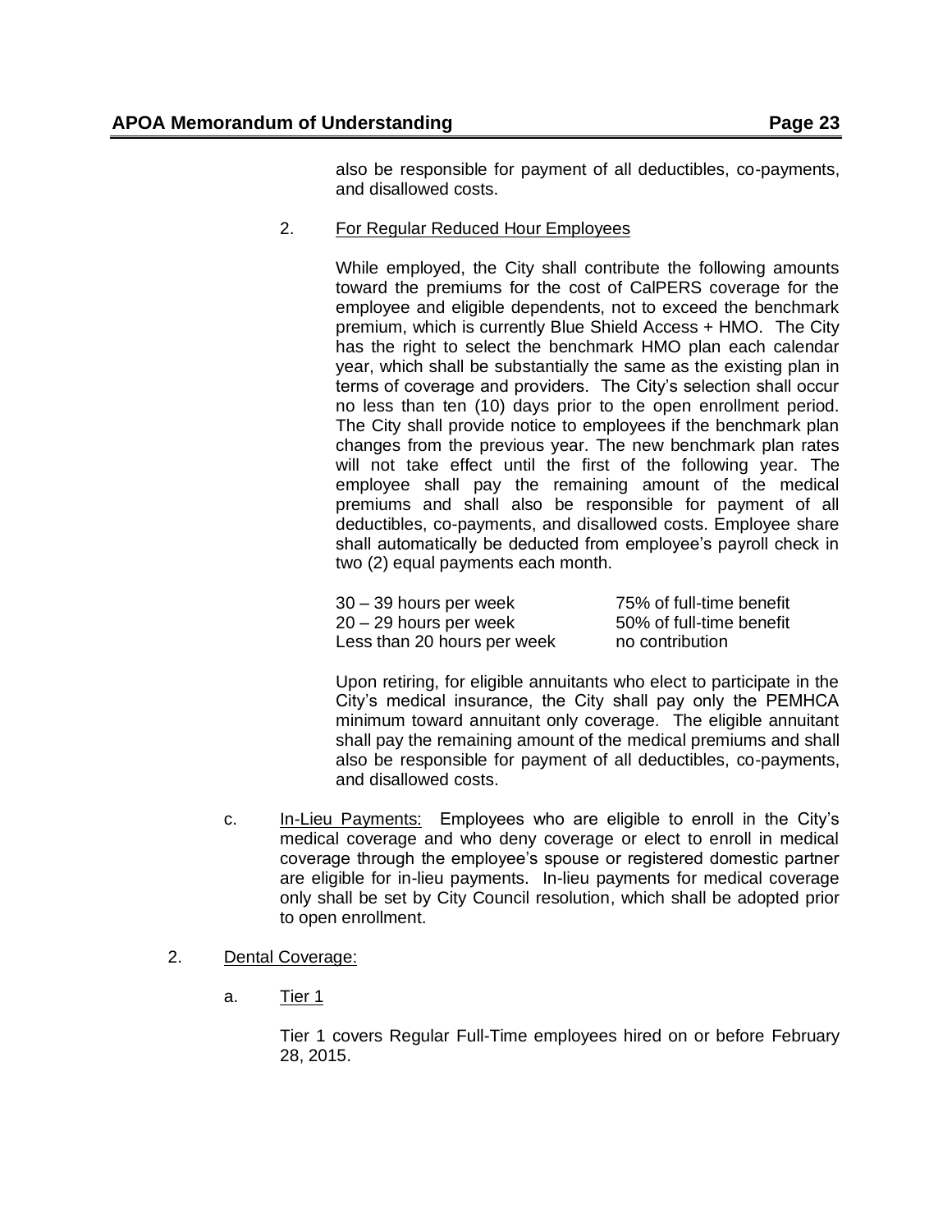also be responsible for payment of all deductibles, co-payments, and disallowed costs.

2. <u>For Regular Reduced Hour Employees</u>

While employed, the City shall contribute the following amounts toward the premiums for the cost of CalPERS coverage for the employee and eligible dependents, not to exceed the benchmark premium, which is currently Blue Shield Access + HMO. The City has the right to select the benchmark HMO plan each calendar year, which shall be substantially the same as the existing plan in terms of coverage and providers. The City's selection shall occur no less than ten (10) days prior to the open enrollment period. The City shall provide notice to employees if the benchmark plan changes from the previous year. The new benchmark plan rates will not take effect until the first of the following year. The employee shall pay the remaining amount of the medical premiums and shall also be responsible for payment of all deductibles, co-payments, and disallowed costs. Employee share shall automatically be deducted from employee's payroll check in two (2) equal payments each month.

| | |
|---|---|
| 30 – 39 hours per week | 75% of full-time benefit |
| 20 – 29 hours per week | 50% of full-time benefit |
| Less than 20 hours per week | no contribution |

Upon retiring, for eligible annuitants who elect to participate in the City's medical insurance, the City shall pay only the PEMHCA minimum toward annuitant only coverage. The eligible annuitant shall pay the remaining amount of the medical premiums and shall also be responsible for payment of all deductibles, co-payments, and disallowed costs.

c. <u>In-Lieu Payments:</u> Employees who are eligible to enroll in the City's medical coverage and who deny coverage or elect to enroll in medical coverage through the employee's spouse or registered domestic partner are eligible for in-lieu payments. In-lieu payments for medical coverage only shall be set by City Council resolution, which shall be adopted prior to open enrollment.

2. <u>Dental Coverage:</u>

a. <u>Tier 1</u>

Tier 1 covers Regular Full-Time employees hired on or before February 28, 2015.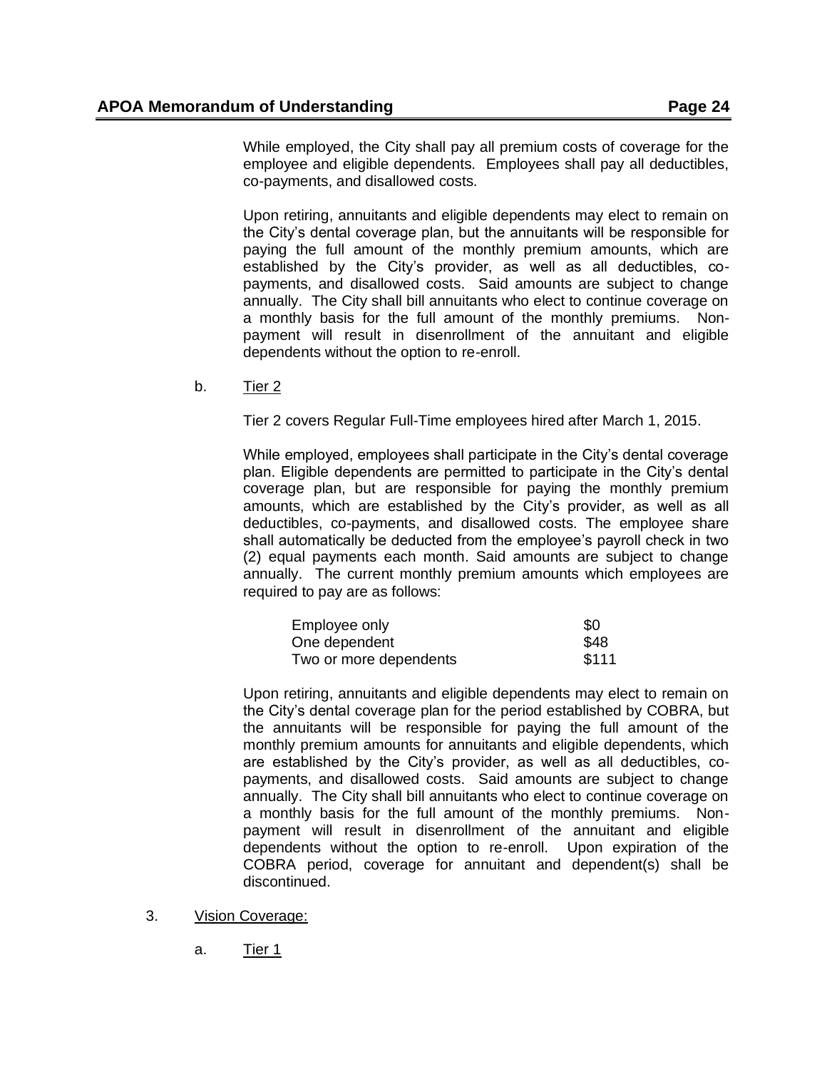While employed, the City shall pay all premium costs of coverage for the employee and eligible dependents. Employees shall pay all deductibles, co-payments, and disallowed costs.

Upon retiring, annuitants and eligible dependents may elect to remain on the City's dental coverage plan, but the annuitants will be responsible for paying the full amount of the monthly premium amounts, which are established by the City's provider, as well as all deductibles, co-payments, and disallowed costs. Said amounts are subject to change annually. The City shall bill annuitants who elect to continue coverage on a monthly basis for the full amount of the monthly premiums. Non-payment will result in disenrollment of the annuitant and eligible dependents without the option to re-enroll.

b. <u>Tier 2</u>

Tier 2 covers Regular Full-Time employees hired after March 1, 2015.

While employed, employees shall participate in the City's dental coverage plan. Eligible dependents are permitted to participate in the City's dental coverage plan, but are responsible for paying the monthly premium amounts, which are established by the City's provider, as well as all deductibles, co-payments, and disallowed costs. The employee share shall automatically be deducted from the employee's payroll check in two (2) equal payments each month. Said amounts are subject to change annually. The current monthly premium amounts which employees are required to pay are as follows:

| | |
|---|---|
| Employee only | $0 |
| One dependent | $48 |
| Two or more dependents | $111 |

Upon retiring, annuitants and eligible dependents may elect to remain on the City's dental coverage plan for the period established by COBRA, but the annuitants will be responsible for paying the full amount of the monthly premium amounts for annuitants and eligible dependents, which are established by the City's provider, as well as all deductibles, co-payments, and disallowed costs. Said amounts are subject to change annually. The City shall bill annuitants who elect to continue coverage on a monthly basis for the full amount of the monthly premiums. Non-payment will result in disenrollment of the annuitant and eligible dependents without the option to re-enroll. Upon expiration of the COBRA period, coverage for annuitant and dependent(s) shall be discontinued.

3. <u>Vision Coverage:</u>

a. <u>Tier 1</u>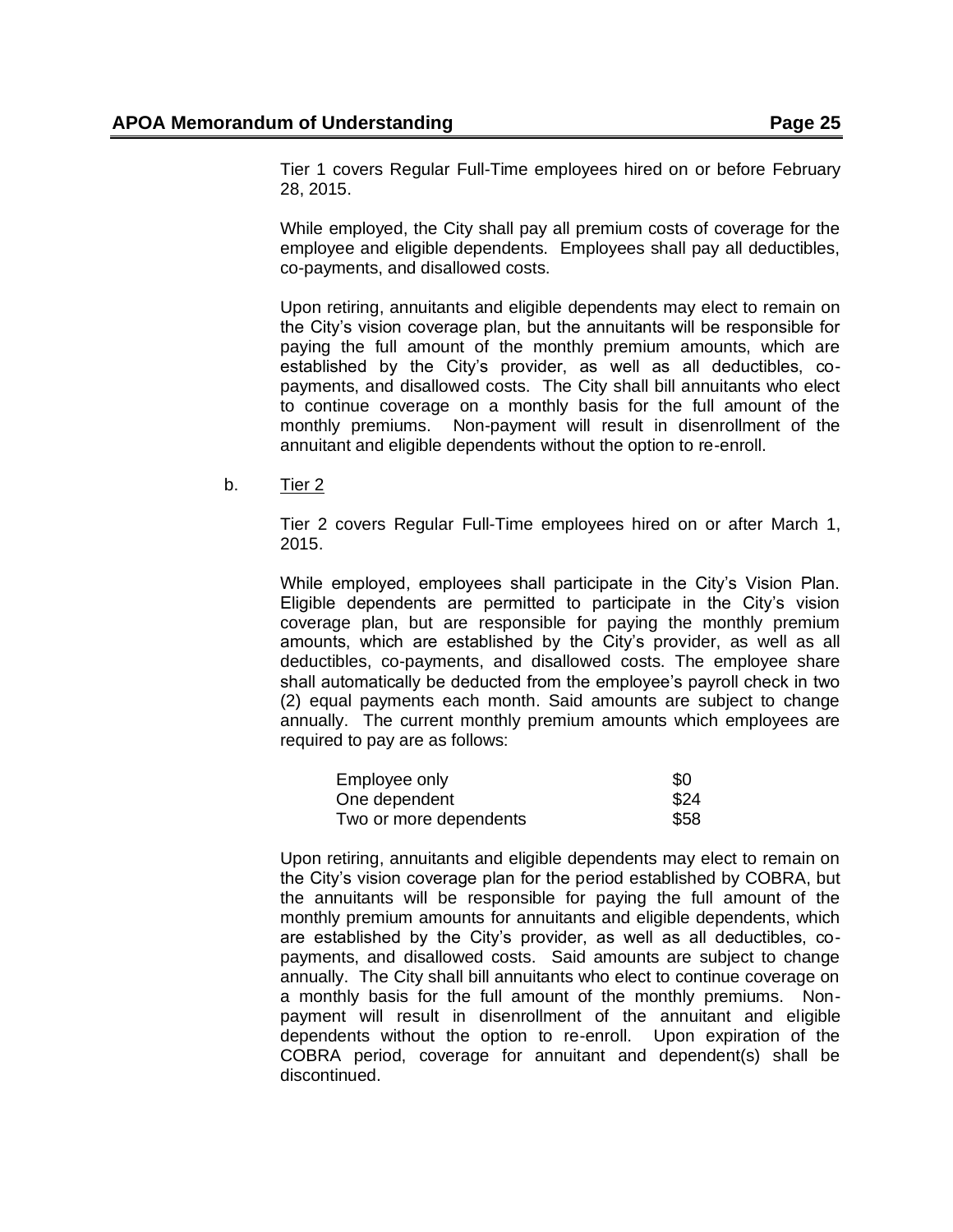Tier 1 covers Regular Full-Time employees hired on or before February 28, 2015.

While employed, the City shall pay all premium costs of coverage for the employee and eligible dependents. Employees shall pay all deductibles, co-payments, and disallowed costs.

Upon retiring, annuitants and eligible dependents may elect to remain on the City's vision coverage plan, but the annuitants will be responsible for paying the full amount of the monthly premium amounts, which are established by the City's provider, as well as all deductibles, co-payments, and disallowed costs. The City shall bill annuitants who elect to continue coverage on a monthly basis for the full amount of the monthly premiums. Non-payment will result in disenrollment of the annuitant and eligible dependents without the option to re-enroll.

b. Tier 2

Tier 2 covers Regular Full-Time employees hired on or after March 1, 2015.

While employed, employees shall participate in the City's Vision Plan. Eligible dependents are permitted to participate in the City's vision coverage plan, but are responsible for paying the monthly premium amounts, which are established by the City's provider, as well as all deductibles, co-payments, and disallowed costs. The employee share shall automatically be deducted from the employee's payroll check in two (2) equal payments each month. Said amounts are subject to change annually. The current monthly premium amounts which employees are required to pay are as follows:

| | |
|---|---|
| Employee only | $0 |
| One dependent | $24 |
| Two or more dependents | $58 |

Upon retiring, annuitants and eligible dependents may elect to remain on the City's vision coverage plan for the period established by COBRA, but the annuitants will be responsible for paying the full amount of the monthly premium amounts for annuitants and eligible dependents, which are established by the City's provider, as well as all deductibles, co-payments, and disallowed costs. Said amounts are subject to change annually. The City shall bill annuitants who elect to continue coverage on a monthly basis for the full amount of the monthly premiums. Non-payment will result in disenrollment of the annuitant and eligible dependents without the option to re-enroll. Upon expiration of the COBRA period, coverage for annuitant and dependent(s) shall be discontinued.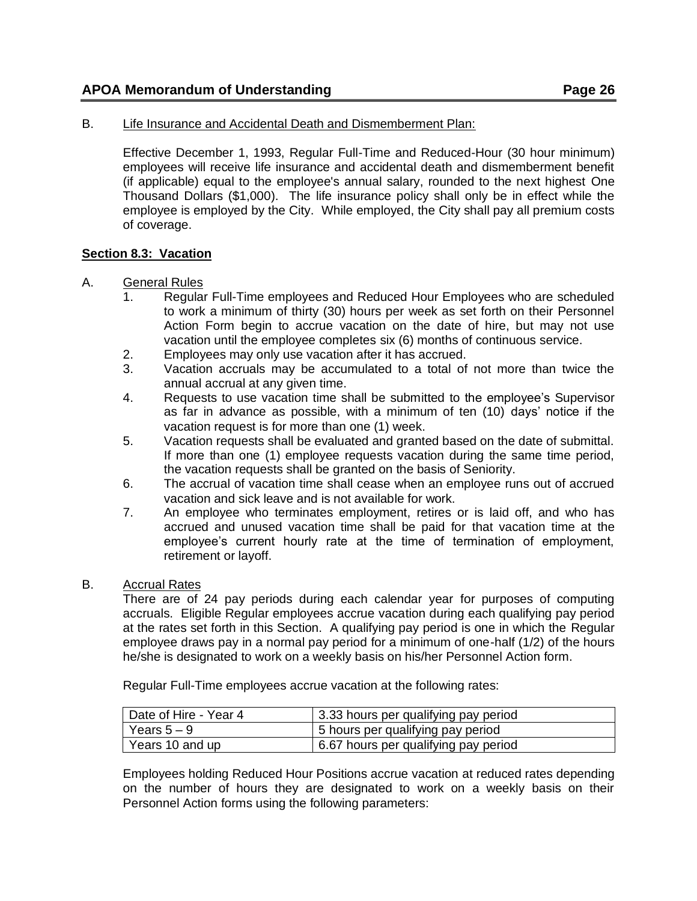B. Life Insurance and Accidental Death and Dismemberment Plan:

Effective December 1, 1993, Regular Full-Time and Reduced-Hour (30 hour minimum) employees will receive life insurance and accidental death and dismemberment benefit (if applicable) equal to the employee's annual salary, rounded to the next highest One Thousand Dollars ($1,000). The life insurance policy shall only be in effect while the employee is employed by the City. While employed, the City shall pay all premium costs of coverage.

**Section 8.3: Vacation**

A. General Rules

1. Regular Full-Time employees and Reduced Hour Employees who are scheduled to work a minimum of thirty (30) hours per week as set forth on their Personnel Action Form begin to accrue vacation on the date of hire, but may not use vacation until the employee completes six (6) months of continuous service.
2. Employees may only use vacation after it has accrued.
3. Vacation accruals may be accumulated to a total of not more than twice the annual accrual at any given time.
4. Requests to use vacation time shall be submitted to the employee's Supervisor as far in advance as possible, with a minimum of ten (10) days' notice if the vacation request is for more than one (1) week.
5. Vacation requests shall be evaluated and granted based on the date of submittal. If more than one (1) employee requests vacation during the same time period, the vacation requests shall be granted on the basis of Seniority.
6. The accrual of vacation time shall cease when an employee runs out of accrued vacation and sick leave and is not available for work.
7. An employee who terminates employment, retires or is laid off, and who has accrued and unused vacation time shall be paid for that vacation time at the employee's current hourly rate at the time of termination of employment, retirement or layoff.

B. Accrual Rates

There are of 24 pay periods during each calendar year for purposes of computing accruals. Eligible Regular employees accrue vacation during each qualifying pay period at the rates set forth in this Section. A qualifying pay period is one in which the Regular employee draws pay in a normal pay period for a minimum of one-half (1/2) of the hours he/she is designated to work on a weekly basis on his/her Personnel Action form.

Regular Full-Time employees accrue vacation at the following rates:

| Date of Hire - Year 4 | 3.33 hours per qualifying pay period |
|---|---|
| Years 5 – 9 | 5 hours per qualifying pay period |
| Years 10 and up | 6.67 hours per qualifying pay period |

Employees holding Reduced Hour Positions accrue vacation at reduced rates depending on the number of hours they are designated to work on a weekly basis on their Personnel Action forms using the following parameters: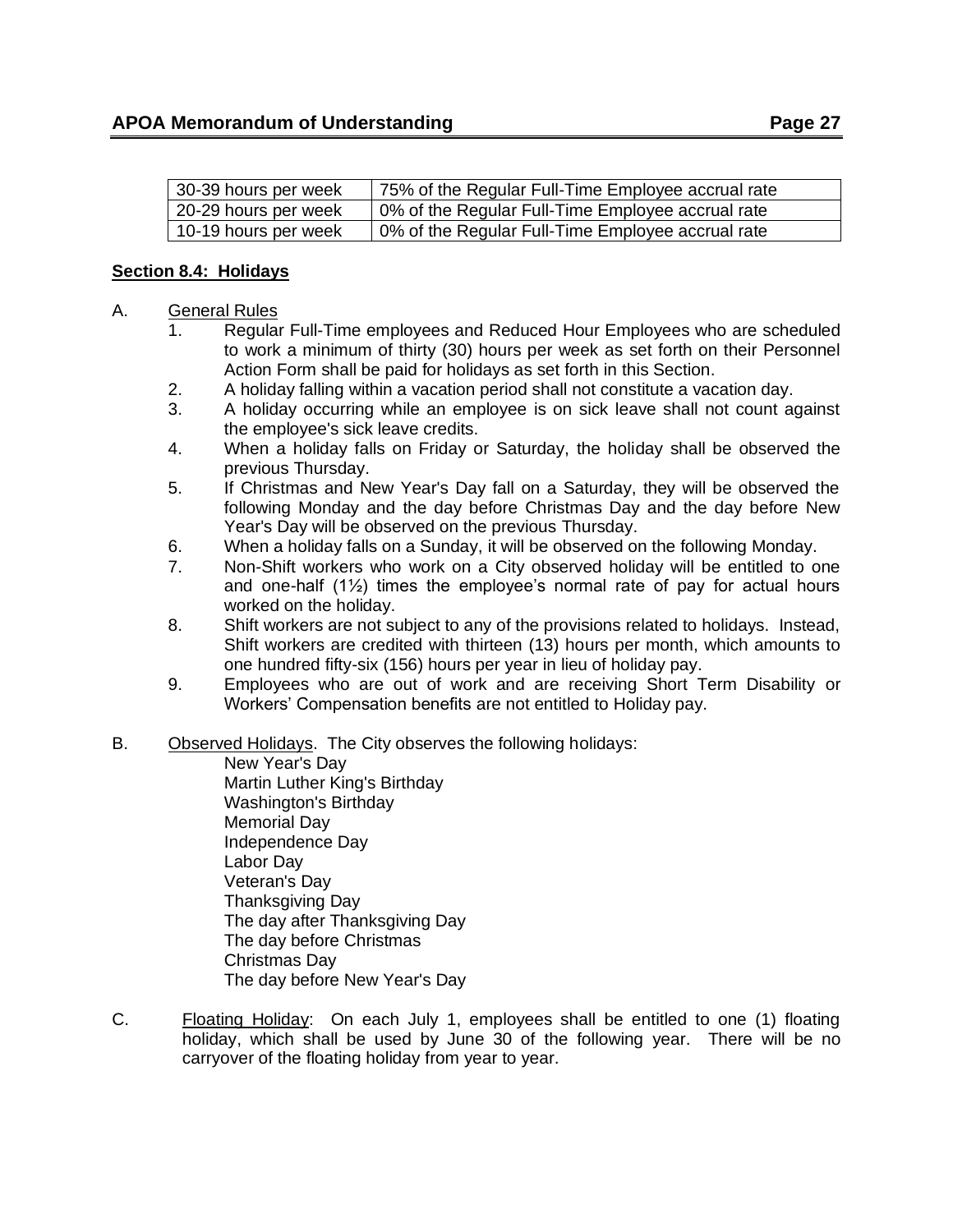| | |
|---|---|
| 30-39 hours per week | 75% of the Regular Full-Time Employee accrual rate |
| 20-29 hours per week | 0% of the Regular Full-Time Employee accrual rate |
| 10-19 hours per week | 0% of the Regular Full-Time Employee accrual rate |

**Section 8.4: Holidays**

A. General Rules

1. Regular Full-Time employees and Reduced Hour Employees who are scheduled to work a minimum of thirty (30) hours per week as set forth on their Personnel Action Form shall be paid for holidays as set forth in this Section.
2. A holiday falling within a vacation period shall not constitute a vacation day.
3. A holiday occurring while an employee is on sick leave shall not count against the employee's sick leave credits.
4. When a holiday falls on Friday or Saturday, the holiday shall be observed the previous Thursday.
5. If Christmas and New Year's Day fall on a Saturday, they will be observed the following Monday and the day before Christmas Day and the day before New Year's Day will be observed on the previous Thursday.
6. When a holiday falls on a Sunday, it will be observed on the following Monday.
7. Non-Shift workers who work on a City observed holiday will be entitled to one and one-half (1½) times the employee's normal rate of pay for actual hours worked on the holiday.
8. Shift workers are not subject to any of the provisions related to holidays. Instead, Shift workers are credited with thirteen (13) hours per month, which amounts to one hundred fifty-six (156) hours per year in lieu of holiday pay.
9. Employees who are out of work and are receiving Short Term Disability or Workers' Compensation benefits are not entitled to Holiday pay.

B. Observed Holidays. The City observes the following holidays:

New Year's Day
Martin Luther King's Birthday
Washington's Birthday
Memorial Day
Independence Day
Labor Day
Veteran's Day
Thanksgiving Day
The day after Thanksgiving Day
The day before Christmas
Christmas Day
The day before New Year's Day

C. Floating Holiday: On each July 1, employees shall be entitled to one (1) floating holiday, which shall be used by June 30 of the following year. There will be no carryover of the floating holiday from year to year.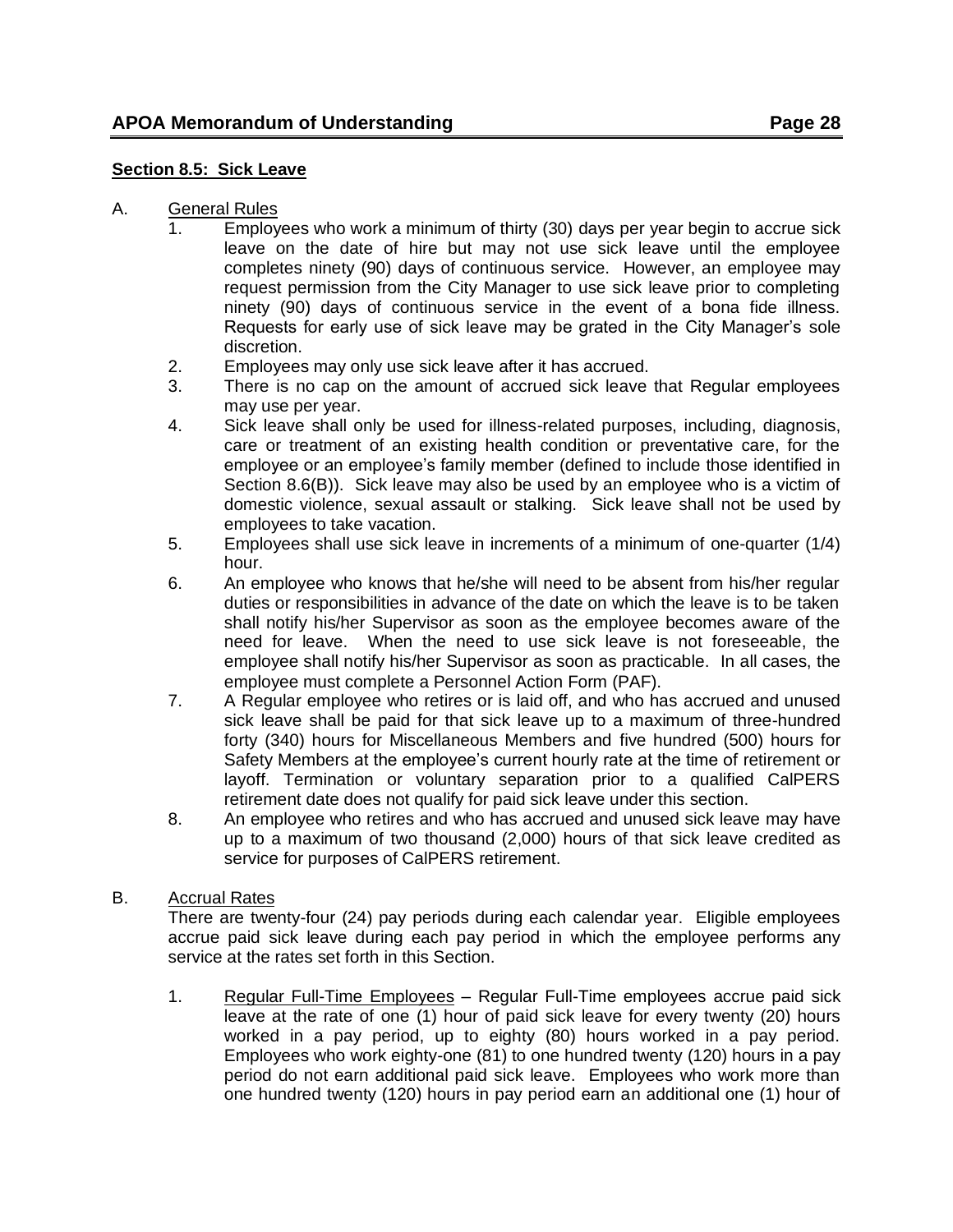## Section 8.5: Sick Leave

A. Underline General Rules

1. Employees who work a minimum of thirty (30) days per year begin to accrue sick leave on the date of hire but may not use sick leave until the employee completes ninety (90) days of continuous service. However, an employee may request permission from the City Manager to use sick leave prior to completing ninety (90) days of continuous service in the event of a bona fide illness. Requests for early use of sick leave may be grated in the City Manager's sole discretion.
2. Employees may only use sick leave after it has accrued.
3. There is no cap on the amount of accrued sick leave that Regular employees may use per year.
4. Sick leave shall only be used for illness-related purposes, including, diagnosis, care or treatment of an existing health condition or preventative care, for the employee or an employee's family member (defined to include those identified in Section 8.6(B)). Sick leave may also be used by an employee who is a victim of domestic violence, sexual assault or stalking. Sick leave shall not be used by employees to take vacation.
5. Employees shall use sick leave in increments of a minimum of one-quarter (1/4) hour.
6. An employee who knows that he/she will need to be absent from his/her regular duties or responsibilities in advance of the date on which the leave is to be taken shall notify his/her Supervisor as soon as the employee becomes aware of the need for leave. When the need to use sick leave is not foreseeable, the employee shall notify his/her Supervisor as soon as practicable. In all cases, the employee must complete a Personnel Action Form (PAF).
7. A Regular employee who retires or is laid off, and who has accrued and unused sick leave shall be paid for that sick leave up to a maximum of three-hundred forty (340) hours for Miscellaneous Members and five hundred (500) hours for Safety Members at the employee's current hourly rate at the time of retirement or layoff. Termination or voluntary separation prior to a qualified CalPERS retirement date does not qualify for paid sick leave under this section.
8. An employee who retires and who has accrued and unused sick leave may have up to a maximum of two thousand (2,000) hours of that sick leave credited as service for purposes of CalPERS retirement.

B. Accrual Rates

There are twenty-four (24) pay periods during each calendar year. Eligible employees accrue paid sick leave during each pay period in which the employee performs any service at the rates set forth in this Section.

1. Regular Full-Time Employees – Regular Full-Time employees accrue paid sick leave at the rate of one (1) hour of paid sick leave for every twenty (20) hours worked in a pay period, up to eighty (80) hours worked in a pay period. Employees who work eighty-one (81) to one hundred twenty (120) hours in a pay period do not earn additional paid sick leave. Employees who work more than one hundred twenty (120) hours in pay period earn an additional one (1) hour of

## Section 8.5: Sick Leave

A. General Rules

1. Employees who work a minimum of thirty (30) days per year begin to accrue sick leave on the date of hire but may not use sick leave until the employee completes ninety (90) days of continuous service. However, an employee may request permission from the City Manager to use sick leave prior to completing ninety (90) days of continuous service in the event of a bona fide illness. Requests for early use of sick leave may be grated in the City Manager's sole discretion.
2. Employees may only use sick leave after it has accrued.
3. There is no cap on the amount of accrued sick leave that Regular employees may use per year.
4. Sick leave shall only be used for illness-related purposes, including, diagnosis, care or treatment of an existing health condition or preventative care, for the employee or an employee's family member (defined to include those identified in Section 8.6(B)). Sick leave may also be used by an employee who is a victim of domestic violence, sexual assault or stalking. Sick leave shall not be used by employees to take vacation.
5. Employees shall use sick leave in increments of a minimum of one-quarter (1/4) hour.
6. An employee who knows that he/she will need to be absent from his/her regular duties or responsibilities in advance of the date on which the leave is to be taken shall notify his/her Supervisor as soon as the employee becomes aware of the need for leave. When the need to use sick leave is not foreseeable, the employee shall notify his/her Supervisor as soon as practicable. In all cases, the employee must complete a Personnel Action Form (PAF).
7. A Regular employee who retires or is laid off, and who has accrued and unused sick leave shall be paid for that sick leave up to a maximum of three-hundred forty (340) hours for Miscellaneous Members and five hundred (500) hours for Safety Members at the employee's current hourly rate at the time of retirement or layoff. Termination or voluntary separation prior to a qualified CalPERS retirement date does not qualify for paid sick leave under this section.
8. An employee who retires and who has accrued and unused sick leave may have up to a maximum of two thousand (2,000) hours of that sick leave credited as service for purposes of CalPERS retirement.

B. Accrual Rates

There are twenty-four (24) pay periods during each calendar year. Eligible employees accrue paid sick leave during each pay period in which the employee performs any service at the rates set forth in this Section.

1. Regular Full-Time Employees – Regular Full-Time employees accrue paid sick leave at the rate of one (1) hour of paid sick leave for every twenty (20) hours worked in a pay period, up to eighty (80) hours worked in a pay period. Employees who work eighty-one (81) to one hundred twenty (120) hours in a pay period do not earn additional paid sick leave. Employees who work more than one hundred twenty (120) hours in pay period earn an additional one (1) hour of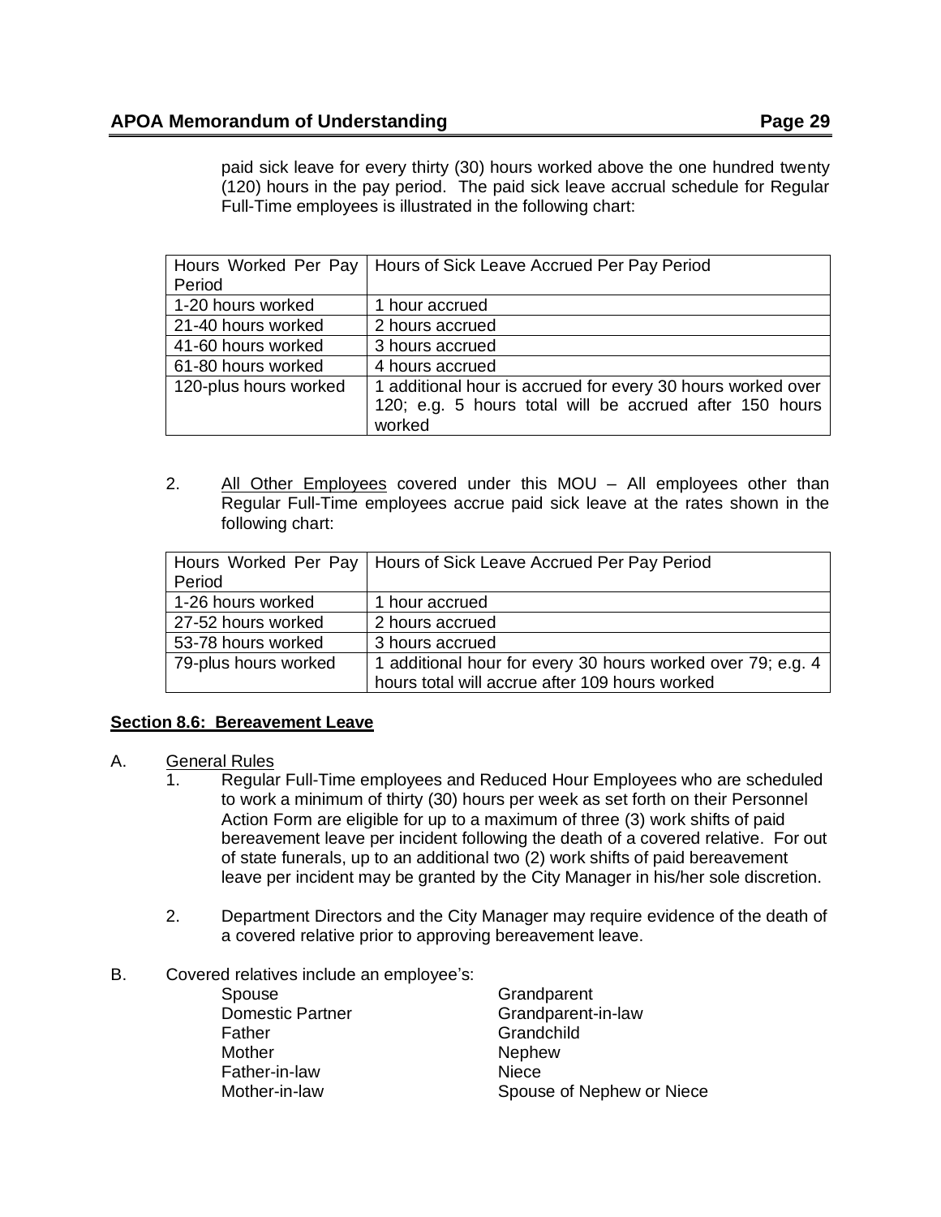paid sick leave for every thirty (30) hours worked above the one hundred twenty (120) hours in the pay period. The paid sick leave accrual schedule for Regular Full-Time employees is illustrated in the following chart:

| Hours Worked Per Pay Period | Hours of Sick Leave Accrued Per Pay Period |
|---|---|
| 1-20 hours worked | 1 hour accrued |
| 21-40 hours worked | 2 hours accrued |
| 41-60 hours worked | 3 hours accrued |
| 61-80 hours worked | 4 hours accrued |
| 120-plus hours worked | 1 additional hour is accrued for every 30 hours worked over 120; e.g. 5 hours total will be accrued after 150 hours worked |

2. <u>All Other Employees</u> covered under this MOU – All employees other than Regular Full-Time employees accrue paid sick leave at the rates shown in the following chart:

| Hours Worked Per Pay Period | Hours of Sick Leave Accrued Per Pay Period |
|---|---|
| 1-26 hours worked | 1 hour accrued |
| 27-52 hours worked | 2 hours accrued |
| 53-78 hours worked | 3 hours accrued |
| 79-plus hours worked | 1 additional hour for every 30 hours worked over 79; e.g. 4 hours total will accrue after 109 hours worked |

## Section 8.6: Bereavement Leave

A. <u>General Rules</u>

1. Regular Full-Time employees and Reduced Hour Employees who are scheduled to work a minimum of thirty (30) hours per week as set forth on their Personnel Action Form are eligible for up to a maximum of three (3) work shifts of paid bereavement leave per incident following the death of a covered relative. For out of state funerals, up to an additional two (2) work shifts of paid bereavement leave per incident may be granted by the City Manager in his/her sole discretion.

2. Department Directors and the City Manager may require evidence of the death of a covered relative prior to approving bereavement leave.

B. Covered relatives include an employee's:

- Spouse
- Domestic Partner
- Father
- Mother
- Father-in-law
- Mother-in-law
- Grandparent
- Grandparent-in-law
- Grandchild
- Nephew
- Niece
- Spouse of Nephew or Niece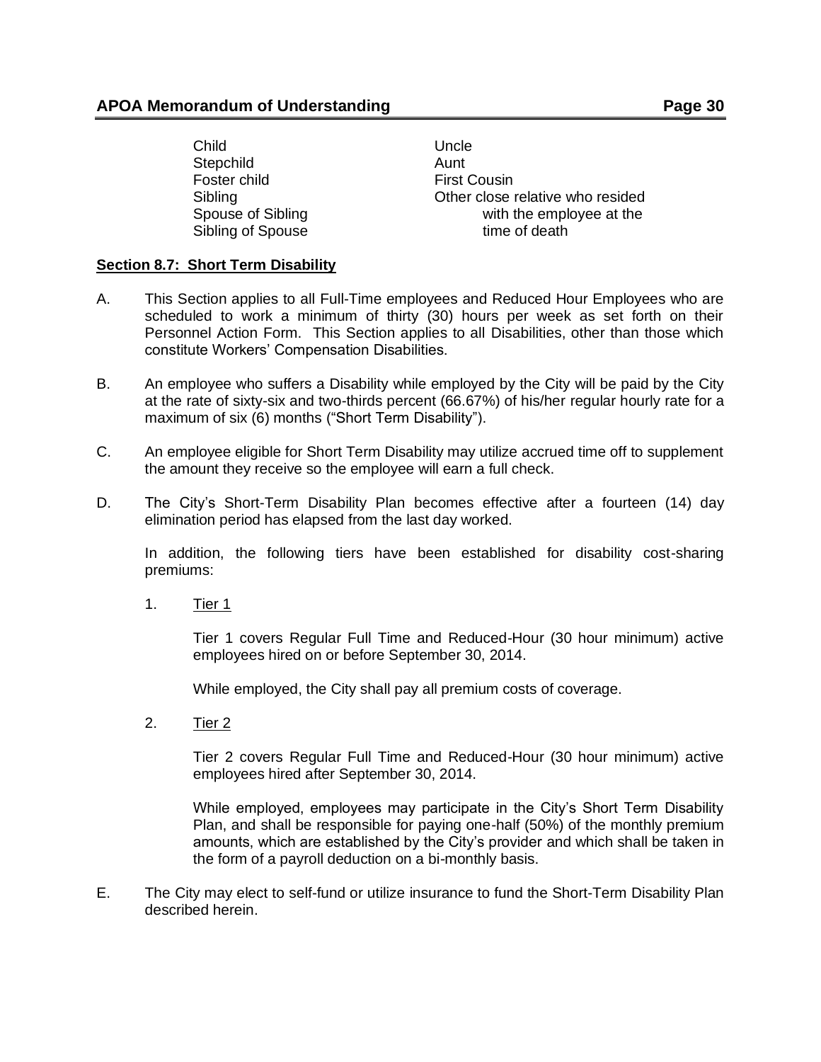- Child
- Stepchild
- Foster child
- Sibling
- Spouse of Sibling
- Sibling of Spouse
- Uncle
- Aunt
- First Cousin
- Other close relative who resided with the employee at the time of death

**Section 8.7: Short Term Disability**

A. This Section applies to all Full-Time employees and Reduced Hour Employees who are scheduled to work a minimum of thirty (30) hours per week as set forth on their Personnel Action Form. This Section applies to all Disabilities, other than those which constitute Workers' Compensation Disabilities.

B. An employee who suffers a Disability while employed by the City will be paid by the City at the rate of sixty-six and two-thirds percent (66.67%) of his/her regular hourly rate for a maximum of six (6) months ("Short Term Disability").

C. An employee eligible for Short Term Disability may utilize accrued time off to supplement the amount they receive so the employee will earn a full check.

D. The City's Short-Term Disability Plan becomes effective after a fourteen (14) day elimination period has elapsed from the last day worked.

   In addition, the following tiers have been established for disability cost-sharing premiums:

   1. Tier 1

      Tier 1 covers Regular Full Time and Reduced-Hour (30 hour minimum) active employees hired on or before September 30, 2014.

      While employed, the City shall pay all premium costs of coverage.

   2. Tier 2

      Tier 2 covers Regular Full Time and Reduced-Hour (30 hour minimum) active employees hired after September 30, 2014.

      While employed, employees may participate in the City's Short Term Disability Plan, and shall be responsible for paying one-half (50%) of the monthly premium amounts, which are established by the City's provider and which shall be taken in the form of a payroll deduction on a bi-monthly basis.

E. The City may elect to self-fund or utilize insurance to fund the Short-Term Disability Plan described herein.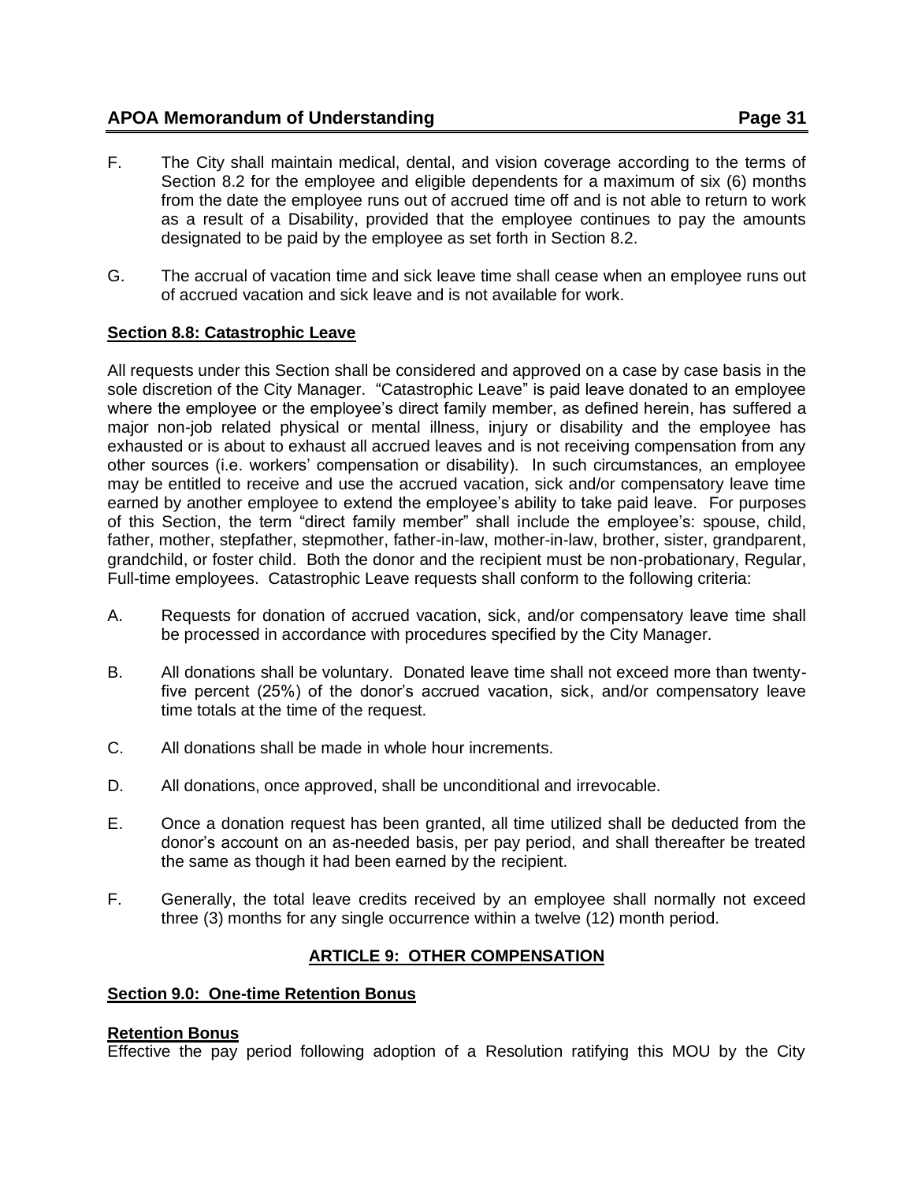F. The City shall maintain medical, dental, and vision coverage according to the terms of Section 8.2 for the employee and eligible dependents for a maximum of six (6) months from the date the employee runs out of accrued time off and is not able to return to work as a result of a Disability, provided that the employee continues to pay the amounts designated to be paid by the employee as set forth in Section 8.2.

G. The accrual of vacation time and sick leave time shall cease when an employee runs out of accrued vacation and sick leave and is not available for work.

**Section 8.8: Catastrophic Leave**

All requests under this Section shall be considered and approved on a case by case basis in the sole discretion of the City Manager. "Catastrophic Leave" is paid leave donated to an employee where the employee or the employee's direct family member, as defined herein, has suffered a major non-job related physical or mental illness, injury or disability and the employee has exhausted or is about to exhaust all accrued leaves and is not receiving compensation from any other sources (i.e. workers' compensation or disability). In such circumstances, an employee may be entitled to receive and use the accrued vacation, sick and/or compensatory leave time earned by another employee to extend the employee's ability to take paid leave. For purposes of this Section, the term "direct family member" shall include the employee's: spouse, child, father, mother, stepfather, stepmother, father-in-law, mother-in-law, brother, sister, grandparent, grandchild, or foster child. Both the donor and the recipient must be non-probationary, Regular, Full-time employees. Catastrophic Leave requests shall conform to the following criteria:

A. Requests for donation of accrued vacation, sick, and/or compensatory leave time shall be processed in accordance with procedures specified by the City Manager.

B. All donations shall be voluntary. Donated leave time shall not exceed more than twenty-five percent (25%) of the donor's accrued vacation, sick, and/or compensatory leave time totals at the time of the request.

C. All donations shall be made in whole hour increments.

D. All donations, once approved, shall be unconditional and irrevocable.

E. Once a donation request has been granted, all time utilized shall be deducted from the donor's account on an as-needed basis, per pay period, and shall thereafter be treated the same as though it had been earned by the recipient.

F. Generally, the total leave credits received by an employee shall normally not exceed three (3) months for any single occurrence within a twelve (12) month period.

## ARTICLE 9: OTHER COMPENSATION

**Section 9.0: One-time Retention Bonus**

**Retention Bonus**

Effective the pay period following adoption of a Resolution ratifying this MOU by the City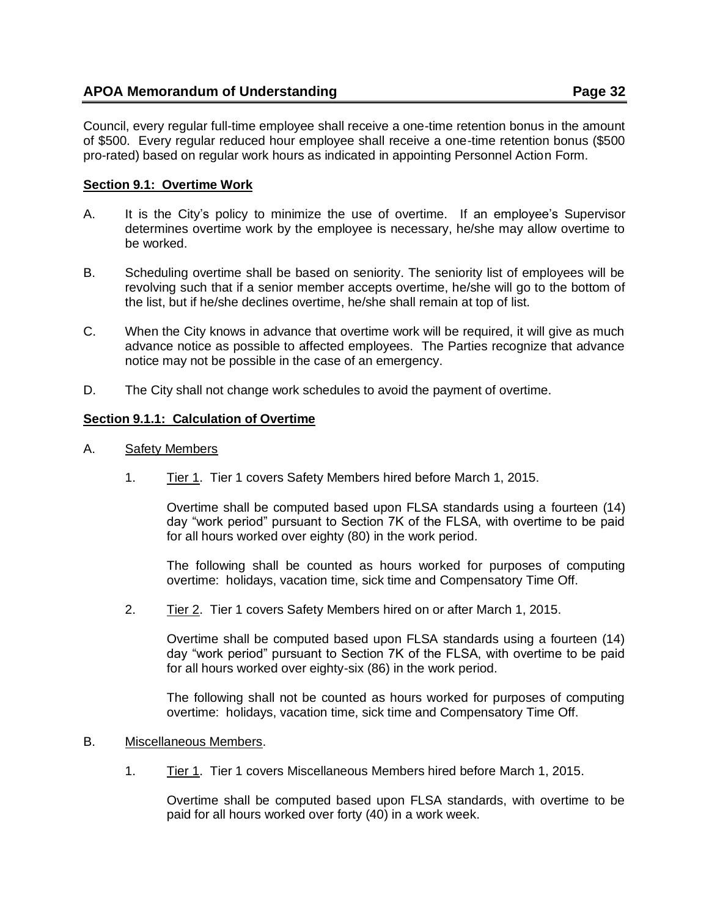Council, every regular full-time employee shall receive a one-time retention bonus in the amount of $500. Every regular reduced hour employee shall receive a one-time retention bonus ($500 pro-rated) based on regular work hours as indicated in appointing Personnel Action Form.

**Section 9.1: Overtime Work**

A. It is the City's policy to minimize the use of overtime. If an employee's Supervisor determines overtime work by the employee is necessary, he/she may allow overtime to be worked.

B. Scheduling overtime shall be based on seniority. The seniority list of employees will be revolving such that if a senior member accepts overtime, he/she will go to the bottom of the list, but if he/she declines overtime, he/she shall remain at top of list.

C. When the City knows in advance that overtime work will be required, it will give as much advance notice as possible to affected employees. The Parties recognize that advance notice may not be possible in the case of an emergency.

D. The City shall not change work schedules to avoid the payment of overtime.

**Section 9.1.1: Calculation of Overtime**

A. Safety Members

1. Tier 1. Tier 1 covers Safety Members hired before March 1, 2015.

   Overtime shall be computed based upon FLSA standards using a fourteen (14) day "work period" pursuant to Section 7K of the FLSA, with overtime to be paid for all hours worked over eighty (80) in the work period.

   The following shall be counted as hours worked for purposes of computing overtime: holidays, vacation time, sick time and Compensatory Time Off.

2. Tier 2. Tier 1 covers Safety Members hired on or after March 1, 2015.

   Overtime shall be computed based upon FLSA standards using a fourteen (14) day "work period" pursuant to Section 7K of the FLSA, with overtime to be paid for all hours worked over eighty-six (86) in the work period.

   The following shall not be counted as hours worked for purposes of computing overtime: holidays, vacation time, sick time and Compensatory Time Off.

B. Miscellaneous Members.

1. Tier 1. Tier 1 covers Miscellaneous Members hired before March 1, 2015.

   Overtime shall be computed based upon FLSA standards, with overtime to be paid for all hours worked over forty (40) in a work week.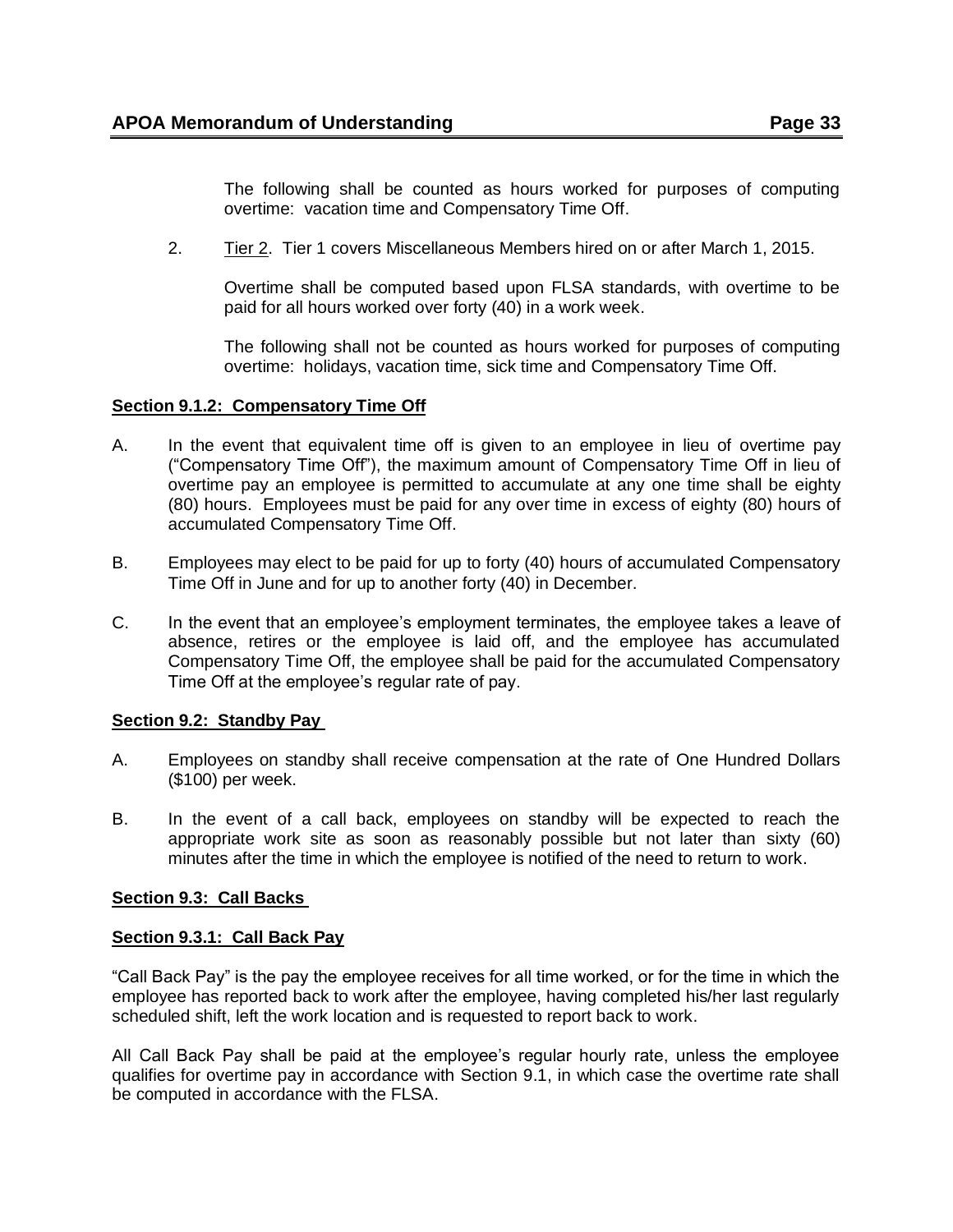The following shall be counted as hours worked for purposes of computing overtime: vacation time and Compensatory Time Off.

2. Tier 2. Tier 1 covers Miscellaneous Members hired on or after March 1, 2015.

   Overtime shall be computed based upon FLSA standards, with overtime to be paid for all hours worked over forty (40) in a work week.

   The following shall not be counted as hours worked for purposes of computing overtime: holidays, vacation time, sick time and Compensatory Time Off.

**Section 9.1.2: Compensatory Time Off**

A. In the event that equivalent time off is given to an employee in lieu of overtime pay ("Compensatory Time Off"), the maximum amount of Compensatory Time Off in lieu of overtime pay an employee is permitted to accumulate at any one time shall be eighty (80) hours. Employees must be paid for any over time in excess of eighty (80) hours of accumulated Compensatory Time Off.

B. Employees may elect to be paid for up to forty (40) hours of accumulated Compensatory Time Off in June and for up to another forty (40) in December.

C. In the event that an employee's employment terminates, the employee takes a leave of absence, retires or the employee is laid off, and the employee has accumulated Compensatory Time Off, the employee shall be paid for the accumulated Compensatory Time Off at the employee's regular rate of pay.

**Section 9.2: Standby Pay**

A. Employees on standby shall receive compensation at the rate of One Hundred Dollars ($100) per week.

B. In the event of a call back, employees on standby will be expected to reach the appropriate work site as soon as reasonably possible but not later than sixty (60) minutes after the time in which the employee is notified of the need to return to work.

**Section 9.3: Call Backs**

**Section 9.3.1: Call Back Pay**

"Call Back Pay" is the pay the employee receives for all time worked, or for the time in which the employee has reported back to work after the employee, having completed his/her last regularly scheduled shift, left the work location and is requested to report back to work.

All Call Back Pay shall be paid at the employee's regular hourly rate, unless the employee qualifies for overtime pay in accordance with Section 9.1, in which case the overtime rate shall be computed in accordance with the FLSA.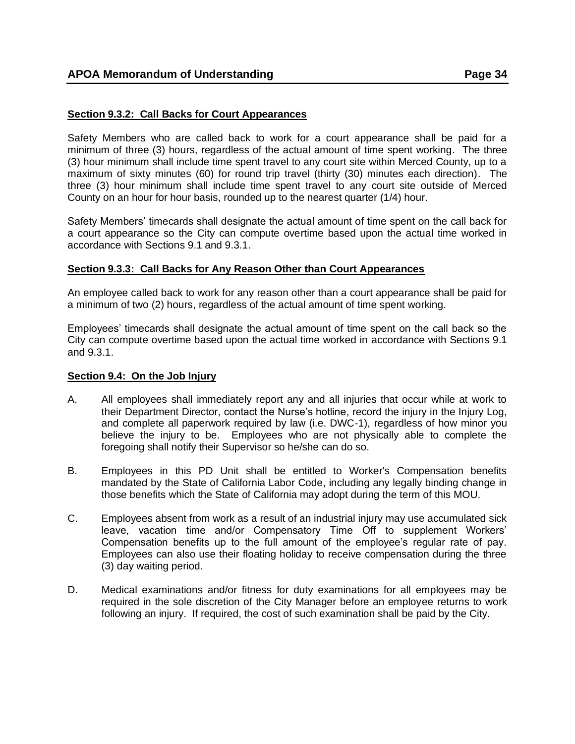### Section 9.3.2: Call Backs for Court Appearances

Safety Members who are called back to work for a court appearance shall be paid for a minimum of three (3) hours, regardless of the actual amount of time spent working. The three (3) hour minimum shall include time spent travel to any court site within Merced County, up to a maximum of sixty minutes (60) for round trip travel (thirty (30) minutes each direction). The three (3) hour minimum shall include time spent travel to any court site outside of Merced County on an hour for hour basis, rounded up to the nearest quarter (1/4) hour.

Safety Members' timecards shall designate the actual amount of time spent on the call back for a court appearance so the City can compute overtime based upon the actual time worked in accordance with Sections 9.1 and 9.3.1.

### Section 9.3.3: Call Backs for Any Reason Other than Court Appearances

An employee called back to work for any reason other than a court appearance shall be paid for a minimum of two (2) hours, regardless of the actual amount of time spent working.

Employees' timecards shall designate the actual amount of time spent on the call back so the City can compute overtime based upon the actual time worked in accordance with Sections 9.1 and 9.3.1.

### Section 9.4: On the Job Injury

A. All employees shall immediately report any and all injuries that occur while at work to their Department Director, contact the Nurse's hotline, record the injury in the Injury Log, and complete all paperwork required by law (i.e. DWC-1), regardless of how minor you believe the injury to be. Employees who are not physically able to complete the foregoing shall notify their Supervisor so he/she can do so.

B. Employees in this PD Unit shall be entitled to Worker's Compensation benefits mandated by the State of California Labor Code, including any legally binding change in those benefits which the State of California may adopt during the term of this MOU.

C. Employees absent from work as a result of an industrial injury may use accumulated sick leave, vacation time and/or Compensatory Time Off to supplement Workers' Compensation benefits up to the full amount of the employee's regular rate of pay. Employees can also use their floating holiday to receive compensation during the three (3) day waiting period.

D. Medical examinations and/or fitness for duty examinations for all employees may be required in the sole discretion of the City Manager before an employee returns to work following an injury. If required, the cost of such examination shall be paid by the City.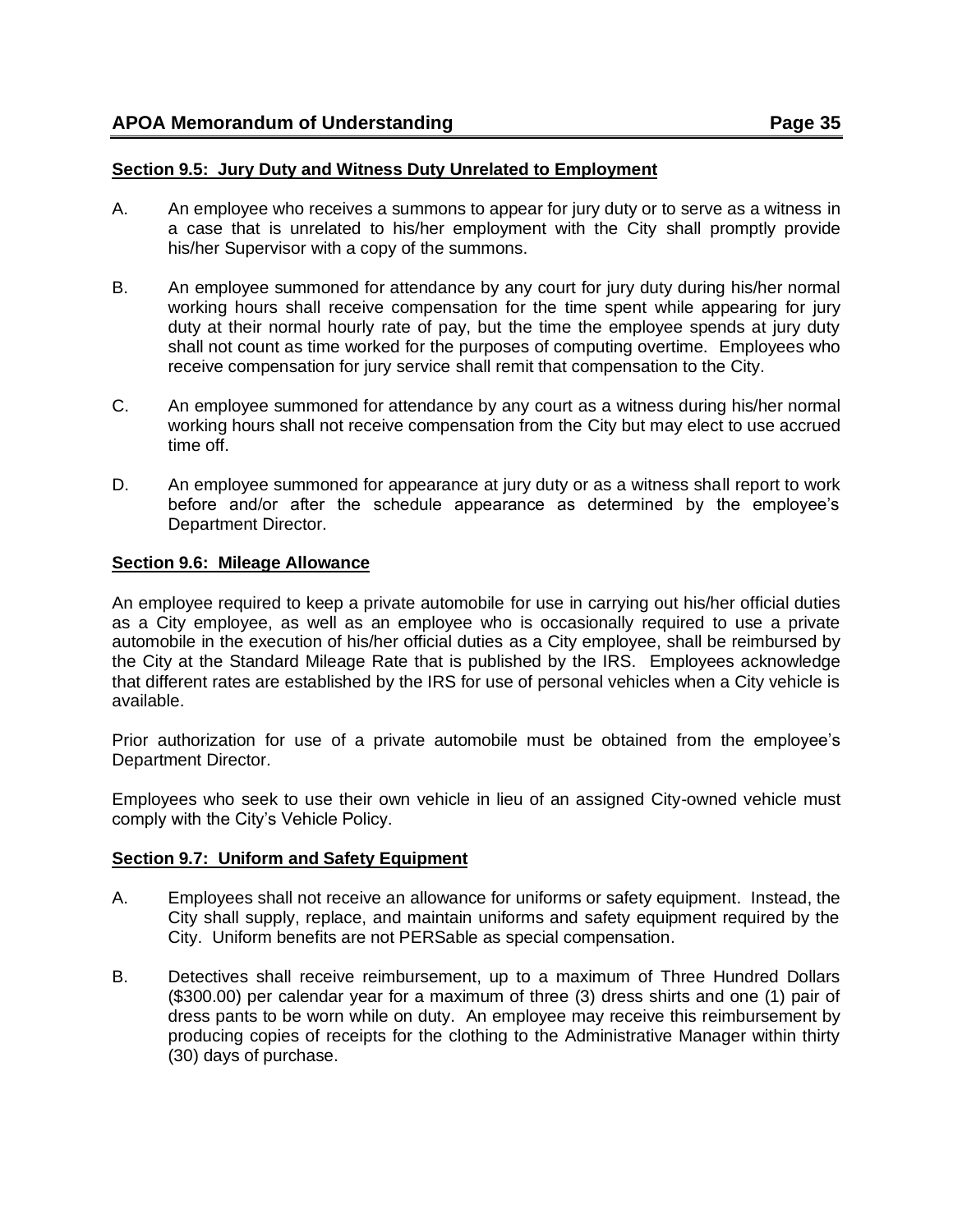**Section 9.5: Jury Duty and Witness Duty Unrelated to Employment**

A. An employee who receives a summons to appear for jury duty or to serve as a witness in a case that is unrelated to his/her employment with the City shall promptly provide his/her Supervisor with a copy of the summons.

B. An employee summoned for attendance by any court for jury duty during his/her normal working hours shall receive compensation for the time spent while appearing for jury duty at their normal hourly rate of pay, but the time the employee spends at jury duty shall not count as time worked for the purposes of computing overtime. Employees who receive compensation for jury service shall remit that compensation to the City.

C. An employee summoned for attendance by any court as a witness during his/her normal working hours shall not receive compensation from the City but may elect to use accrued time off.

D. An employee summoned for appearance at jury duty or as a witness shall report to work before and/or after the schedule appearance as determined by the employee's Department Director.

**Section 9.6: Mileage Allowance**

An employee required to keep a private automobile for use in carrying out his/her official duties as a City employee, as well as an employee who is occasionally required to use a private automobile in the execution of his/her official duties as a City employee, shall be reimbursed by the City at the Standard Mileage Rate that is published by the IRS. Employees acknowledge that different rates are established by the IRS for use of personal vehicles when a City vehicle is available.

Prior authorization for use of a private automobile must be obtained from the employee's Department Director.

Employees who seek to use their own vehicle in lieu of an assigned City-owned vehicle must comply with the City's Vehicle Policy.

**Section 9.7: Uniform and Safety Equipment**

A. Employees shall not receive an allowance for uniforms or safety equipment. Instead, the City shall supply, replace, and maintain uniforms and safety equipment required by the City. Uniform benefits are not PERSable as special compensation.

B. Detectives shall receive reimbursement, up to a maximum of Three Hundred Dollars ($300.00) per calendar year for a maximum of three (3) dress shirts and one (1) pair of dress pants to be worn while on duty. An employee may receive this reimbursement by producing copies of receipts for the clothing to the Administrative Manager within thirty (30) days of purchase.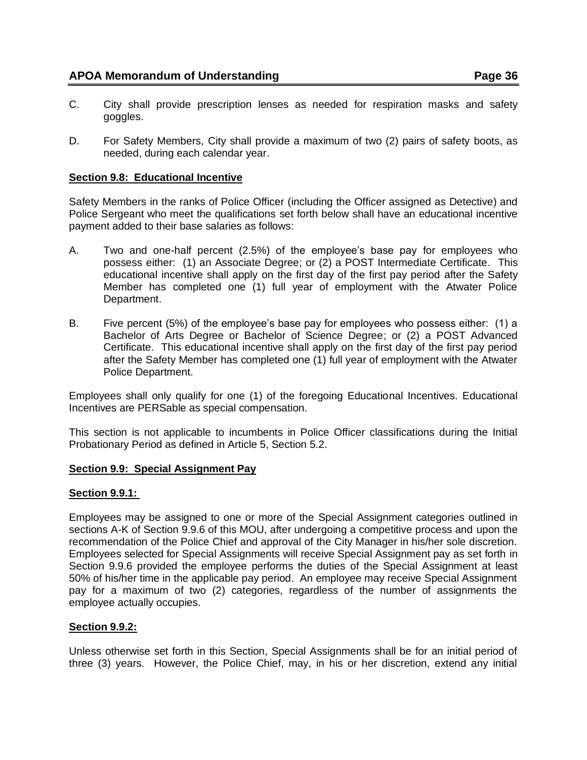C. City shall provide prescription lenses as needed for respiration masks and safety goggles.

D. For Safety Members, City shall provide a maximum of two (2) pairs of safety boots, as needed, during each calendar year.

**Section 9.8: Educational Incentive**

Safety Members in the ranks of Police Officer (including the Officer assigned as Detective) and Police Sergeant who meet the qualifications set forth below shall have an educational incentive payment added to their base salaries as follows:

A. Two and one-half percent (2.5%) of the employee's base pay for employees who possess either: (1) an Associate Degree; or (2) a POST Intermediate Certificate. This educational incentive shall apply on the first day of the first pay period after the Safety Member has completed one (1) full year of employment with the Atwater Police Department.

B. Five percent (5%) of the employee's base pay for employees who possess either: (1) a Bachelor of Arts Degree or Bachelor of Science Degree; or (2) a POST Advanced Certificate. This educational incentive shall apply on the first day of the first pay period after the Safety Member has completed one (1) full year of employment with the Atwater Police Department.

Employees shall only qualify for one (1) of the foregoing Educational Incentives. Educational Incentives are PERSable as special compensation.

This section is not applicable to incumbents in Police Officer classifications during the Initial Probationary Period as defined in Article 5, Section 5.2.

**Section 9.9: Special Assignment Pay**

**Section 9.9.1:**

Employees may be assigned to one or more of the Special Assignment categories outlined in sections A-K of Section 9.9.6 of this MOU, after undergoing a competitive process and upon the recommendation of the Police Chief and approval of the City Manager in his/her sole discretion. Employees selected for Special Assignments will receive Special Assignment pay as set forth in Section 9.9.6 provided the employee performs the duties of the Special Assignment at least 50% of his/her time in the applicable pay period. An employee may receive Special Assignment pay for a maximum of two (2) categories, regardless of the number of assignments the employee actually occupies.

**Section 9.9.2:**

Unless otherwise set forth in this Section, Special Assignments shall be for an initial period of three (3) years. However, the Police Chief, may, in his or her discretion, extend any initial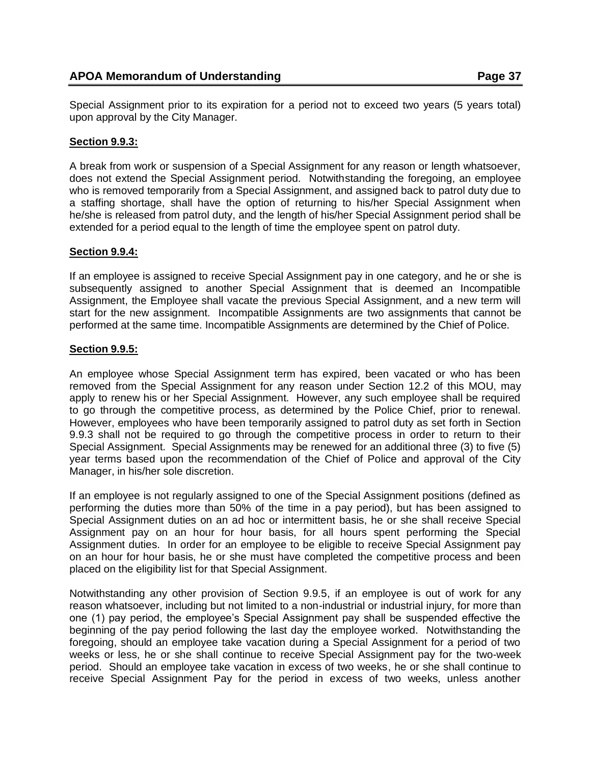Special Assignment prior to its expiration for a period not to exceed two years (5 years total) upon approval by the City Manager.

**Section 9.9.3:**

A break from work or suspension of a Special Assignment for any reason or length whatsoever, does not extend the Special Assignment period. Notwithstanding the foregoing, an employee who is removed temporarily from a Special Assignment, and assigned back to patrol duty due to a staffing shortage, shall have the option of returning to his/her Special Assignment when he/she is released from patrol duty, and the length of his/her Special Assignment period shall be extended for a period equal to the length of time the employee spent on patrol duty.

**Section 9.9.4:**

If an employee is assigned to receive Special Assignment pay in one category, and he or she is subsequently assigned to another Special Assignment that is deemed an Incompatible Assignment, the Employee shall vacate the previous Special Assignment, and a new term will start for the new assignment. Incompatible Assignments are two assignments that cannot be performed at the same time. Incompatible Assignments are determined by the Chief of Police.

**Section 9.9.5:**

An employee whose Special Assignment term has expired, been vacated or who has been removed from the Special Assignment for any reason under Section 12.2 of this MOU, may apply to renew his or her Special Assignment. However, any such employee shall be required to go through the competitive process, as determined by the Police Chief, prior to renewal. However, employees who have been temporarily assigned to patrol duty as set forth in Section 9.9.3 shall not be required to go through the competitive process in order to return to their Special Assignment. Special Assignments may be renewed for an additional three (3) to five (5) year terms based upon the recommendation of the Chief of Police and approval of the City Manager, in his/her sole discretion.

If an employee is not regularly assigned to one of the Special Assignment positions (defined as performing the duties more than 50% of the time in a pay period), but has been assigned to Special Assignment duties on an ad hoc or intermittent basis, he or she shall receive Special Assignment pay on an hour for hour basis, for all hours spent performing the Special Assignment duties. In order for an employee to be eligible to receive Special Assignment pay on an hour for hour basis, he or she must have completed the competitive process and been placed on the eligibility list for that Special Assignment.

Notwithstanding any other provision of Section 9.9.5, if an employee is out of work for any reason whatsoever, including but not limited to a non-industrial or industrial injury, for more than one (1) pay period, the employee's Special Assignment pay shall be suspended effective the beginning of the pay period following the last day the employee worked. Notwithstanding the foregoing, should an employee take vacation during a Special Assignment for a period of two weeks or less, he or she shall continue to receive Special Assignment pay for the two-week period. Should an employee take vacation in excess of two weeks, he or she shall continue to receive Special Assignment Pay for the period in excess of two weeks, unless another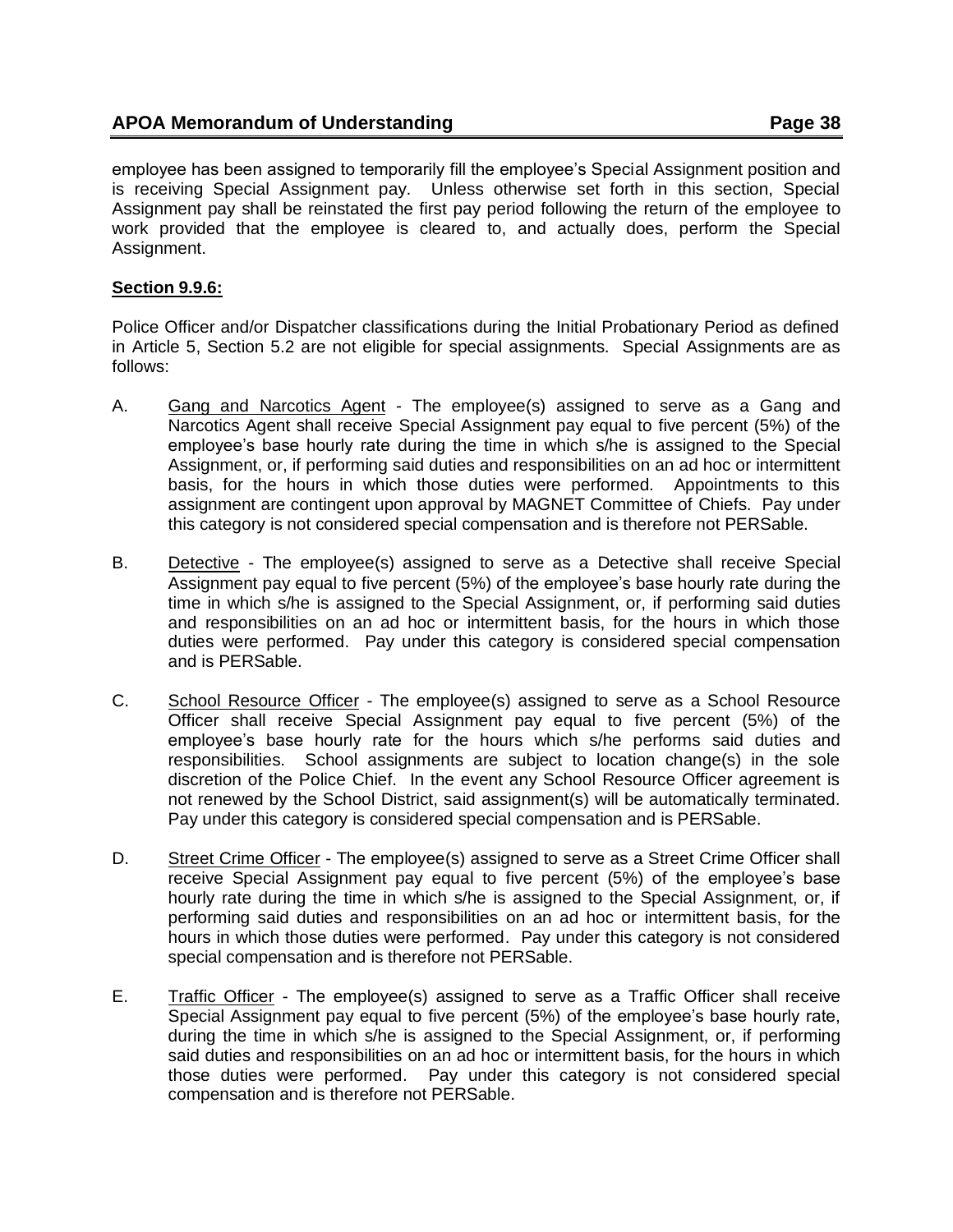employee has been assigned to temporarily fill the employee's Special Assignment position and is receiving Special Assignment pay. Unless otherwise set forth in this section, Special Assignment pay shall be reinstated the first pay period following the return of the employee to work provided that the employee is cleared to, and actually does, perform the Special Assignment.

**Section 9.9.6:**

Police Officer and/or Dispatcher classifications during the Initial Probationary Period as defined in Article 5, Section 5.2 are not eligible for special assignments. Special Assignments are as follows:

A. Gang and Narcotics Agent - The employee(s) assigned to serve as a Gang and Narcotics Agent shall receive Special Assignment pay equal to five percent (5%) of the employee's base hourly rate during the time in which s/he is assigned to the Special Assignment, or, if performing said duties and responsibilities on an ad hoc or intermittent basis, for the hours in which those duties were performed. Appointments to this assignment are contingent upon approval by MAGNET Committee of Chiefs. Pay under this category is not considered special compensation and is therefore not PERSable.

B. Detective - The employee(s) assigned to serve as a Detective shall receive Special Assignment pay equal to five percent (5%) of the employee's base hourly rate during the time in which s/he is assigned to the Special Assignment, or, if performing said duties and responsibilities on an ad hoc or intermittent basis, for the hours in which those duties were performed. Pay under this category is considered special compensation and is PERSable.

C. School Resource Officer - The employee(s) assigned to serve as a School Resource Officer shall receive Special Assignment pay equal to five percent (5%) of the employee's base hourly rate for the hours which s/he performs said duties and responsibilities. School assignments are subject to location change(s) in the sole discretion of the Police Chief. In the event any School Resource Officer agreement is not renewed by the School District, said assignment(s) will be automatically terminated. Pay under this category is considered special compensation and is PERSable.

D. Street Crime Officer - The employee(s) assigned to serve as a Street Crime Officer shall receive Special Assignment pay equal to five percent (5%) of the employee's base hourly rate during the time in which s/he is assigned to the Special Assignment, or, if performing said duties and responsibilities on an ad hoc or intermittent basis, for the hours in which those duties were performed. Pay under this category is not considered special compensation and is therefore not PERSable.

E. Traffic Officer - The employee(s) assigned to serve as a Traffic Officer shall receive Special Assignment pay equal to five percent (5%) of the employee's base hourly rate, during the time in which s/he is assigned to the Special Assignment, or, if performing said duties and responsibilities on an ad hoc or intermittent basis, for the hours in which those duties were performed. Pay under this category is not considered special compensation and is therefore not PERSable.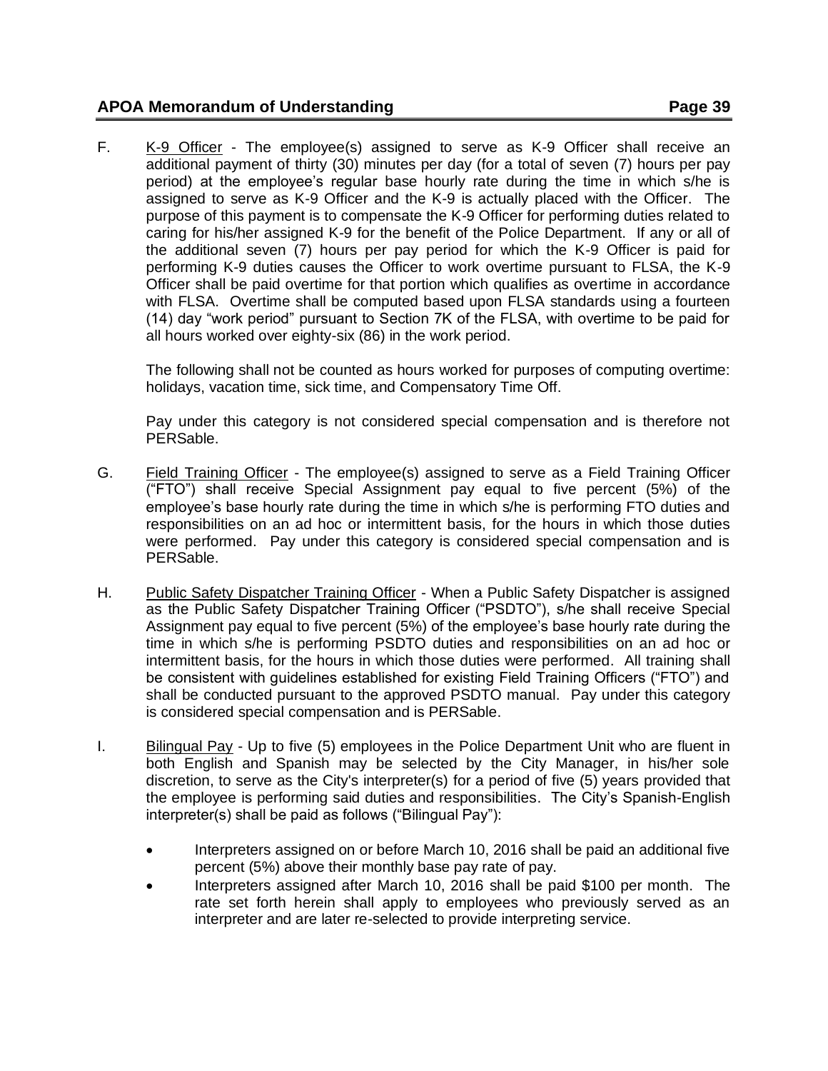F. <u>K-9 Officer</u> - The employee(s) assigned to serve as K-9 Officer shall receive an additional payment of thirty (30) minutes per day (for a total of seven (7) hours per pay period) at the employee's regular base hourly rate during the time in which s/he is assigned to serve as K-9 Officer and the K-9 is actually placed with the Officer. The purpose of this payment is to compensate the K-9 Officer for performing duties related to caring for his/her assigned K-9 for the benefit of the Police Department. If any or all of the additional seven (7) hours per pay period for which the K-9 Officer is paid for performing K-9 duties causes the Officer to work overtime pursuant to FLSA, the K-9 Officer shall be paid overtime for that portion which qualifies as overtime in accordance with FLSA. Overtime shall be computed based upon FLSA standards using a fourteen (14) day "work period" pursuant to Section 7K of the FLSA, with overtime to be paid for all hours worked over eighty-six (86) in the work period.

The following shall not be counted as hours worked for purposes of computing overtime: holidays, vacation time, sick time, and Compensatory Time Off.

Pay under this category is not considered special compensation and is therefore not PERSable.

G. <u>Field Training Officer</u> - The employee(s) assigned to serve as a Field Training Officer ("FTO") shall receive Special Assignment pay equal to five percent (5%) of the employee's base hourly rate during the time in which s/he is performing FTO duties and responsibilities on an ad hoc or intermittent basis, for the hours in which those duties were performed. Pay under this category is considered special compensation and is PERSable.

H. <u>Public Safety Dispatcher Training Officer</u> - When a Public Safety Dispatcher is assigned as the Public Safety Dispatcher Training Officer ("PSDTO"), s/he shall receive Special Assignment pay equal to five percent (5%) of the employee's base hourly rate during the time in which s/he is performing PSDTO duties and responsibilities on an ad hoc or intermittent basis, for the hours in which those duties were performed. All training shall be consistent with guidelines established for existing Field Training Officers ("FTO") and shall be conducted pursuant to the approved PSDTO manual. Pay under this category is considered special compensation and is PERSable.

I. <u>Bilingual Pay</u> - Up to five (5) employees in the Police Department Unit who are fluent in both English and Spanish may be selected by the City Manager, in his/her sole discretion, to serve as the City's interpreter(s) for a period of five (5) years provided that the employee is performing said duties and responsibilities. The City's Spanish-English interpreter(s) shall be paid as follows ("Bilingual Pay"):

- Interpreters assigned on or before March 10, 2016 shall be paid an additional five percent (5%) above their monthly base pay rate of pay.
- Interpreters assigned after March 10, 2016 shall be paid $100 per month. The rate set forth herein shall apply to employees who previously served as an interpreter and are later re-selected to provide interpreting service.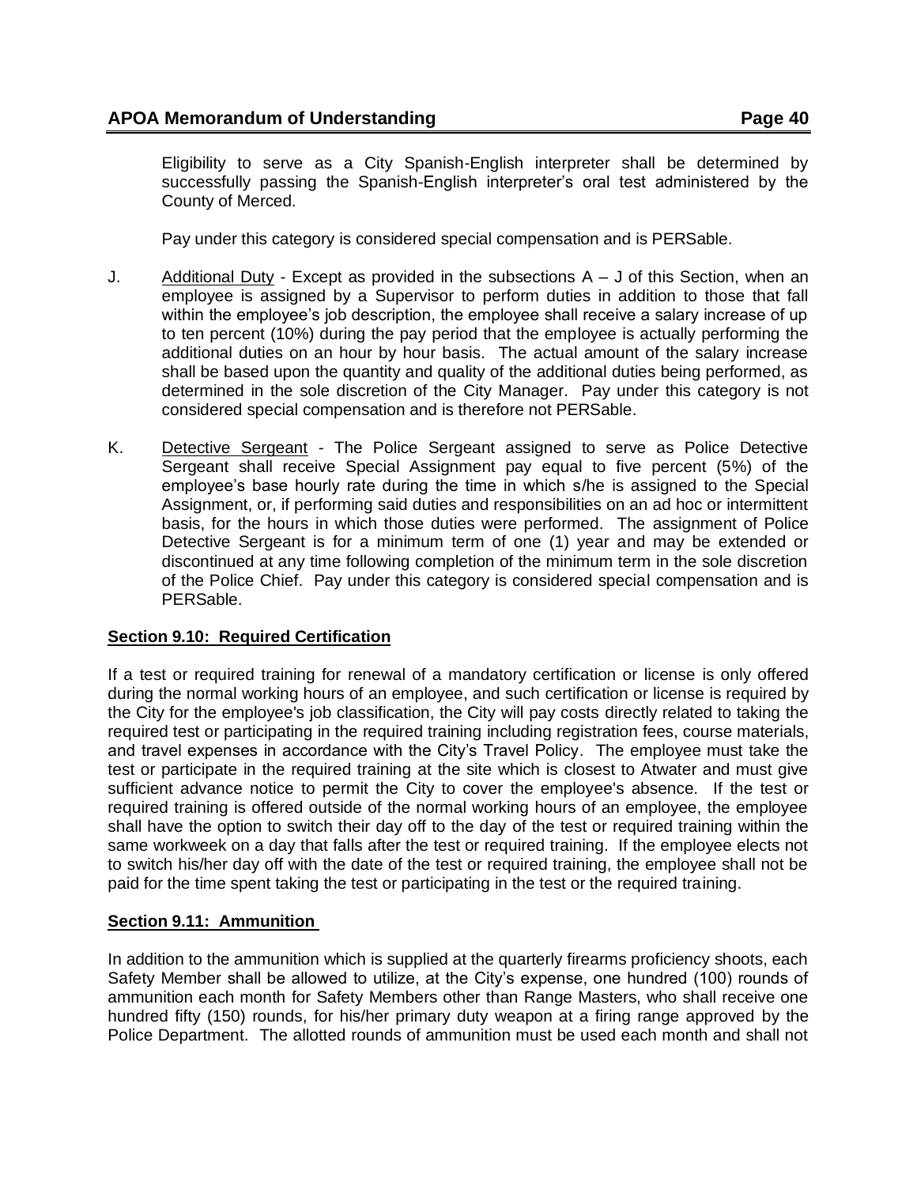Eligibility to serve as a City Spanish-English interpreter shall be determined by successfully passing the Spanish-English interpreter's oral test administered by the County of Merced.

Pay under this category is considered special compensation and is PERSable.

J. Additional Duty - Except as provided in the subsections A – J of this Section, when an employee is assigned by a Supervisor to perform duties in addition to those that fall within the employee's job description, the employee shall receive a salary increase of up to ten percent (10%) during the pay period that the employee is actually performing the additional duties on an hour by hour basis. The actual amount of the salary increase shall be based upon the quantity and quality of the additional duties being performed, as determined in the sole discretion of the City Manager. Pay under this category is not considered special compensation and is therefore not PERSable.

K. Detective Sergeant - The Police Sergeant assigned to serve as Police Detective Sergeant shall receive Special Assignment pay equal to five percent (5%) of the employee's base hourly rate during the time in which s/he is assigned to the Special Assignment, or, if performing said duties and responsibilities on an ad hoc or intermittent basis, for the hours in which those duties were performed. The assignment of Police Detective Sergeant is for a minimum term of one (1) year and may be extended or discontinued at any time following completion of the minimum term in the sole discretion of the Police Chief. Pay under this category is considered special compensation and is PERSable.

**Section 9.10: Required Certification**

If a test or required training for renewal of a mandatory certification or license is only offered during the normal working hours of an employee, and such certification or license is required by the City for the employee's job classification, the City will pay costs directly related to taking the required test or participating in the required training including registration fees, course materials, and travel expenses in accordance with the City's Travel Policy. The employee must take the test or participate in the required training at the site which is closest to Atwater and must give sufficient advance notice to permit the City to cover the employee's absence. If the test or required training is offered outside of the normal working hours of an employee, the employee shall have the option to switch their day off to the day of the test or required training within the same workweek on a day that falls after the test or required training. If the employee elects not to switch his/her day off with the date of the test or required training, the employee shall not be paid for the time spent taking the test or participating in the test or the required training.

**Section 9.11: Ammunition**

In addition to the ammunition which is supplied at the quarterly firearms proficiency shoots, each Safety Member shall be allowed to utilize, at the City's expense, one hundred (100) rounds of ammunition each month for Safety Members other than Range Masters, who shall receive one hundred fifty (150) rounds, for his/her primary duty weapon at a firing range approved by the Police Department. The allotted rounds of ammunition must be used each month and shall not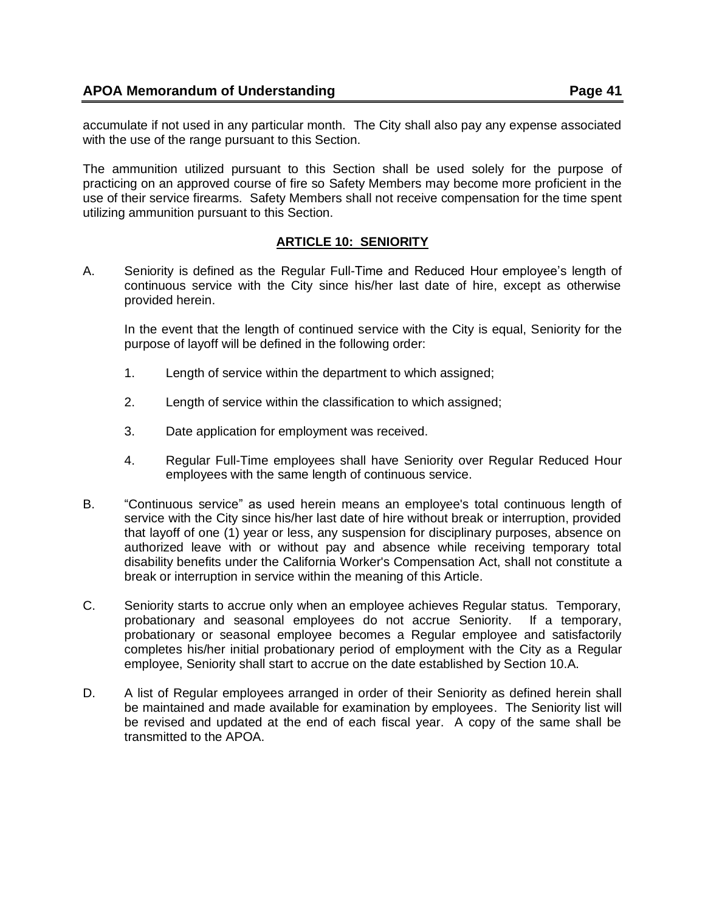accumulate if not used in any particular month. The City shall also pay any expense associated with the use of the range pursuant to this Section.

The ammunition utilized pursuant to this Section shall be used solely for the purpose of practicing on an approved course of fire so Safety Members may become more proficient in the use of their service firearms. Safety Members shall not receive compensation for the time spent utilizing ammunition pursuant to this Section.

## ARTICLE 10: SENIORITY

A. Seniority is defined as the Regular Full-Time and Reduced Hour employee's length of continuous service with the City since his/her last date of hire, except as otherwise provided herein.

   In the event that the length of continued service with the City is equal, Seniority for the purpose of layoff will be defined in the following order:

   1. Length of service within the department to which assigned;

   2. Length of service within the classification to which assigned;

   3. Date application for employment was received.

   4. Regular Full-Time employees shall have Seniority over Regular Reduced Hour employees with the same length of continuous service.

B. "Continuous service" as used herein means an employee's total continuous length of service with the City since his/her last date of hire without break or interruption, provided that layoff of one (1) year or less, any suspension for disciplinary purposes, absence on authorized leave with or without pay and absence while receiving temporary total disability benefits under the California Worker's Compensation Act, shall not constitute a break or interruption in service within the meaning of this Article.

C. Seniority starts to accrue only when an employee achieves Regular status. Temporary, probationary and seasonal employees do not accrue Seniority. If a temporary, probationary or seasonal employee becomes a Regular employee and satisfactorily completes his/her initial probationary period of employment with the City as a Regular employee, Seniority shall start to accrue on the date established by Section 10.A.

D. A list of Regular employees arranged in order of their Seniority as defined herein shall be maintained and made available for examination by employees. The Seniority list will be revised and updated at the end of each fiscal year. A copy of the same shall be transmitted to the APOA.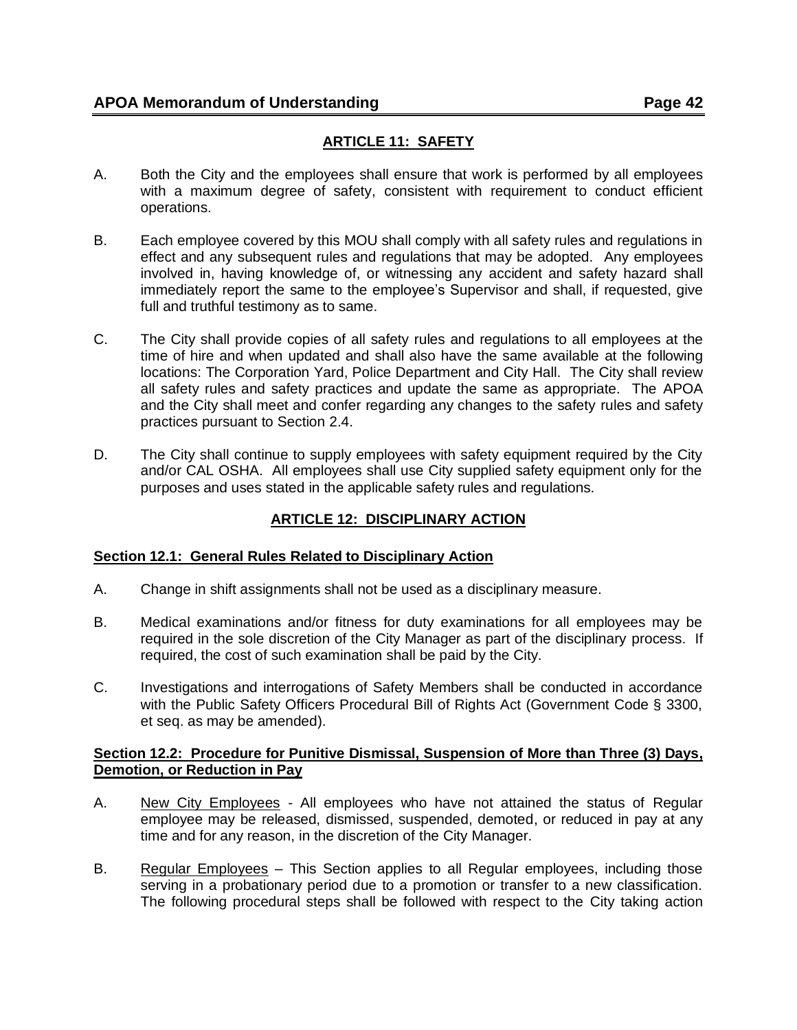## ARTICLE 11: SAFETY

A. Both the City and the employees shall ensure that work is performed by all employees with a maximum degree of safety, consistent with requirement to conduct efficient operations.

B. Each employee covered by this MOU shall comply with all safety rules and regulations in effect and any subsequent rules and regulations that may be adopted. Any employees involved in, having knowledge of, or witnessing any accident and safety hazard shall immediately report the same to the employee's Supervisor and shall, if requested, give full and truthful testimony as to same.

C. The City shall provide copies of all safety rules and regulations to all employees at the time of hire and when updated and shall also have the same available at the following locations: The Corporation Yard, Police Department and City Hall. The City shall review all safety rules and safety practices and update the same as appropriate. The APOA and the City shall meet and confer regarding any changes to the safety rules and safety practices pursuant to Section 2.4.

D. The City shall continue to supply employees with safety equipment required by the City and/or CAL OSHA. All employees shall use City supplied safety equipment only for the purposes and uses stated in the applicable safety rules and regulations.

## ARTICLE 12: DISCIPLINARY ACTION

### Section 12.1: General Rules Related to Disciplinary Action

A. Change in shift assignments shall not be used as a disciplinary measure.

B. Medical examinations and/or fitness for duty examinations for all employees may be required in the sole discretion of the City Manager as part of the disciplinary process. If required, the cost of such examination shall be paid by the City.

C. Investigations and interrogations of Safety Members shall be conducted in accordance with the Public Safety Officers Procedural Bill of Rights Act (Government Code § 3300, et seq. as may be amended).

### Section 12.2: Procedure for Punitive Dismissal, Suspension of More than Three (3) Days, Demotion, or Reduction in Pay

A. New City Employees - All employees who have not attained the status of Regular employee may be released, dismissed, suspended, demoted, or reduced in pay at any time and for any reason, in the discretion of the City Manager.

B. Regular Employees – This Section applies to all Regular employees, including those serving in a probationary period due to a promotion or transfer to a new classification. The following procedural steps shall be followed with respect to the City taking action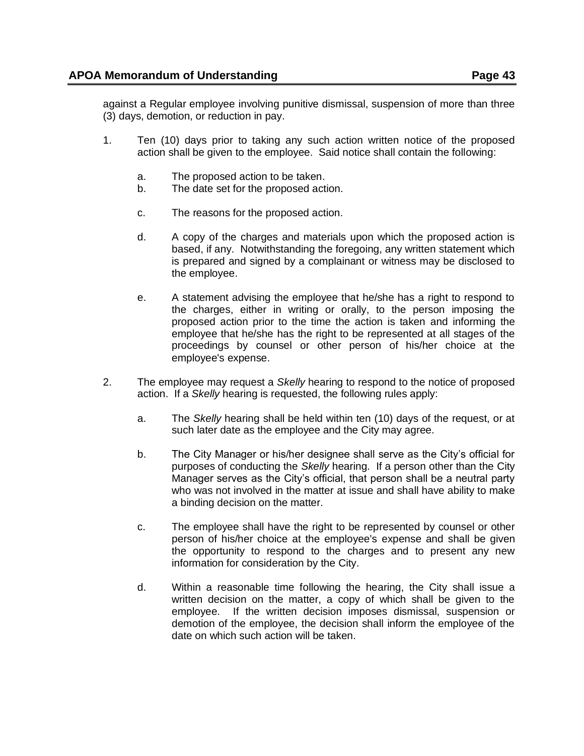against a Regular employee involving punitive dismissal, suspension of more than three (3) days, demotion, or reduction in pay.

1. Ten (10) days prior to taking any such action written notice of the proposed action shall be given to the employee. Said notice shall contain the following:

   a. The proposed action to be taken.
   b. The date set for the proposed action.
   c. The reasons for the proposed action.
   d. A copy of the charges and materials upon which the proposed action is based, if any. Notwithstanding the foregoing, any written statement which is prepared and signed by a complainant or witness may be disclosed to the employee.
   e. A statement advising the employee that he/she has a right to respond to the charges, either in writing or orally, to the person imposing the proposed action prior to the time the action is taken and informing the employee that he/she has the right to be represented at all stages of the proceedings by counsel or other person of his/her choice at the employee's expense.

2. The employee may request a *Skelly* hearing to respond to the notice of proposed action. If a *Skelly* hearing is requested, the following rules apply:

   a. The *Skelly* hearing shall be held within ten (10) days of the request, or at such later date as the employee and the City may agree.
   b. The City Manager or his/her designee shall serve as the City's official for purposes of conducting the *Skelly* hearing. If a person other than the City Manager serves as the City's official, that person shall be a neutral party who was not involved in the matter at issue and shall have ability to make a binding decision on the matter.
   c. The employee shall have the right to be represented by counsel or other person of his/her choice at the employee's expense and shall be given the opportunity to respond to the charges and to present any new information for consideration by the City.
   d. Within a reasonable time following the hearing, the City shall issue a written decision on the matter, a copy of which shall be given to the employee. If the written decision imposes dismissal, suspension or demotion of the employee, the decision shall inform the employee of the date on which such action will be taken.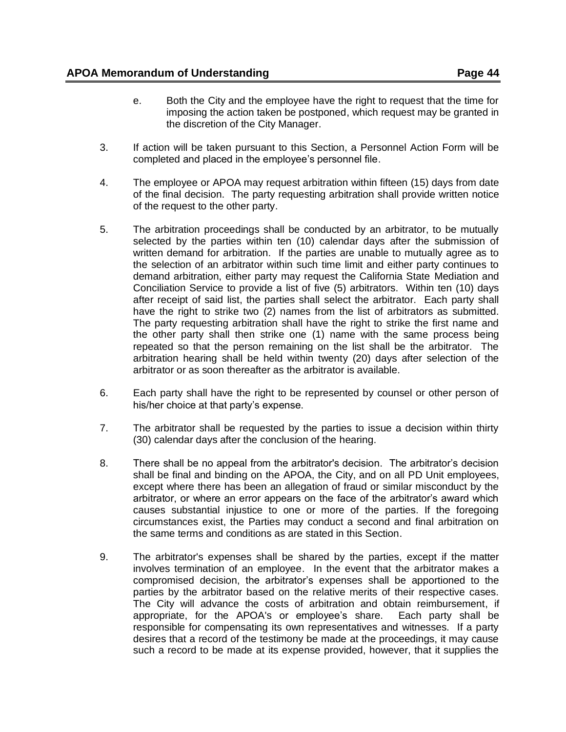e. Both the City and the employee have the right to request that the time for imposing the action taken be postponed, which request may be granted in the discretion of the City Manager.

3. If action will be taken pursuant to this Section, a Personnel Action Form will be completed and placed in the employee's personnel file.

4. The employee or APOA may request arbitration within fifteen (15) days from date of the final decision. The party requesting arbitration shall provide written notice of the request to the other party.

5. The arbitration proceedings shall be conducted by an arbitrator, to be mutually selected by the parties within ten (10) calendar days after the submission of written demand for arbitration. If the parties are unable to mutually agree as to the selection of an arbitrator within such time limit and either party continues to demand arbitration, either party may request the California State Mediation and Conciliation Service to provide a list of five (5) arbitrators. Within ten (10) days after receipt of said list, the parties shall select the arbitrator. Each party shall have the right to strike two (2) names from the list of arbitrators as submitted. The party requesting arbitration shall have the right to strike the first name and the other party shall then strike one (1) name with the same process being repeated so that the person remaining on the list shall be the arbitrator. The arbitration hearing shall be held within twenty (20) days after selection of the arbitrator or as soon thereafter as the arbitrator is available.

6. Each party shall have the right to be represented by counsel or other person of his/her choice at that party's expense.

7. The arbitrator shall be requested by the parties to issue a decision within thirty (30) calendar days after the conclusion of the hearing.

8. There shall be no appeal from the arbitrator's decision. The arbitrator's decision shall be final and binding on the APOA, the City, and on all PD Unit employees, except where there has been an allegation of fraud or similar misconduct by the arbitrator, or where an error appears on the face of the arbitrator's award which causes substantial injustice to one or more of the parties. If the foregoing circumstances exist, the Parties may conduct a second and final arbitration on the same terms and conditions as are stated in this Section.

9. The arbitrator's expenses shall be shared by the parties, except if the matter involves termination of an employee. In the event that the arbitrator makes a compromised decision, the arbitrator's expenses shall be apportioned to the parties by the arbitrator based on the relative merits of their respective cases. The City will advance the costs of arbitration and obtain reimbursement, if appropriate, for the APOA's or employee's share. Each party shall be responsible for compensating its own representatives and witnesses. If a party desires that a record of the testimony be made at the proceedings, it may cause such a record to be made at its expense provided, however, that it supplies the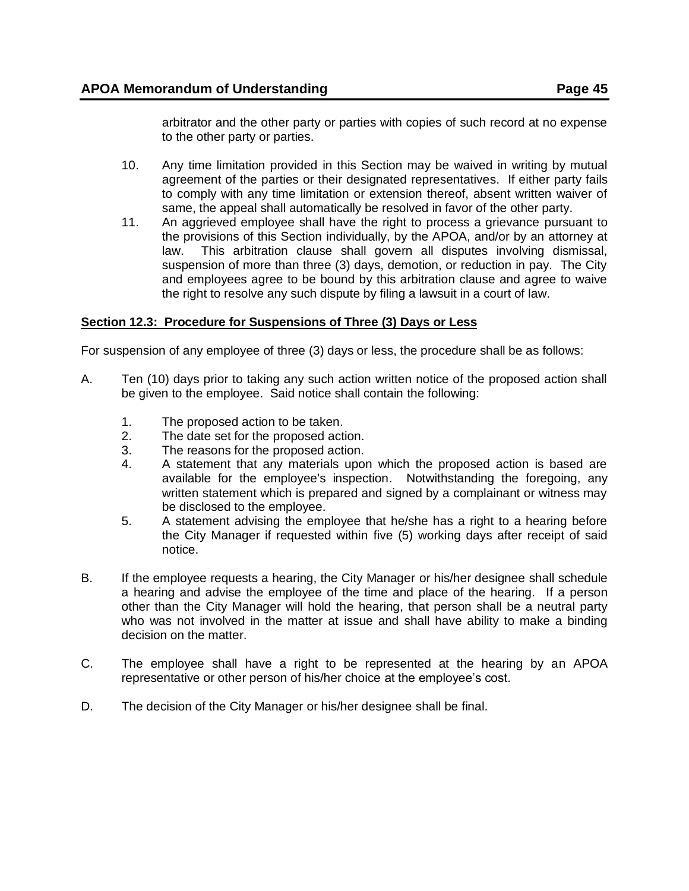arbitrator and the other party or parties with copies of such record at no expense to the other party or parties.

10. Any time limitation provided in this Section may be waived in writing by mutual agreement of the parties or their designated representatives. If either party fails to comply with any time limitation or extension thereof, absent written waiver of same, the appeal shall automatically be resolved in favor of the other party.
11. An aggrieved employee shall have the right to process a grievance pursuant to the provisions of this Section individually, by the APOA, and/or by an attorney at law. This arbitration clause shall govern all disputes involving dismissal, suspension of more than three (3) days, demotion, or reduction in pay. The City and employees agree to be bound by this arbitration clause and agree to waive the right to resolve any such dispute by filing a lawsuit in a court of law.

**Section 12.3: Procedure for Suspensions of Three (3) Days or Less**

For suspension of any employee of three (3) days or less, the procedure shall be as follows:

A. Ten (10) days prior to taking any such action written notice of the proposed action shall be given to the employee. Said notice shall contain the following:

   1. The proposed action to be taken.
   2. The date set for the proposed action.
   3. The reasons for the proposed action.
   4. A statement that any materials upon which the proposed action is based are available for the employee's inspection. Notwithstanding the foregoing, any written statement which is prepared and signed by a complainant or witness may be disclosed to the employee.
   5. A statement advising the employee that he/she has a right to a hearing before the City Manager if requested within five (5) working days after receipt of said notice.

B. If the employee requests a hearing, the City Manager or his/her designee shall schedule a hearing and advise the employee of the time and place of the hearing. If a person other than the City Manager will hold the hearing, that person shall be a neutral party who was not involved in the matter at issue and shall have ability to make a binding decision on the matter.

C. The employee shall have a right to be represented at the hearing by an APOA representative or other person of his/her choice at the employee's cost.

D. The decision of the City Manager or his/her designee shall be final.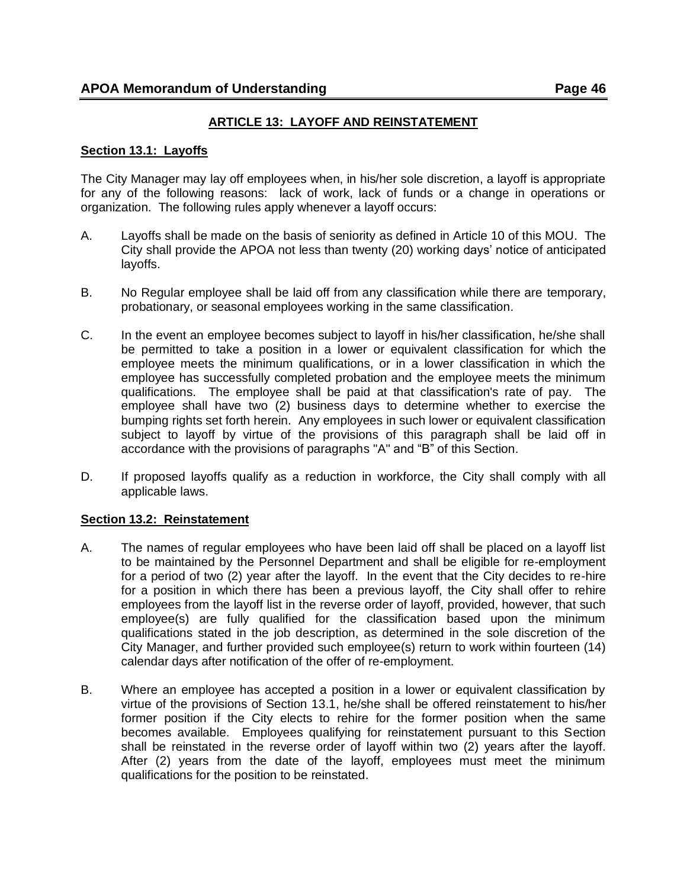## ARTICLE 13: LAYOFF AND REINSTATEMENT

### Section 13.1: Layoffs

The City Manager may lay off employees when, in his/her sole discretion, a layoff is appropriate for any of the following reasons: lack of work, lack of funds or a change in operations or organization. The following rules apply whenever a layoff occurs:

A. Layoffs shall be made on the basis of seniority as defined in Article 10 of this MOU. The City shall provide the APOA not less than twenty (20) working days' notice of anticipated layoffs.

B. No Regular employee shall be laid off from any classification while there are temporary, probationary, or seasonal employees working in the same classification.

C. In the event an employee becomes subject to layoff in his/her classification, he/she shall be permitted to take a position in a lower or equivalent classification for which the employee meets the minimum qualifications, or in a lower classification in which the employee has successfully completed probation and the employee meets the minimum qualifications. The employee shall be paid at that classification's rate of pay. The employee shall have two (2) business days to determine whether to exercise the bumping rights set forth herein. Any employees in such lower or equivalent classification subject to layoff by virtue of the provisions of this paragraph shall be laid off in accordance with the provisions of paragraphs "A" and "B" of this Section.

D. If proposed layoffs qualify as a reduction in workforce, the City shall comply with all applicable laws.

### Section 13.2: Reinstatement

A. The names of regular employees who have been laid off shall be placed on a layoff list to be maintained by the Personnel Department and shall be eligible for re-employment for a period of two (2) year after the layoff. In the event that the City decides to re-hire for a position in which there has been a previous layoff, the City shall offer to rehire employees from the layoff list in the reverse order of layoff, provided, however, that such employee(s) are fully qualified for the classification based upon the minimum qualifications stated in the job description, as determined in the sole discretion of the City Manager, and further provided such employee(s) return to work within fourteen (14) calendar days after notification of the offer of re-employment.

B. Where an employee has accepted a position in a lower or equivalent classification by virtue of the provisions of Section 13.1, he/she shall be offered reinstatement to his/her former position if the City elects to rehire for the former position when the same becomes available. Employees qualifying for reinstatement pursuant to this Section shall be reinstated in the reverse order of layoff within two (2) years after the layoff. After (2) years from the date of the layoff, employees must meet the minimum qualifications for the position to be reinstated.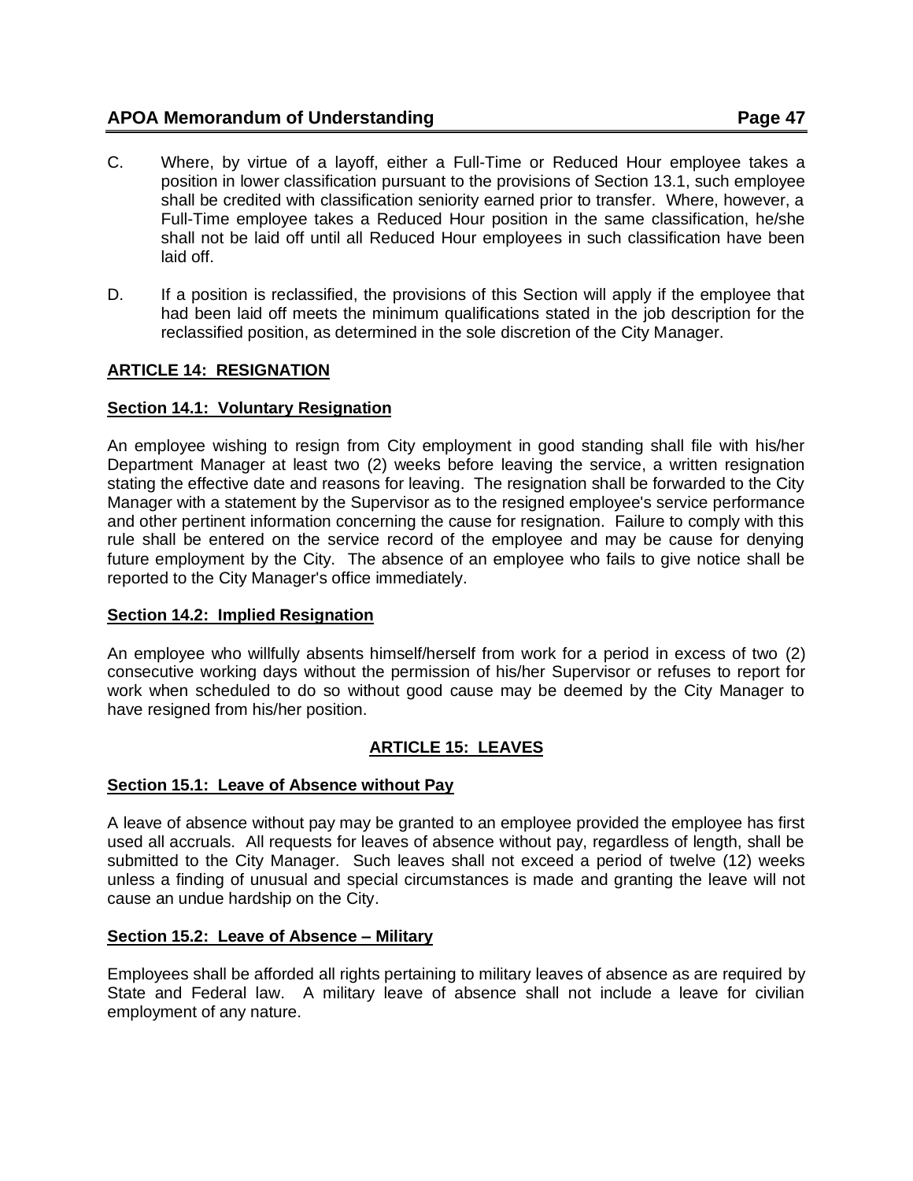C. Where, by virtue of a layoff, either a Full-Time or Reduced Hour employee takes a position in lower classification pursuant to the provisions of Section 13.1, such employee shall be credited with classification seniority earned prior to transfer. Where, however, a Full-Time employee takes a Reduced Hour position in the same classification, he/she shall not be laid off until all Reduced Hour employees in such classification have been laid off.

D. If a position is reclassified, the provisions of this Section will apply if the employee that had been laid off meets the minimum qualifications stated in the job description for the reclassified position, as determined in the sole discretion of the City Manager.

## ARTICLE 14: RESIGNATION

### Section 14.1: Voluntary Resignation

An employee wishing to resign from City employment in good standing shall file with his/her Department Manager at least two (2) weeks before leaving the service, a written resignation stating the effective date and reasons for leaving. The resignation shall be forwarded to the City Manager with a statement by the Supervisor as to the resigned employee's service performance and other pertinent information concerning the cause for resignation. Failure to comply with this rule shall be entered on the service record of the employee and may be cause for denying future employment by the City. The absence of an employee who fails to give notice shall be reported to the City Manager's office immediately.

### Section 14.2: Implied Resignation

An employee who willfully absents himself/herself from work for a period in excess of two (2) consecutive working days without the permission of his/her Supervisor or refuses to report for work when scheduled to do so without good cause may be deemed by the City Manager to have resigned from his/her position.

## ARTICLE 15: LEAVES

### Section 15.1: Leave of Absence without Pay

A leave of absence without pay may be granted to an employee provided the employee has first used all accruals. All requests for leaves of absence without pay, regardless of length, shall be submitted to the City Manager. Such leaves shall not exceed a period of twelve (12) weeks unless a finding of unusual and special circumstances is made and granting the leave will not cause an undue hardship on the City.

### Section 15.2: Leave of Absence – Military

Employees shall be afforded all rights pertaining to military leaves of absence as are required by State and Federal law. A military leave of absence shall not include a leave for civilian employment of any nature.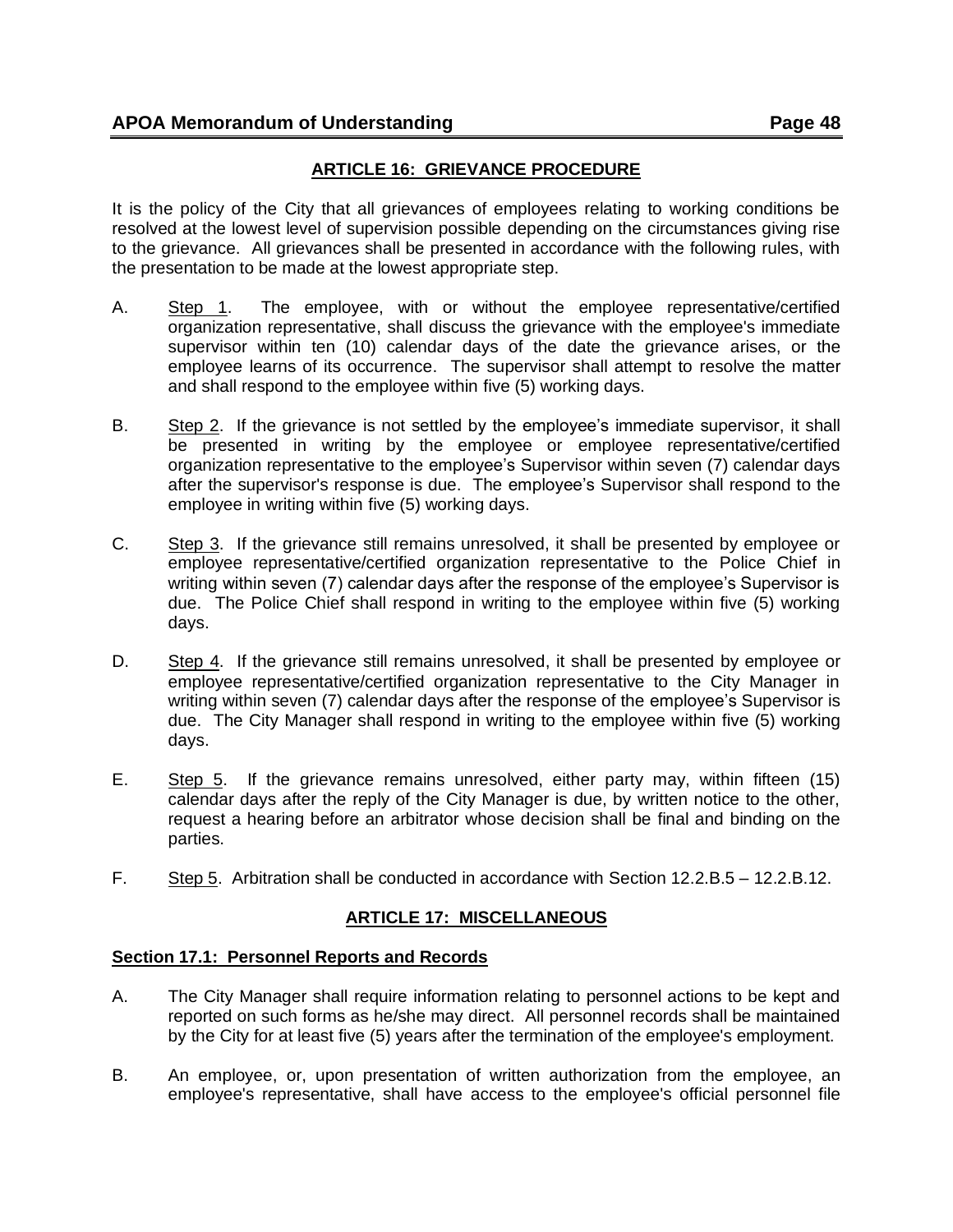## ARTICLE 16: GRIEVANCE PROCEDURE

It is the policy of the City that all grievances of employees relating to working conditions be resolved at the lowest level of supervision possible depending on the circumstances giving rise to the grievance. All grievances shall be presented in accordance with the following rules, with the presentation to be made at the lowest appropriate step.

A. Step 1. The employee, with or without the employee representative/certified organization representative, shall discuss the grievance with the employee's immediate supervisor within ten (10) calendar days of the date the grievance arises, or the employee learns of its occurrence. The supervisor shall attempt to resolve the matter and shall respond to the employee within five (5) working days.

B. Step 2. If the grievance is not settled by the employee's immediate supervisor, it shall be presented in writing by the employee or employee representative/certified organization representative to the employee's Supervisor within seven (7) calendar days after the supervisor's response is due. The employee's Supervisor shall respond to the employee in writing within five (5) working days.

C. Step 3. If the grievance still remains unresolved, it shall be presented by employee or employee representative/certified organization representative to the Police Chief in writing within seven (7) calendar days after the response of the employee's Supervisor is due. The Police Chief shall respond in writing to the employee within five (5) working days.

D. Step 4. If the grievance still remains unresolved, it shall be presented by employee or employee representative/certified organization representative to the City Manager in writing within seven (7) calendar days after the response of the employee's Supervisor is due. The City Manager shall respond in writing to the employee within five (5) working days.

E. Step 5. If the grievance remains unresolved, either party may, within fifteen (15) calendar days after the reply of the City Manager is due, by written notice to the other, request a hearing before an arbitrator whose decision shall be final and binding on the parties.

F. Step 5. Arbitration shall be conducted in accordance with Section 12.2.B.5 – 12.2.B.12.

## ARTICLE 17: MISCELLANEOUS

### Section 17.1: Personnel Reports and Records

A. The City Manager shall require information relating to personnel actions to be kept and reported on such forms as he/she may direct. All personnel records shall be maintained by the City for at least five (5) years after the termination of the employee's employment.

B. An employee, or, upon presentation of written authorization from the employee, an employee's representative, shall have access to the employee's official personnel file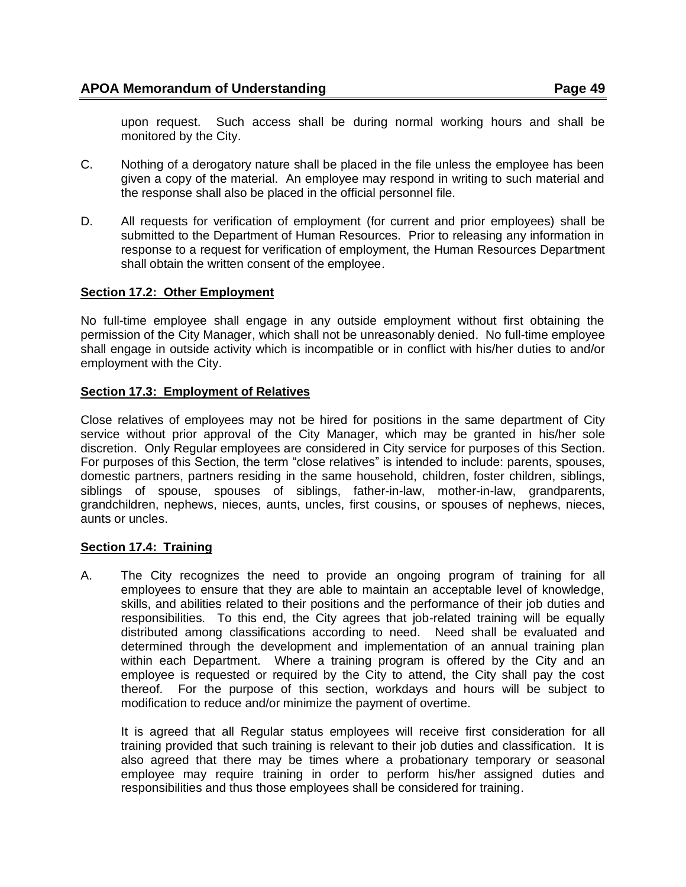upon request. Such access shall be during normal working hours and shall be monitored by the City.

C. Nothing of a derogatory nature shall be placed in the file unless the employee has been given a copy of the material. An employee may respond in writing to such material and the response shall also be placed in the official personnel file.

D. All requests for verification of employment (for current and prior employees) shall be submitted to the Department of Human Resources. Prior to releasing any information in response to a request for verification of employment, the Human Resources Department shall obtain the written consent of the employee.

**Section 17.2: Other Employment**

No full-time employee shall engage in any outside employment without first obtaining the permission of the City Manager, which shall not be unreasonably denied. No full-time employee shall engage in outside activity which is incompatible or in conflict with his/her duties to and/or employment with the City.

**Section 17.3: Employment of Relatives**

Close relatives of employees may not be hired for positions in the same department of City service without prior approval of the City Manager, which may be granted in his/her sole discretion. Only Regular employees are considered in City service for purposes of this Section. For purposes of this Section, the term "close relatives" is intended to include: parents, spouses, domestic partners, partners residing in the same household, children, foster children, siblings, siblings of spouse, spouses of siblings, father-in-law, mother-in-law, grandparents, grandchildren, nephews, nieces, aunts, uncles, first cousins, or spouses of nephews, nieces, aunts or uncles.

**Section 17.4: Training**

A. The City recognizes the need to provide an ongoing program of training for all employees to ensure that they are able to maintain an acceptable level of knowledge, skills, and abilities related to their positions and the performance of their job duties and responsibilities. To this end, the City agrees that job-related training will be equally distributed among classifications according to need. Need shall be evaluated and determined through the development and implementation of an annual training plan within each Department. Where a training program is offered by the City and an employee is requested or required by the City to attend, the City shall pay the cost thereof. For the purpose of this section, workdays and hours will be subject to modification to reduce and/or minimize the payment of overtime.

It is agreed that all Regular status employees will receive first consideration for all training provided that such training is relevant to their job duties and classification. It is also agreed that there may be times where a probationary temporary or seasonal employee may require training in order to perform his/her assigned duties and responsibilities and thus those employees shall be considered for training.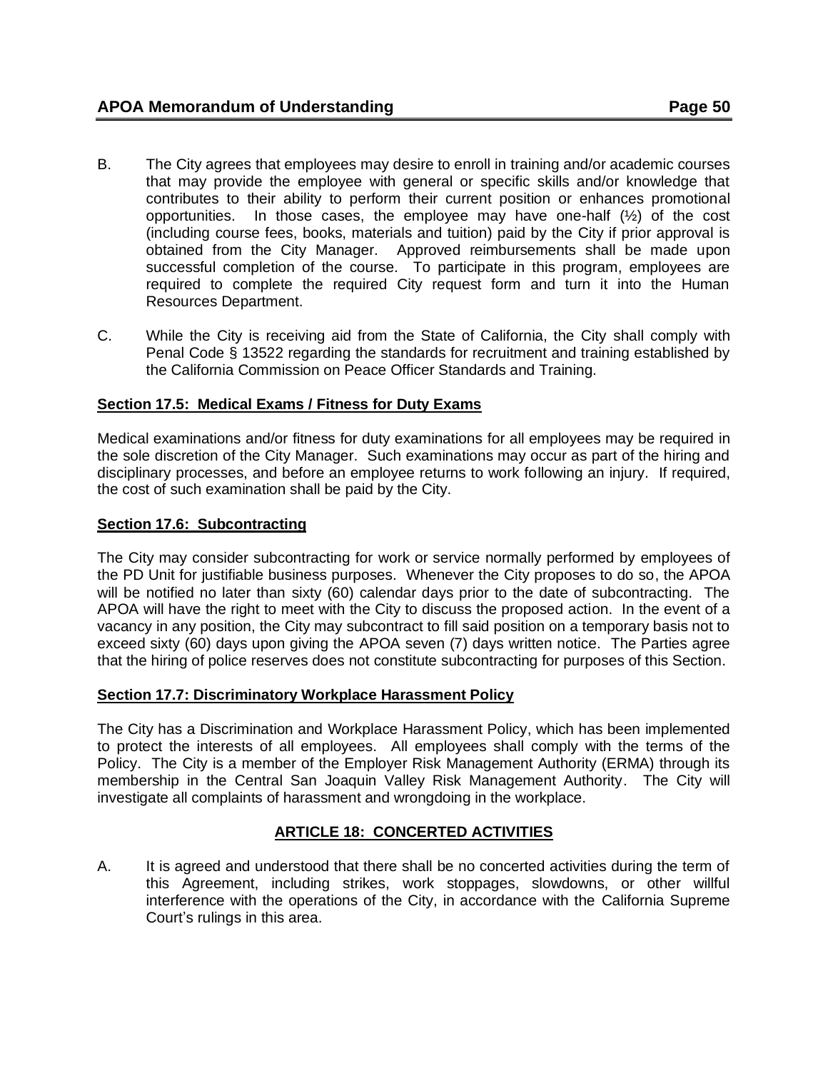B. The City agrees that employees may desire to enroll in training and/or academic courses that may provide the employee with general or specific skills and/or knowledge that contributes to their ability to perform their current position or enhances promotional opportunities. In those cases, the employee may have one-half (½) of the cost (including course fees, books, materials and tuition) paid by the City if prior approval is obtained from the City Manager. Approved reimbursements shall be made upon successful completion of the course. To participate in this program, employees are required to complete the required City request form and turn it into the Human Resources Department.

C. While the City is receiving aid from the State of California, the City shall comply with Penal Code § 13522 regarding the standards for recruitment and training established by the California Commission on Peace Officer Standards and Training.

**Section 17.5: Medical Exams / Fitness for Duty Exams**

Medical examinations and/or fitness for duty examinations for all employees may be required in the sole discretion of the City Manager. Such examinations may occur as part of the hiring and disciplinary processes, and before an employee returns to work following an injury. If required, the cost of such examination shall be paid by the City.

**Section 17.6: Subcontracting**

The City may consider subcontracting for work or service normally performed by employees of the PD Unit for justifiable business purposes. Whenever the City proposes to do so, the APOA will be notified no later than sixty (60) calendar days prior to the date of subcontracting. The APOA will have the right to meet with the City to discuss the proposed action. In the event of a vacancy in any position, the City may subcontract to fill said position on a temporary basis not to exceed sixty (60) days upon giving the APOA seven (7) days written notice. The Parties agree that the hiring of police reserves does not constitute subcontracting for purposes of this Section.

**Section 17.7: Discriminatory Workplace Harassment Policy**

The City has a Discrimination and Workplace Harassment Policy, which has been implemented to protect the interests of all employees. All employees shall comply with the terms of the Policy. The City is a member of the Employer Risk Management Authority (ERMA) through its membership in the Central San Joaquin Valley Risk Management Authority. The City will investigate all complaints of harassment and wrongdoing in the workplace.

## ARTICLE 18: CONCERTED ACTIVITIES

A. It is agreed and understood that there shall be no concerted activities during the term of this Agreement, including strikes, work stoppages, slowdowns, or other willful interference with the operations of the City, in accordance with the California Supreme Court's rulings in this area.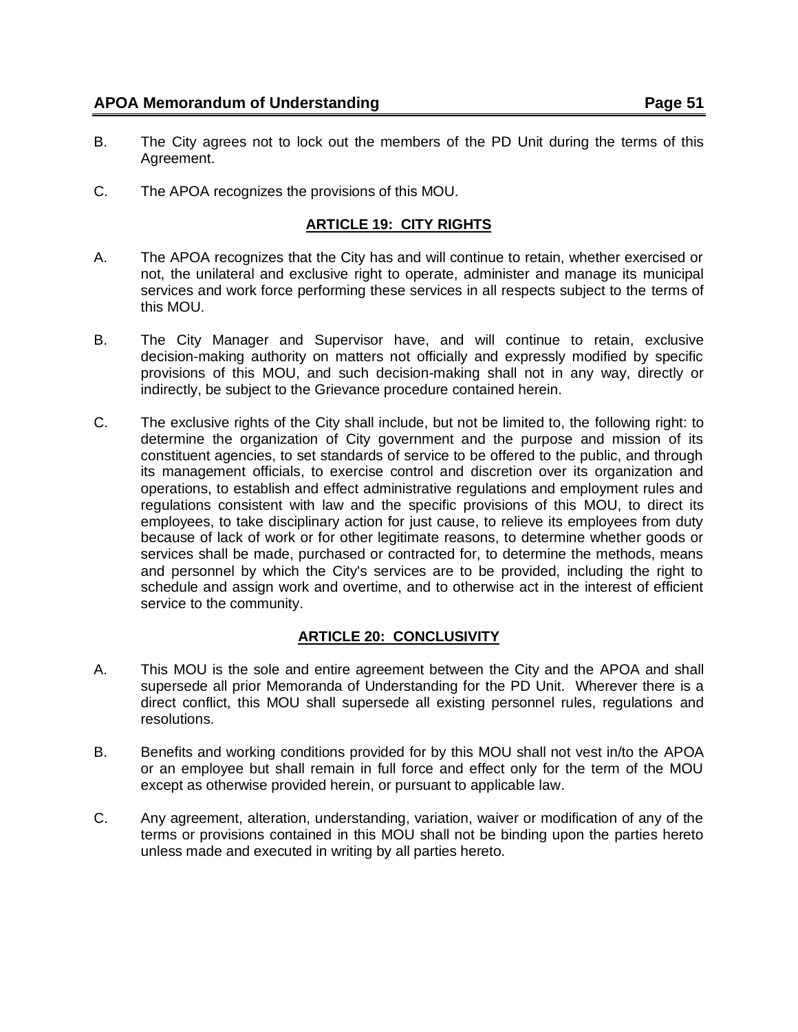B. The City agrees not to lock out the members of the PD Unit during the terms of this Agreement.

C. The APOA recognizes the provisions of this MOU.

## **ARTICLE 19: CITY RIGHTS**

A. The APOA recognizes that the City has and will continue to retain, whether exercised or not, the unilateral and exclusive right to operate, administer and manage its municipal services and work force performing these services in all respects subject to the terms of this MOU.

B. The City Manager and Supervisor have, and will continue to retain, exclusive decision-making authority on matters not officially and expressly modified by specific provisions of this MOU, and such decision-making shall not in any way, directly or indirectly, be subject to the Grievance procedure contained herein.

C. The exclusive rights of the City shall include, but not be limited to, the following right: to determine the organization of City government and the purpose and mission of its constituent agencies, to set standards of service to be offered to the public, and through its management officials, to exercise control and discretion over its organization and operations, to establish and effect administrative regulations and employment rules and regulations consistent with law and the specific provisions of this MOU, to direct its employees, to take disciplinary action for just cause, to relieve its employees from duty because of lack of work or for other legitimate reasons, to determine whether goods or services shall be made, purchased or contracted for, to determine the methods, means and personnel by which the City's services are to be provided, including the right to schedule and assign work and overtime, and to otherwise act in the interest of efficient service to the community.

## **ARTICLE 20: CONCLUSIVITY**

A. This MOU is the sole and entire agreement between the City and the APOA and shall supersede all prior Memoranda of Understanding for the PD Unit. Wherever there is a direct conflict, this MOU shall supersede all existing personnel rules, regulations and resolutions.

B. Benefits and working conditions provided for by this MOU shall not vest in/to the APOA or an employee but shall remain in full force and effect only for the term of the MOU except as otherwise provided herein, or pursuant to applicable law.

C. Any agreement, alteration, understanding, variation, waiver or modification of any of the terms or provisions contained in this MOU shall not be binding upon the parties hereto unless made and executed in writing by all parties hereto.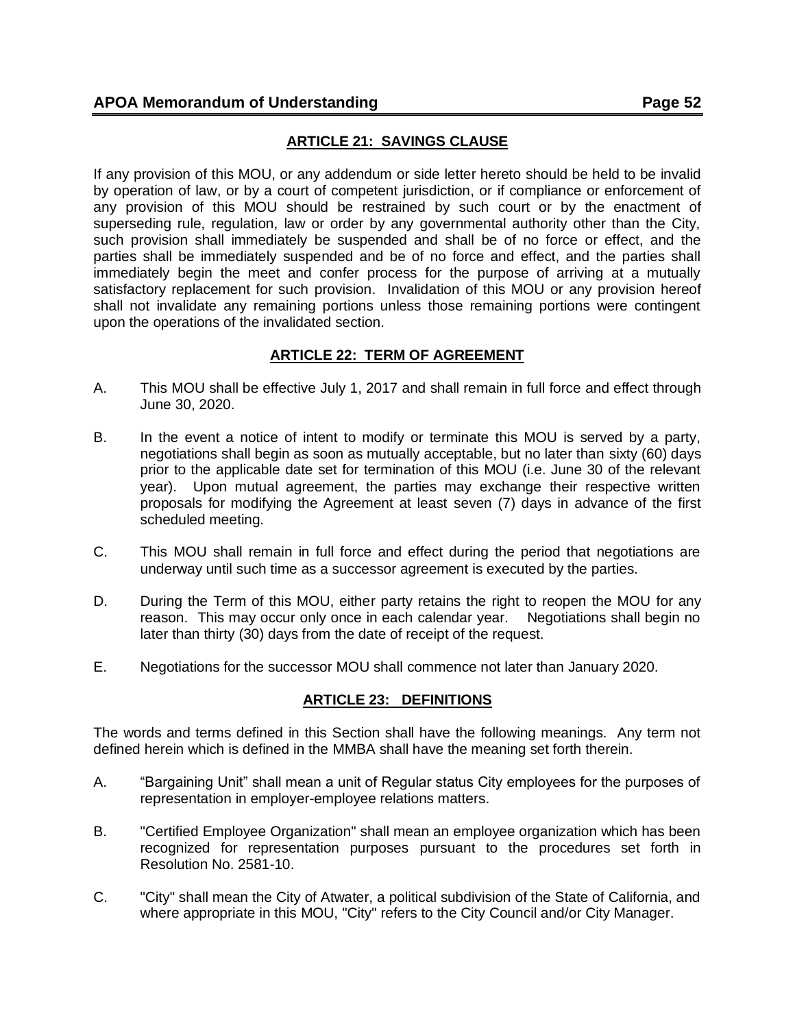## ARTICLE 21: SAVINGS CLAUSE

If any provision of this MOU, or any addendum or side letter hereto should be held to be invalid by operation of law, or by a court of competent jurisdiction, or if compliance or enforcement of any provision of this MOU should be restrained by such court or by the enactment of superseding rule, regulation, law or order by any governmental authority other than the City, such provision shall immediately be suspended and shall be of no force or effect, and the parties shall be immediately suspended and be of no force and effect, and the parties shall immediately begin the meet and confer process for the purpose of arriving at a mutually satisfactory replacement for such provision. Invalidation of this MOU or any provision hereof shall not invalidate any remaining portions unless those remaining portions were contingent upon the operations of the invalidated section.

## ARTICLE 22: TERM OF AGREEMENT

A. This MOU shall be effective July 1, 2017 and shall remain in full force and effect through June 30, 2020.

B. In the event a notice of intent to modify or terminate this MOU is served by a party, negotiations shall begin as soon as mutually acceptable, but no later than sixty (60) days prior to the applicable date set for termination of this MOU (i.e. June 30 of the relevant year). Upon mutual agreement, the parties may exchange their respective written proposals for modifying the Agreement at least seven (7) days in advance of the first scheduled meeting.

C. This MOU shall remain in full force and effect during the period that negotiations are underway until such time as a successor agreement is executed by the parties.

D. During the Term of this MOU, either party retains the right to reopen the MOU for any reason. This may occur only once in each calendar year. Negotiations shall begin no later than thirty (30) days from the date of receipt of the request.

E. Negotiations for the successor MOU shall commence not later than January 2020.

## ARTICLE 23: DEFINITIONS

The words and terms defined in this Section shall have the following meanings. Any term not defined herein which is defined in the MMBA shall have the meaning set forth therein.

A. "Bargaining Unit" shall mean a unit of Regular status City employees for the purposes of representation in employer-employee relations matters.

B. "Certified Employee Organization" shall mean an employee organization which has been recognized for representation purposes pursuant to the procedures set forth in Resolution No. 2581-10.

C. "City" shall mean the City of Atwater, a political subdivision of the State of California, and where appropriate in this MOU, "City" refers to the City Council and/or City Manager.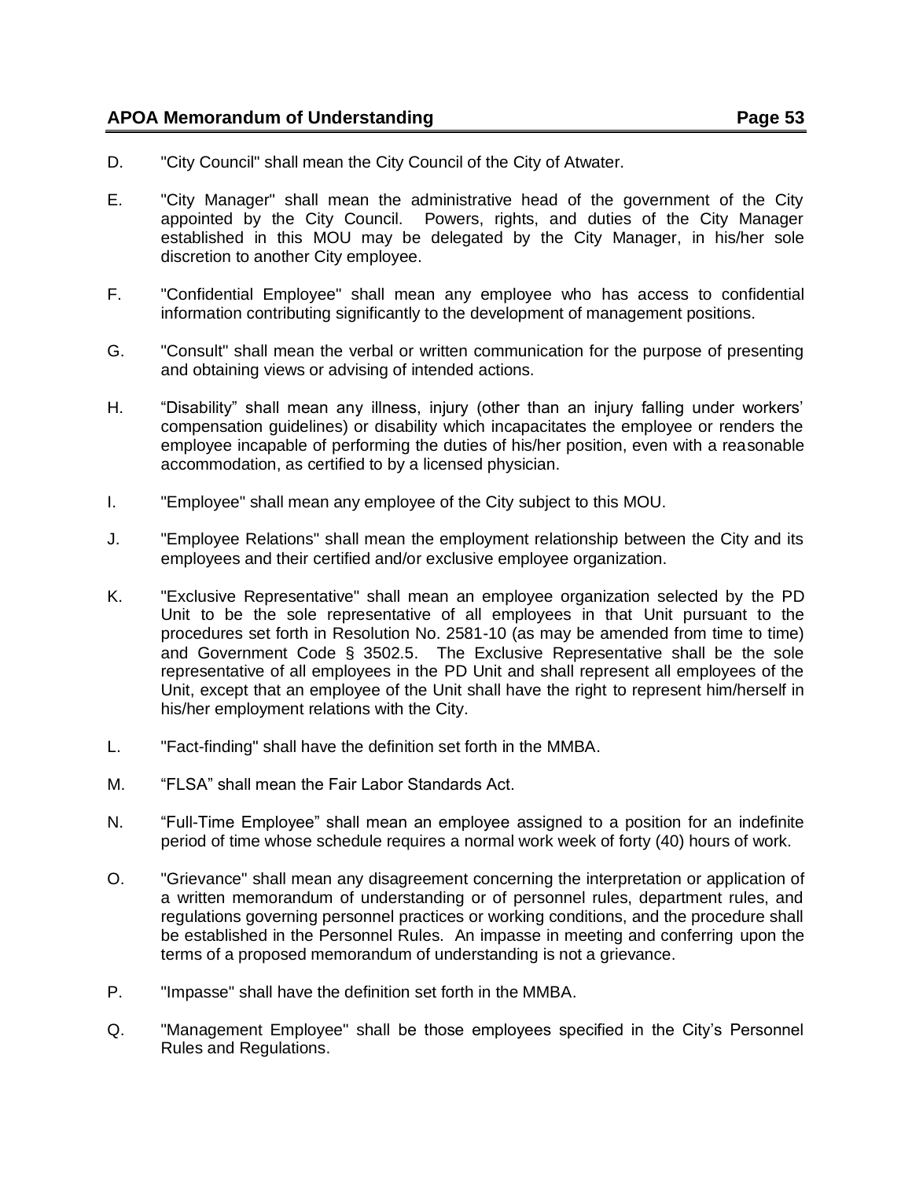D. "City Council" shall mean the City Council of the City of Atwater.

E. "City Manager" shall mean the administrative head of the government of the City appointed by the City Council. Powers, rights, and duties of the City Manager established in this MOU may be delegated by the City Manager, in his/her sole discretion to another City employee.

F. "Confidential Employee" shall mean any employee who has access to confidential information contributing significantly to the development of management positions.

G. "Consult" shall mean the verbal or written communication for the purpose of presenting and obtaining views or advising of intended actions.

H. "Disability" shall mean any illness, injury (other than an injury falling under workers' compensation guidelines) or disability which incapacitates the employee or renders the employee incapable of performing the duties of his/her position, even with a reasonable accommodation, as certified to by a licensed physician.

I. "Employee" shall mean any employee of the City subject to this MOU.

J. "Employee Relations" shall mean the employment relationship between the City and its employees and their certified and/or exclusive employee organization.

K. "Exclusive Representative" shall mean an employee organization selected by the PD Unit to be the sole representative of all employees in that Unit pursuant to the procedures set forth in Resolution No. 2581-10 (as may be amended from time to time) and Government Code § 3502.5. The Exclusive Representative shall be the sole representative of all employees in the PD Unit and shall represent all employees of the Unit, except that an employee of the Unit shall have the right to represent him/herself in his/her employment relations with the City.

L. "Fact-finding" shall have the definition set forth in the MMBA.

M. "FLSA" shall mean the Fair Labor Standards Act.

N. "Full-Time Employee" shall mean an employee assigned to a position for an indefinite period of time whose schedule requires a normal work week of forty (40) hours of work.

O. "Grievance" shall mean any disagreement concerning the interpretation or application of a written memorandum of understanding or of personnel rules, department rules, and regulations governing personnel practices or working conditions, and the procedure shall be established in the Personnel Rules. An impasse in meeting and conferring upon the terms of a proposed memorandum of understanding is not a grievance.

P. "Impasse" shall have the definition set forth in the MMBA.

Q. "Management Employee" shall be those employees specified in the City's Personnel Rules and Regulations.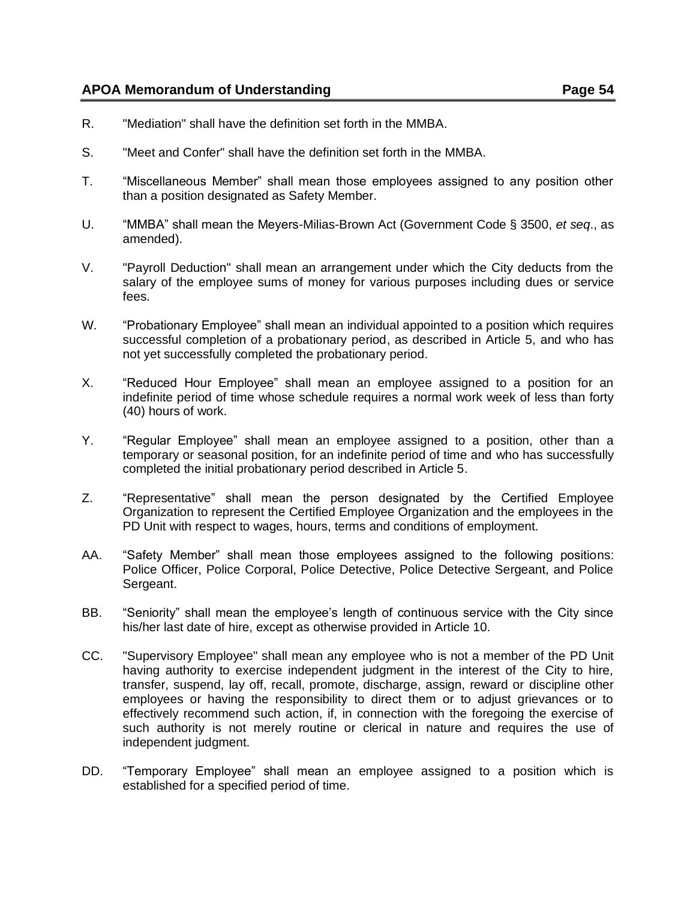R. "Mediation" shall have the definition set forth in the MMBA.

S. "Meet and Confer" shall have the definition set forth in the MMBA.

T. “Miscellaneous Member” shall mean those employees assigned to any position other than a position designated as Safety Member.

U. “MMBA” shall mean the Meyers-Milias-Brown Act (Government Code § 3500, *et seq*., as amended).

V. "Payroll Deduction" shall mean an arrangement under which the City deducts from the salary of the employee sums of money for various purposes including dues or service fees.

W. “Probationary Employee” shall mean an individual appointed to a position which requires successful completion of a probationary period, as described in Article 5, and who has not yet successfully completed the probationary period.

X. “Reduced Hour Employee” shall mean an employee assigned to a position for an indefinite period of time whose schedule requires a normal work week of less than forty (40) hours of work.

Y. “Regular Employee” shall mean an employee assigned to a position, other than a temporary or seasonal position, for an indefinite period of time and who has successfully completed the initial probationary period described in Article 5.

Z. “Representative” shall mean the person designated by the Certified Employee Organization to represent the Certified Employee Organization and the employees in the PD Unit with respect to wages, hours, terms and conditions of employment.

AA. “Safety Member” shall mean those employees assigned to the following positions: Police Officer, Police Corporal, Police Detective, Police Detective Sergeant, and Police Sergeant.

BB. “Seniority” shall mean the employee’s length of continuous service with the City since his/her last date of hire, except as otherwise provided in Article 10.

CC. "Supervisory Employee" shall mean any employee who is not a member of the PD Unit having authority to exercise independent judgment in the interest of the City to hire, transfer, suspend, lay off, recall, promote, discharge, assign, reward or discipline other employees or having the responsibility to direct them or to adjust grievances or to effectively recommend such action, if, in connection with the foregoing the exercise of such authority is not merely routine or clerical in nature and requires the use of independent judgment.

DD. “Temporary Employee” shall mean an employee assigned to a position which is established for a specified period of time.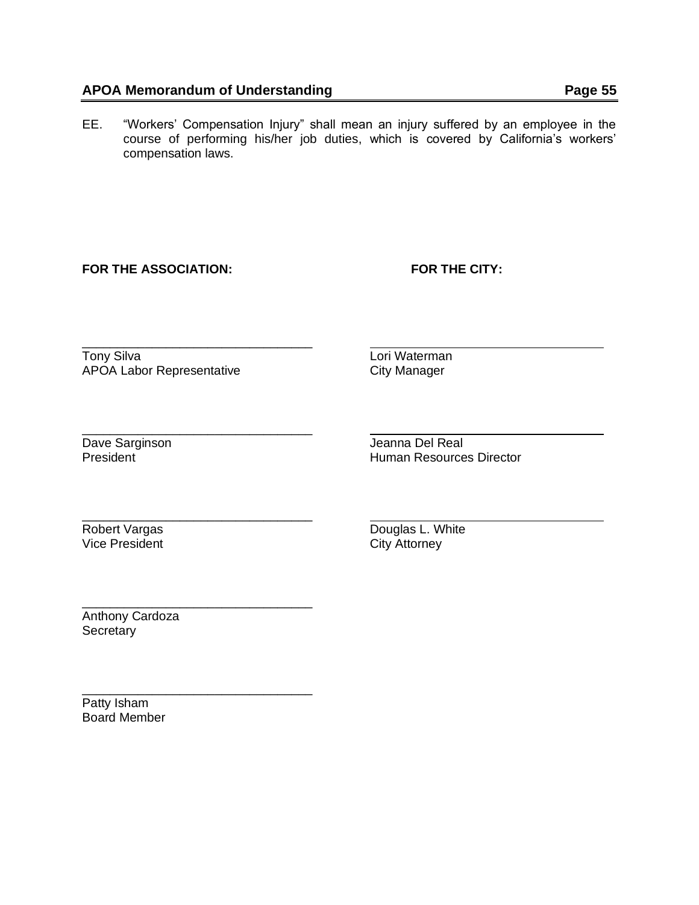EE. "Workers' Compensation Injury" shall mean an injury suffered by an employee in the course of performing his/her job duties, which is covered by California's workers' compensation laws.

**FOR THE ASSOCIATION:**

\_\_\_\_\_\_\_\_\_\_\_\_\_\_\_\_\_\_\_\_\_\_\_\_\_\_\_\_\_\_\_\_\_
Tony Silva
APOA Labor Representative

\_\_\_\_\_\_\_\_\_\_\_\_\_\_\_\_\_\_\_\_\_\_\_\_\_\_\_\_\_\_\_\_\_
Dave Sarginson
President

\_\_\_\_\_\_\_\_\_\_\_\_\_\_\_\_\_\_\_\_\_\_\_\_\_\_\_\_\_\_\_\_\_
Robert Vargas
Vice President

\_\_\_\_\_\_\_\_\_\_\_\_\_\_\_\_\_\_\_\_\_\_\_\_\_\_\_\_\_\_\_\_\_
Anthony Cardoza
Secretary

\_\_\_\_\_\_\_\_\_\_\_\_\_\_\_\_\_\_\_\_\_\_\_\_\_\_\_\_\_\_\_\_\_
Patty Isham
Board Member

**FOR THE CITY:**

\_\_\_\_\_\_\_\_\_\_\_\_\_\_\_\_\_\_\_\_\_\_\_\_\_\_\_\_\_\_\_\_\_
Lori Waterman
City Manager

\_\_\_\_\_\_\_\_\_\_\_\_\_\_\_\_\_\_\_\_\_\_\_\_\_\_\_\_\_\_\_\_\_
Jeanna Del Real
Human Resources Director

\_\_\_\_\_\_\_\_\_\_\_\_\_\_\_\_\_\_\_\_\_\_\_\_\_\_\_\_\_\_\_\_\_
Douglas L. White
City Attorney